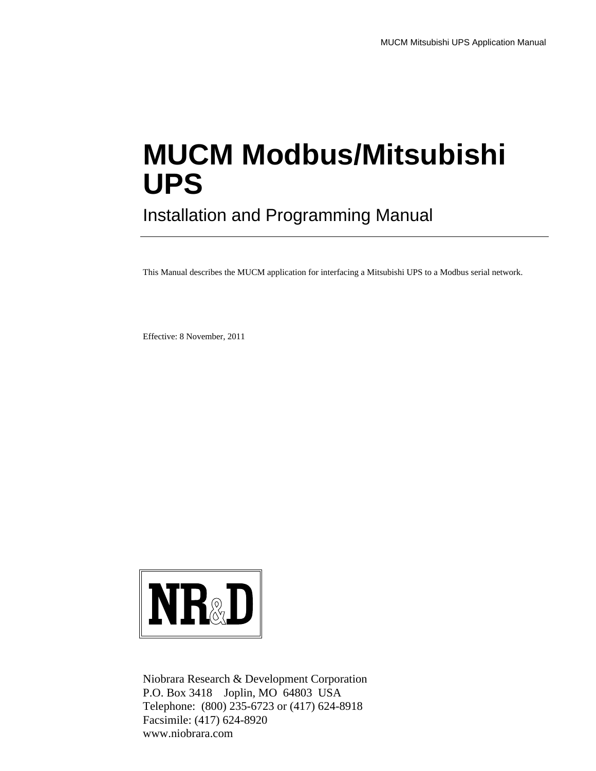# MUCM Modbus/Mitsubishi UPS

## Installation and Programming Manual

---

This Manual describes the MUCM application for interfacing a Mitsubishi UPS to a Modbus serial network.

Effective: 8 November, 2011

NR&D

Niobrara Research & Development Corporation
P.O. Box 3418    Joplin, MO  64803  USA
Telephone:  (800) 235-6723 or (417) 624-8918
Facsimile: (417) 624-8920
www.niobrara.com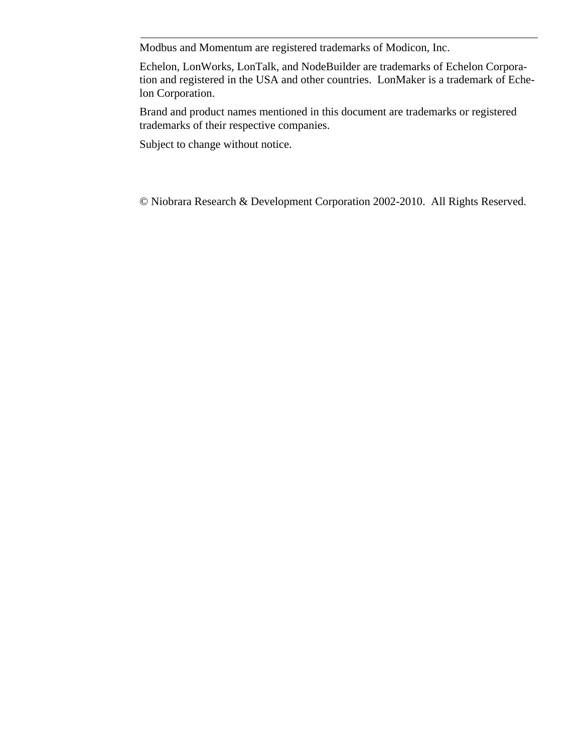Modbus and Momentum are registered trademarks of Modicon, Inc.

Echelon, LonWorks, LonTalk, and NodeBuilder are trademarks of Echelon Corporation and registered in the USA and other countries. LonMaker is a trademark of Echelon Corporation.

Brand and product names mentioned in this document are trademarks or registered trademarks of their respective companies.

Subject to change without notice.

© Niobrara Research & Development Corporation 2002-2010. All Rights Reserved.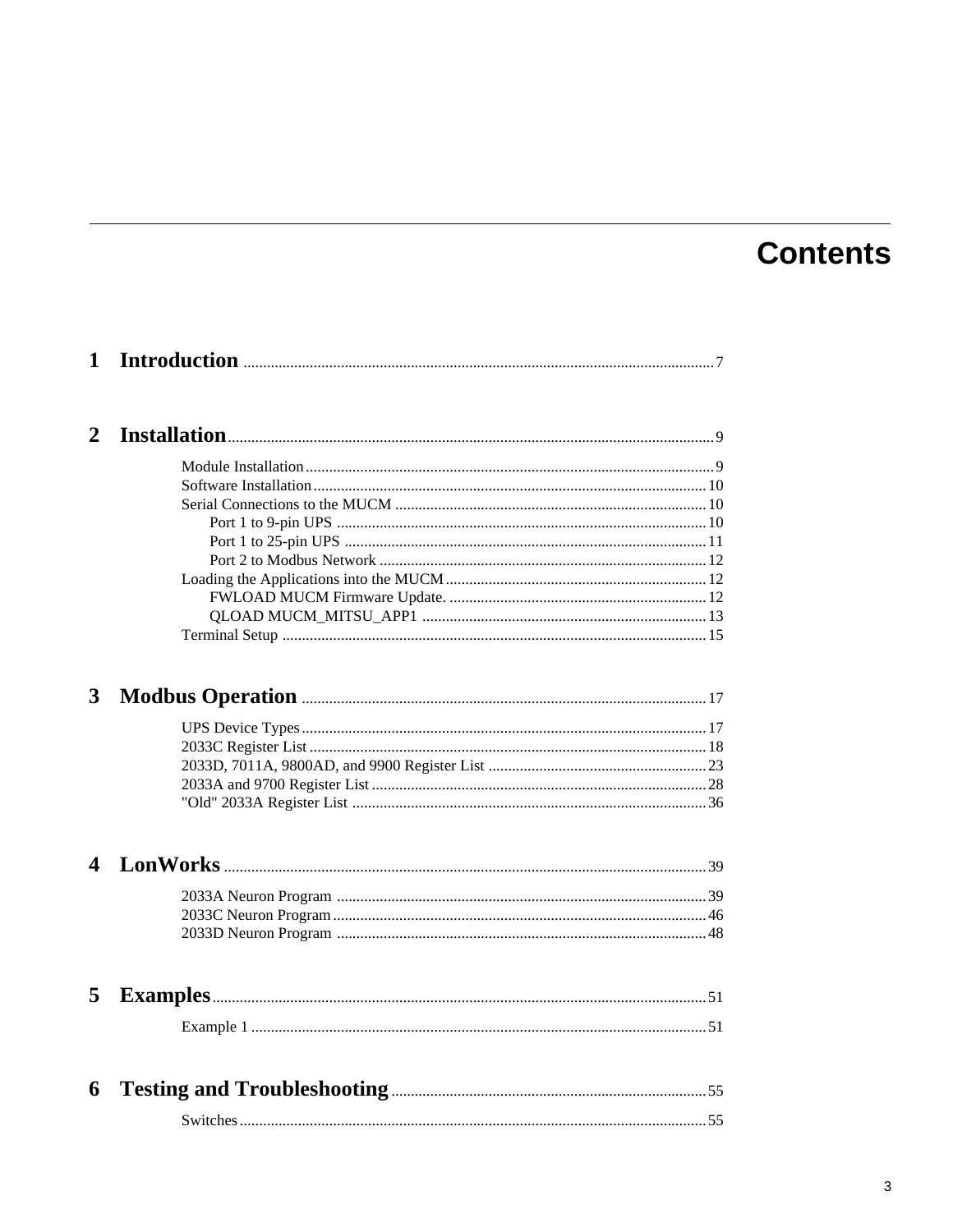# Contents

**1 Introduction** ........................................................................................................ 7

**2 Installation** ........................................................................................................ 9

- Module Installation ........................................................................................................ 9
- Software Installation ........................................................................................................ 10
- Serial Connections to the MUCM ........................................................................................................ 10
  - Port 1 to 9-pin UPS ........................................................................................................ 10
  - Port 1 to 25-pin UPS ........................................................................................................ 11
  - Port 2 to Modbus Network ........................................................................................................ 12
- Loading the Applications into the MUCM ........................................................................................................ 12
  - FWLOAD MUCM Firmware Update. ........................................................................................................ 12
  - QLOAD MUCM_MITSU_APP1 ........................................................................................................ 13
- Terminal Setup ........................................................................................................ 15

**3 Modbus Operation** ........................................................................................................ 17

- UPS Device Types ........................................................................................................ 17
- 2033C Register List ........................................................................................................ 18
- 2033D, 7011A, 9800AD, and 9900 Register List ........................................................................................................ 23
- 2033A and 9700 Register List ........................................................................................................ 28
- "Old" 2033A Register List ........................................................................................................ 36

**4 LonWorks** ........................................................................................................ 39

- 2033A Neuron Program ........................................................................................................ 39
- 2033C Neuron Program ........................................................................................................ 46
- 2033D Neuron Program ........................................................................................................ 48

**5 Examples** ........................................................................................................ 51

- Example 1 ........................................................................................................ 51

**6 Testing and Troubleshooting** ........................................................................................................ 55

- Switches ........................................................................................................ 55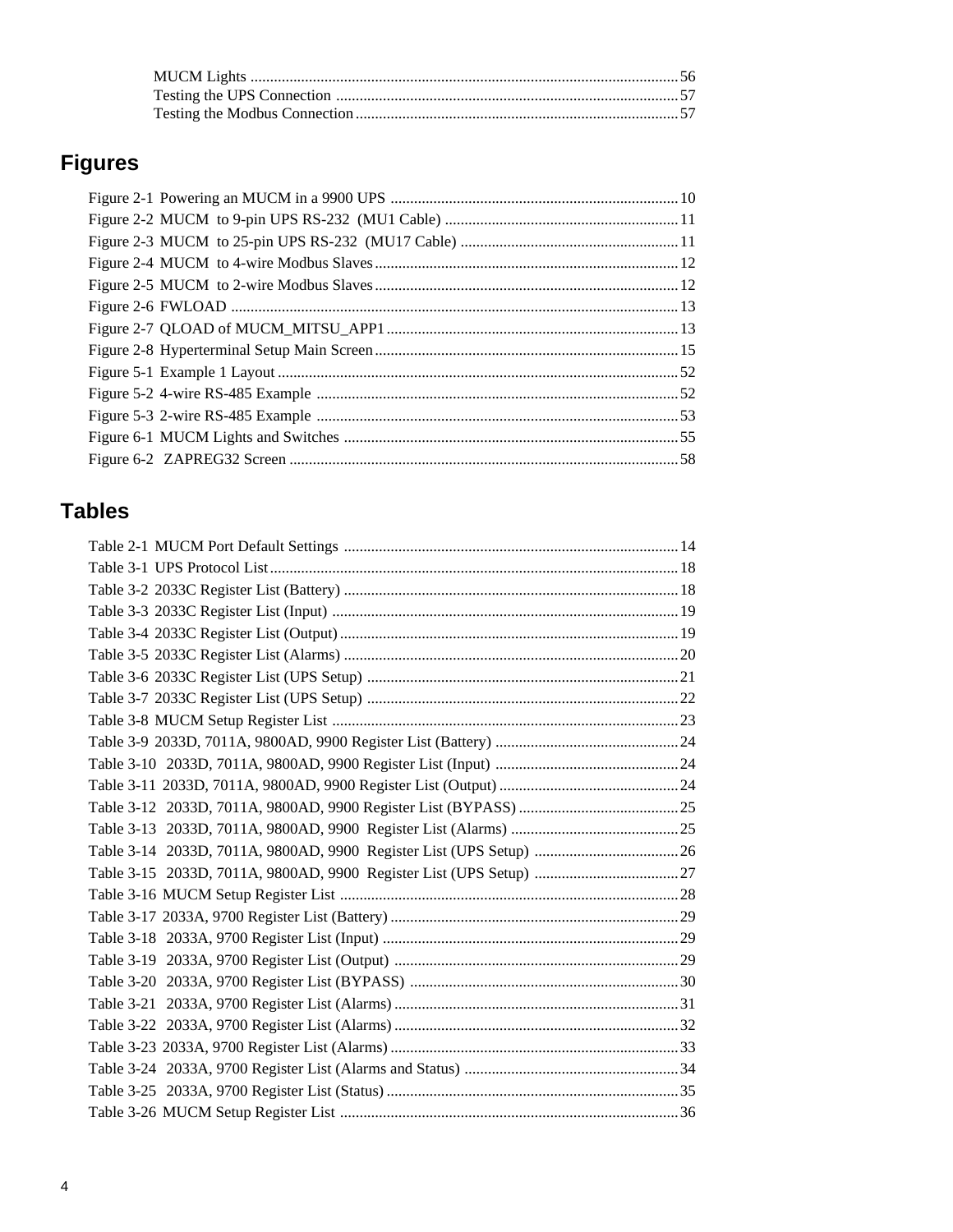MUCM Lights ............................................................................................................56
Testing the UPS Connection .......................................................................................57
Testing the Modbus Connection..................................................................................57

## Figures

Figure 2-1 Powering an MUCM in a 9900 UPS .........................................................................10
Figure 2-2 MUCM to 9-pin UPS RS-232 (MU1 Cable) ...........................................................11
Figure 2-3 MUCM to 25-pin UPS RS-232 (MU17 Cable) .......................................................11
Figure 2-4 MUCM to 4-wire Modbus Slaves............................................................................12
Figure 2-5 MUCM to 2-wire Modbus Slaves............................................................................12
Figure 2-6 FWLOAD .................................................................................................................13
Figure 2-7 QLOAD of MUCM_MITSU_APP1..........................................................................13
Figure 2-8 Hyperterminal Setup Main Screen............................................................................15
Figure 5-1 Example 1 Layout.....................................................................................................52
Figure 5-2 4-wire RS-485 Example ...........................................................................................52
Figure 5-3 2-wire RS-485 Example ...........................................................................................53
Figure 6-1 MUCM Lights and Switches ....................................................................................55
Figure 6-2 ZAPREG32 Screen ..................................................................................................58

## Tables

Table 2-1 MUCM Port Default Settings .....................................................................................14
Table 3-1 UPS Protocol List........................................................................................................18
Table 3-2 2033C Register List (Battery) .....................................................................................18
Table 3-3 2033C Register List (Input) ........................................................................................19
Table 3-4 2033C Register List (Output)......................................................................................19
Table 3-5 2033C Register List (Alarms) .....................................................................................20
Table 3-6 2033C Register List (UPS Setup) ...............................................................................21
Table 3-7 2033C Register List (UPS Setup) ...............................................................................22
Table 3-8 MUCM Setup Register List ........................................................................................23
Table 3-9 2033D, 7011A, 9800AD, 9900 Register List (Battery) ..............................................24
Table 3-10 2033D, 7011A, 9800AD, 9900 Register List (Input) ..............................................24
Table 3-11 2033D, 7011A, 9800AD, 9900 Register List (Output).............................................24
Table 3-12 2033D, 7011A, 9800AD, 9900 Register List (BYPASS).........................................25
Table 3-13 2033D, 7011A, 9800AD, 9900 Register List (Alarms) ...........................................25
Table 3-14 2033D, 7011A, 9800AD, 9900 Register List (UPS Setup) .....................................26
Table 3-15 2033D, 7011A, 9800AD, 9900 Register List (UPS Setup) .....................................27
Table 3-16 MUCM Setup Register List ......................................................................................28
Table 3-17 2033A, 9700 Register List (Battery).........................................................................29
Table 3-18 2033A, 9700 Register List (Input) ...........................................................................29
Table 3-19 2033A, 9700 Register List (Output) ........................................................................29
Table 3-20 2033A, 9700 Register List (BYPASS) ....................................................................30
Table 3-21 2033A, 9700 Register List (Alarms)........................................................................31
Table 3-22 2033A, 9700 Register List (Alarms)........................................................................32
Table 3-23 2033A, 9700 Register List (Alarms).........................................................................33
Table 3-24 2033A, 9700 Register List (Alarms and Status) ......................................................34
Table 3-25 2033A, 9700 Register List (Status)..........................................................................35
Table 3-26 MUCM Setup Register List ......................................................................................36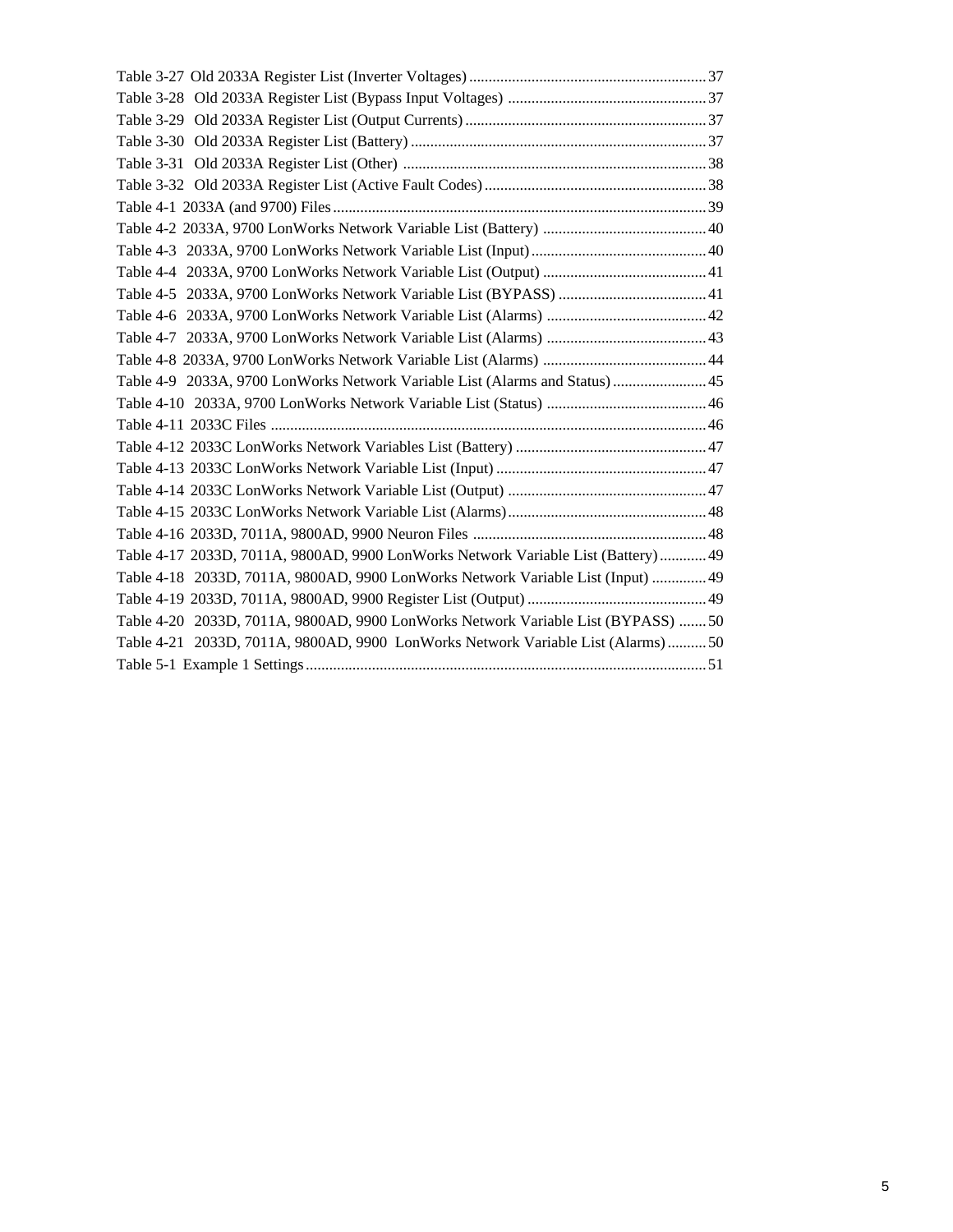Table 3-27 Old 2033A Register List (Inverter Voltages) .......... 37
Table 3-28 Old 2033A Register List (Bypass Input Voltages) .......... 37
Table 3-29 Old 2033A Register List (Output Currents) .......... 37
Table 3-30 Old 2033A Register List (Battery) .......... 37
Table 3-31 Old 2033A Register List (Other) .......... 38
Table 3-32 Old 2033A Register List (Active Fault Codes) .......... 38
Table 4-1 2033A (and 9700) Files .......... 39
Table 4-2 2033A, 9700 LonWorks Network Variable List (Battery) .......... 40
Table 4-3 2033A, 9700 LonWorks Network Variable List (Input) .......... 40
Table 4-4 2033A, 9700 LonWorks Network Variable List (Output) .......... 41
Table 4-5 2033A, 9700 LonWorks Network Variable List (BYPASS) .......... 41
Table 4-6 2033A, 9700 LonWorks Network Variable List (Alarms) .......... 42
Table 4-7 2033A, 9700 LonWorks Network Variable List (Alarms) .......... 43
Table 4-8 2033A, 9700 LonWorks Network Variable List (Alarms) .......... 44
Table 4-9 2033A, 9700 LonWorks Network Variable List (Alarms and Status) .......... 45
Table 4-10 2033A, 9700 LonWorks Network Variable List (Status) .......... 46
Table 4-11 2033C Files .......... 46
Table 4-12 2033C LonWorks Network Variables List (Battery) .......... 47
Table 4-13 2033C LonWorks Network Variable List (Input) .......... 47
Table 4-14 2033C LonWorks Network Variable List (Output) .......... 47
Table 4-15 2033C LonWorks Network Variable List (Alarms) .......... 48
Table 4-16 2033D, 7011A, 9800AD, 9900 Neuron Files .......... 48
Table 4-17 2033D, 7011A, 9800AD, 9900 LonWorks Network Variable List (Battery) .......... 49
Table 4-18 2033D, 7011A, 9800AD, 9900 LonWorks Network Variable List (Input) .......... 49
Table 4-19 2033D, 7011A, 9800AD, 9900 Register List (Output) .......... 49
Table 4-20 2033D, 7011A, 9800AD, 9900 LonWorks Network Variable List (BYPASS) .......... 50
Table 4-21 2033D, 7011A, 9800AD, 9900 LonWorks Network Variable List (Alarms) .......... 50
Table 5-1 Example 1 Settings .......... 51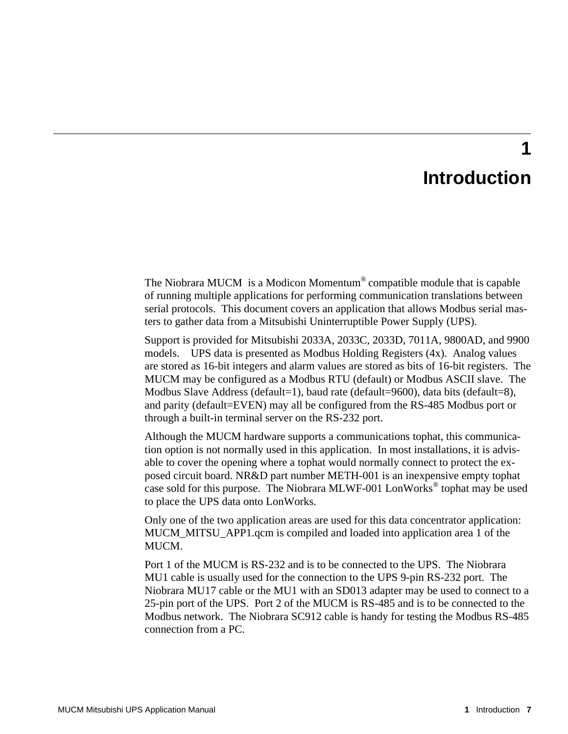# 1 Introduction

The Niobrara MUCM is a Modicon Momentum® compatible module that is capable of running multiple applications for performing communication translations between serial protocols. This document covers an application that allows Modbus serial masters to gather data from a Mitsubishi Uninterruptible Power Supply (UPS).

Support is provided for Mitsubishi 2033A, 2033C, 2033D, 7011A, 9800AD, and 9900 models. UPS data is presented as Modbus Holding Registers (4x). Analog values are stored as 16-bit integers and alarm values are stored as bits of 16-bit registers. The MUCM may be configured as a Modbus RTU (default) or Modbus ASCII slave. The Modbus Slave Address (default=1), baud rate (default=9600), data bits (default=8), and parity (default=EVEN) may all be configured from the RS-485 Modbus port or through a built-in terminal server on the RS-232 port.

Although the MUCM hardware supports a communications tophat, this communication option is not normally used in this application. In most installations, it is advisable to cover the opening where a tophat would normally connect to protect the exposed circuit board. NR&D part number METH-001 is an inexpensive empty tophat case sold for this purpose. The Niobrara MLWF-001 LonWorks® tophat may be used to place the UPS data onto LonWorks.

Only one of the two application areas are used for this data concentrator application: MUCM_MITSU_APP1.qcm is compiled and loaded into application area 1 of the MUCM.

Port 1 of the MUCM is RS-232 and is to be connected to the UPS. The Niobrara MU1 cable is usually used for the connection to the UPS 9-pin RS-232 port. The Niobrara MU17 cable or the MU1 with an SD013 adapter may be used to connect to a 25-pin port of the UPS. Port 2 of the MUCM is RS-485 and is to be connected to the Modbus network. The Niobrara SC912 cable is handy for testing the Modbus RS-485 connection from a PC.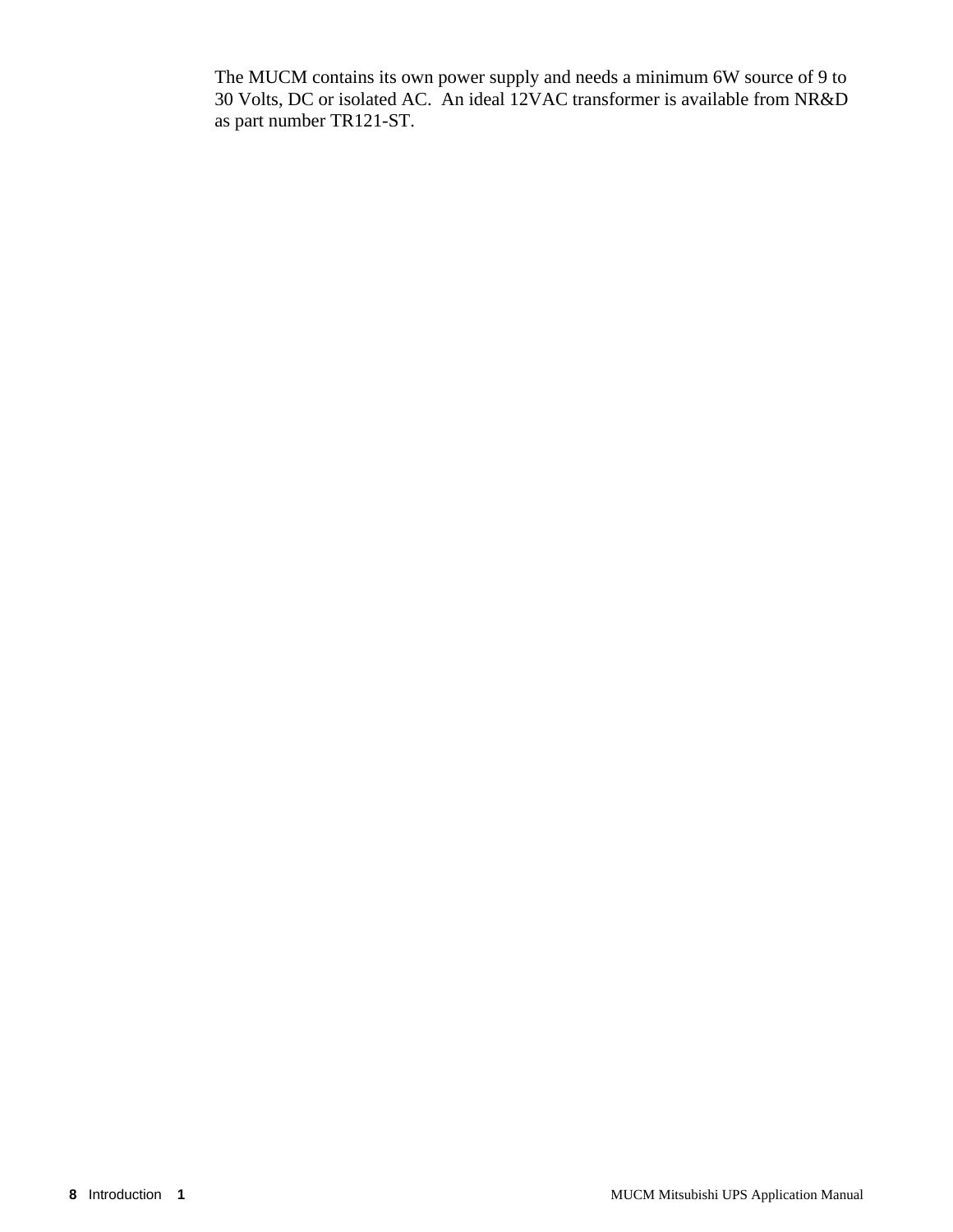The MUCM contains its own power supply and needs a minimum 6W source of 9 to 30 Volts, DC or isolated AC. An ideal 12VAC transformer is available from NR&D as part number TR121-ST.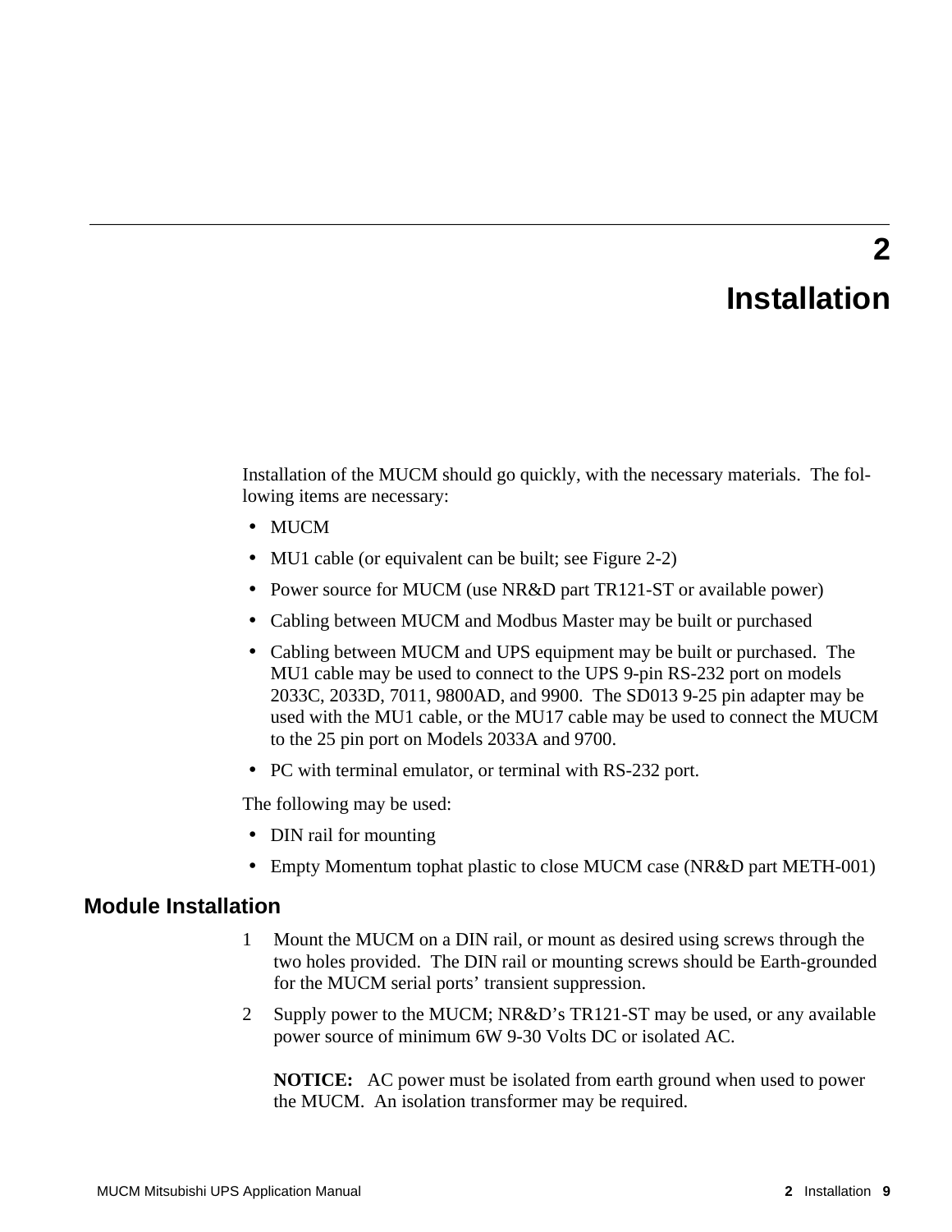# 2 Installation

Installation of the MUCM should go quickly, with the necessary materials. The following items are necessary:

- MUCM
- MU1 cable (or equivalent can be built; see Figure 2-2)
- Power source for MUCM (use NR&D part TR121-ST or available power)
- Cabling between MUCM and Modbus Master may be built or purchased
- Cabling between MUCM and UPS equipment may be built or purchased. The MU1 cable may be used to connect to the UPS 9-pin RS-232 port on models 2033C, 2033D, 7011, 9800AD, and 9900. The SD013 9-25 pin adapter may be used with the MU1 cable, or the MU17 cable may be used to connect the MUCM to the 25 pin port on Models 2033A and 9700.
- PC with terminal emulator, or terminal with RS-232 port.

The following may be used:

- DIN rail for mounting
- Empty Momentum tophat plastic to close MUCM case (NR&D part METH-001)

## Module Installation

1. Mount the MUCM on a DIN rail, or mount as desired using screws through the two holes provided. The DIN rail or mounting screws should be Earth-grounded for the MUCM serial ports' transient suppression.
2. Supply power to the MUCM; NR&D's TR121-ST may be used, or any available power source of minimum 6W 9-30 Volts DC or isolated AC.

   **NOTICE:** AC power must be isolated from earth ground when used to power the MUCM. An isolation transformer may be required.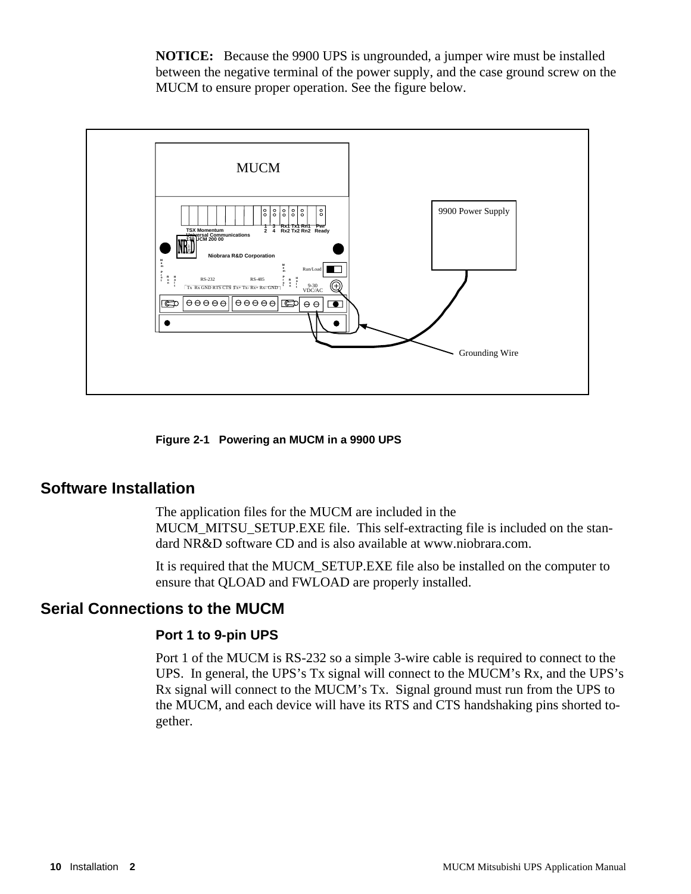**NOTICE:** Because the 9900 UPS is ungrounded, a jumper wire must be installed between the negative terminal of the power supply, and the case ground screw on the MUCM to ensure proper operation. See the figure below.

**Figure 2-1 Powering an MUCM in a 9900 UPS**

## Software Installation

The application files for the MUCM are included in the MUCM_MITSU_SETUP.EXE file. This self-extracting file is included on the standard NR&D software CD and is also available at www.niobrara.com.

It is required that the MUCM_SETUP.EXE file also be installed on the computer to ensure that QLOAD and FWLOAD are properly installed.

## Serial Connections to the MUCM

### Port 1 to 9-pin UPS

Port 1 of the MUCM is RS-232 so a simple 3-wire cable is required to connect to the UPS. In general, the UPS's Tx signal will connect to the MUCM's Rx, and the UPS's Rx signal will connect to the MUCM's Tx. Signal ground must run from the UPS to the MUCM, and each device will have its RTS and CTS handshaking pins shorted together.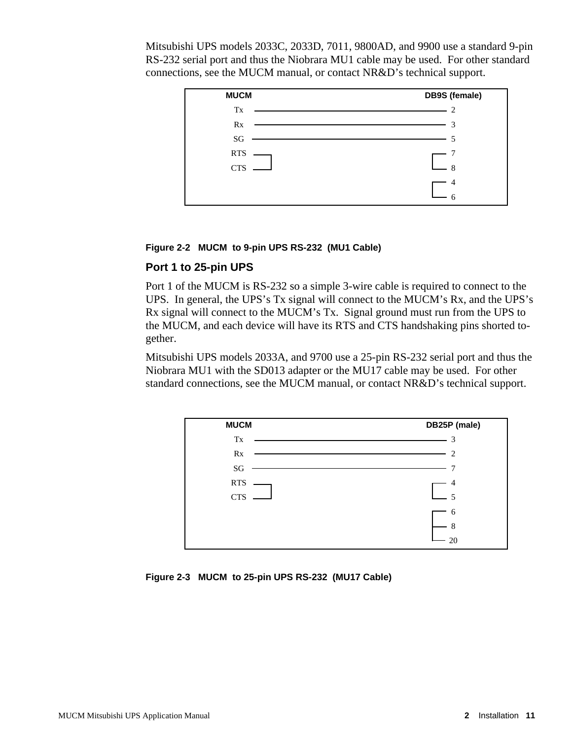Mitsubishi UPS models 2033C, 2033D, 7011, 9800AD, and 9900 use a standard 9-pin RS-232 serial port and thus the Niobrara MU1 cable may be used. For other standard connections, see the MUCM manual, or contact NR&D's technical support.

| MUCM | DB9S (female) |
|---|---|
| Tx | 2 |
| Rx | 3 |
| SG | 5 |
| RTS (shorted to CTS) | 7 (shorted to 8) |
| CTS (shorted to RTS) | 8 (shorted to 7) |
| | 4 (shorted to 6) |
| | 6 (shorted to 4) |

**Figure 2-2 MUCM to 9-pin UPS RS-232 (MU1 Cable)**

### Port 1 to 25-pin UPS

Port 1 of the MUCM is RS-232 so a simple 3-wire cable is required to connect to the UPS. In general, the UPS's Tx signal will connect to the MUCM's Rx, and the UPS's Rx signal will connect to the MUCM's Tx. Signal ground must run from the UPS to the MUCM, and each device will have its RTS and CTS handshaking pins shorted together.

Mitsubishi UPS models 2033A, and 9700 use a 25-pin RS-232 serial port and thus the Niobrara MU1 with the SD013 adapter or the MU17 cable may be used. For other standard connections, see the MUCM manual, or contact NR&D's technical support.

| MUCM | DB25P (male) |
|---|---|
| Tx | 3 |
| Rx | 2 |
| SG | 7 |
| RTS (shorted to CTS) | 4 (shorted to 5) |
| CTS (shorted to RTS) | 5 (shorted to 4) |
| | 6 (shorted to 8, 20) |
| | 8 (shorted to 6, 20) |
| | 20 (shorted to 6, 8) |

**Figure 2-3 MUCM to 25-pin UPS RS-232 (MU17 Cable)**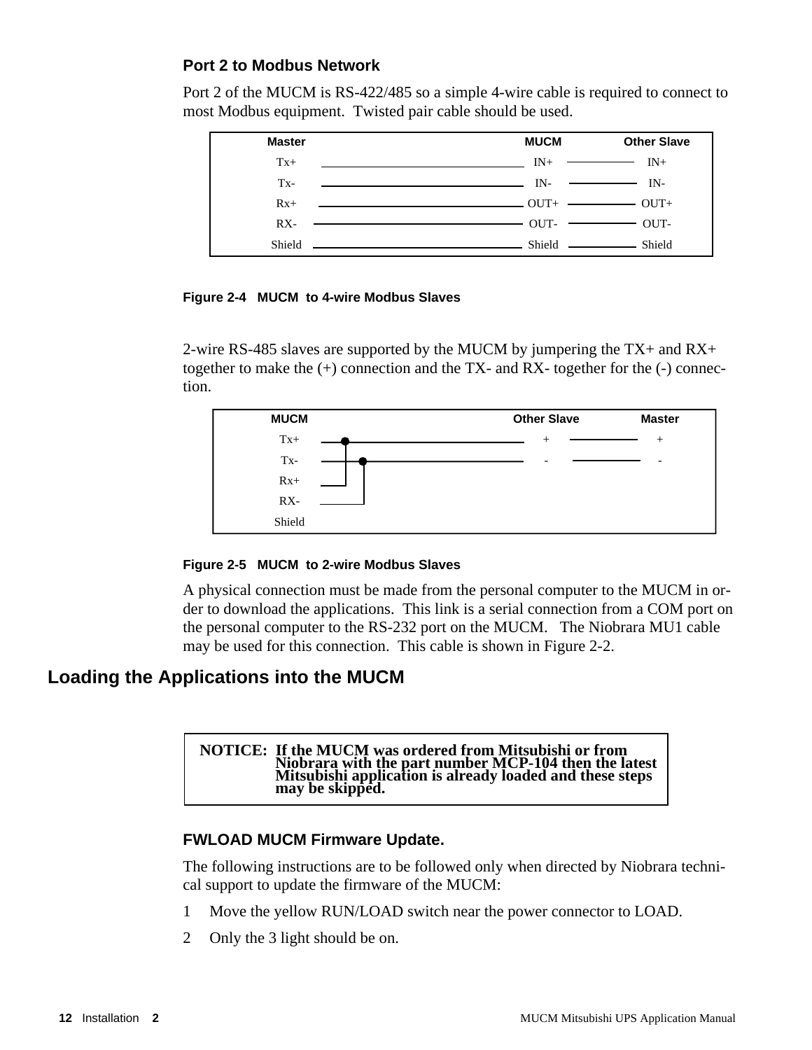### Port 2 to Modbus Network

Port 2 of the MUCM is RS-422/485 so a simple 4-wire cable is required to connect to most Modbus equipment. Twisted pair cable should be used.

| Master | MUCM | Other Slave |
|---|---|---|
| Tx+ | IN+ | IN+ |
| Tx- | IN- | IN- |
| Rx+ | OUT+ | OUT+ |
| RX- | OUT- | OUT- |
| Shield | Shield | Shield |

**Figure 2-4 MUCM to 4-wire Modbus Slaves**

2-wire RS-485 slaves are supported by the MUCM by jumpering the TX+ and RX+ together to make the (+) connection and the TX- and RX- together for the (-) connection.

| MUCM | Other Slave | Master |
|---|---|---|
| Tx+ (jumpered to Rx+) | + | + |
| Tx- (jumpered to RX-) | - | - |
| Rx+ | | |
| RX- | | |
| Shield | | |

**Figure 2-5 MUCM to 2-wire Modbus Slaves**

A physical connection must be made from the personal computer to the MUCM in order to download the applications. This link is a serial connection from a COM port on the personal computer to the RS-232 port on the MUCM. The Niobrara MU1 cable may be used for this connection. This cable is shown in Figure 2-2.

## Loading the Applications into the MUCM

> **NOTICE: If the MUCM was ordered from Mitsubishi or from Niobrara with the part number MCP-104 then the latest Mitsubishi application is already loaded and these steps may be skipped.**

### FWLOAD MUCM Firmware Update.

The following instructions are to be followed only when directed by Niobrara technical support to update the firmware of the MUCM:

1. Move the yellow RUN/LOAD switch near the power connector to LOAD.
2. Only the 3 light should be on.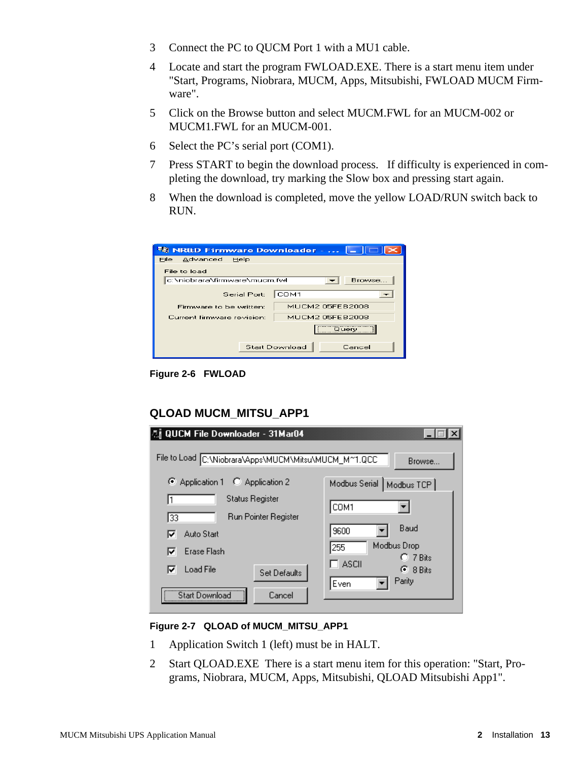3 Connect the PC to QUCM Port 1 with a MU1 cable.

4 Locate and start the program FWLOAD.EXE. There is a start menu item under "Start, Programs, Niobrara, MUCM, Apps, Mitsubishi, FWLOAD MUCM Firmware".

5 Click on the Browse button and select MUCM.FWL for an MUCM-002 or MUCM1.FWL for an MUCM-001.

6 Select the PC's serial port (COM1).

7 Press START to begin the download process. If difficulty is experienced in completing the download, try marking the Slow box and pressing start again.

8 When the download is completed, move the yellow LOAD/RUN switch back to RUN.

**Figure 2-6 FWLOAD**

## QLOAD MUCM_MITSU_APP1

**Figure 2-7 QLOAD of MUCM_MITSU_APP1**

1 Application Switch 1 (left) must be in HALT.

2 Start QLOAD.EXE There is a start menu item for this operation: "Start, Programs, Niobrara, MUCM, Apps, Mitsubishi, QLOAD Mitsubishi App1".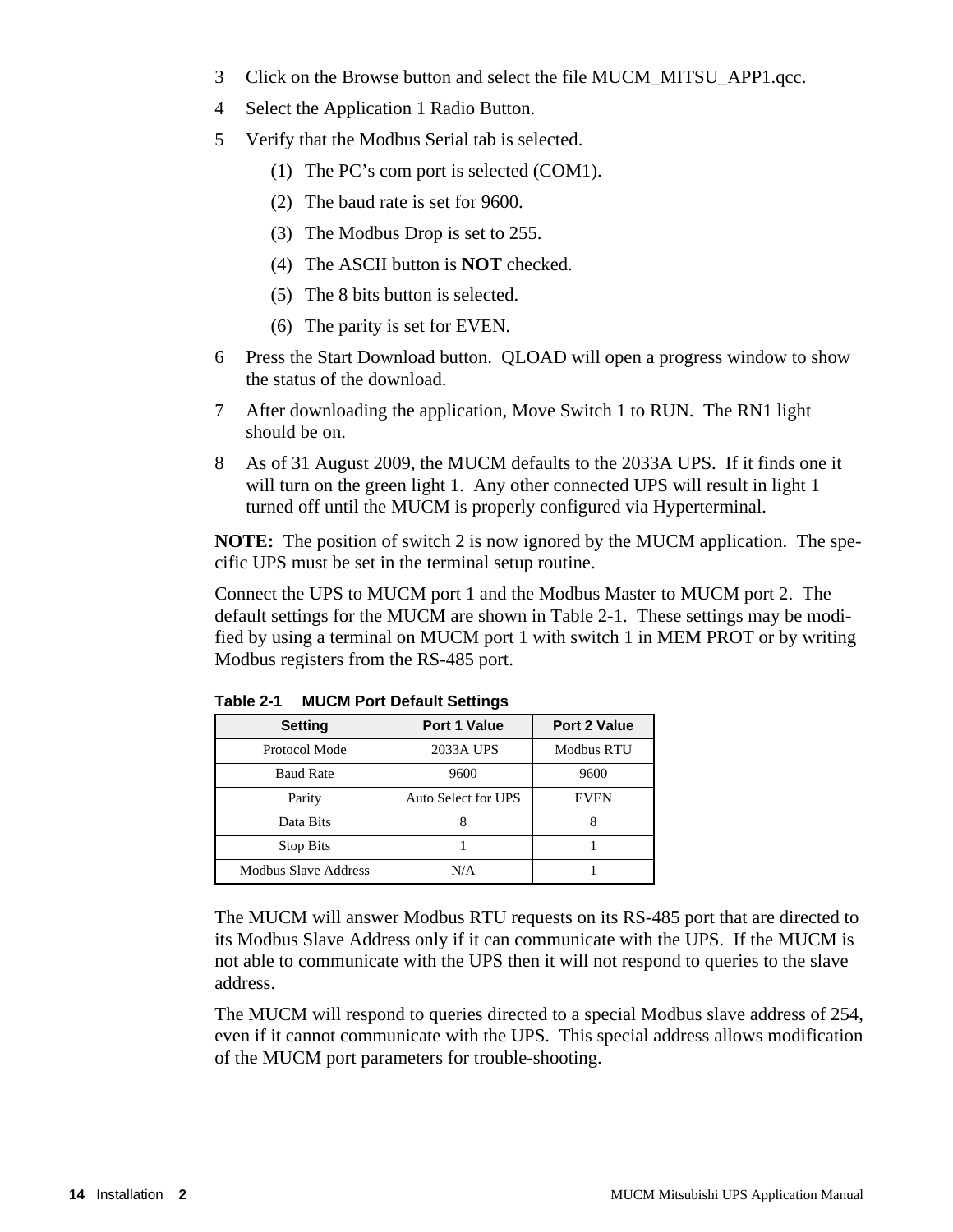3 Click on the Browse button and select the file MUCM_MITSU_APP1.qcc.

4 Select the Application 1 Radio Button.

5 Verify that the Modbus Serial tab is selected.

   (1) The PC's com port is selected (COM1).

   (2) The baud rate is set for 9600.

   (3) The Modbus Drop is set to 255.

   (4) The ASCII button is **NOT** checked.

   (5) The 8 bits button is selected.

   (6) The parity is set for EVEN.

6 Press the Start Download button. QLOAD will open a progress window to show the status of the download.

7 After downloading the application, Move Switch 1 to RUN. The RN1 light should be on.

8 As of 31 August 2009, the MUCM defaults to the 2033A UPS. If it finds one it will turn on the green light 1. Any other connected UPS will result in light 1 turned off until the MUCM is properly configured via Hyperterminal.

**NOTE:** The position of switch 2 is now ignored by the MUCM application. The specific UPS must be set in the terminal setup routine.

Connect the UPS to MUCM port 1 and the Modbus Master to MUCM port 2. The default settings for the MUCM are shown in Table 2-1. These settings may be modified by using a terminal on MUCM port 1 with switch 1 in MEM PROT or by writing Modbus registers from the RS-485 port.

**Table 2-1 MUCM Port Default Settings**

| Setting | Port 1 Value | Port 2 Value |
|---|---|---|
| Protocol Mode | 2033A UPS | Modbus RTU |
| Baud Rate | 9600 | 9600 |
| Parity | Auto Select for UPS | EVEN |
| Data Bits | 8 | 8 |
| Stop Bits | 1 | 1 |
| Modbus Slave Address | N/A | 1 |

The MUCM will answer Modbus RTU requests on its RS-485 port that are directed to its Modbus Slave Address only if it can communicate with the UPS. If the MUCM is not able to communicate with the UPS then it will not respond to queries to the slave address.

The MUCM will respond to queries directed to a special Modbus slave address of 254, even if it cannot communicate with the UPS. This special address allows modification of the MUCM port parameters for trouble-shooting.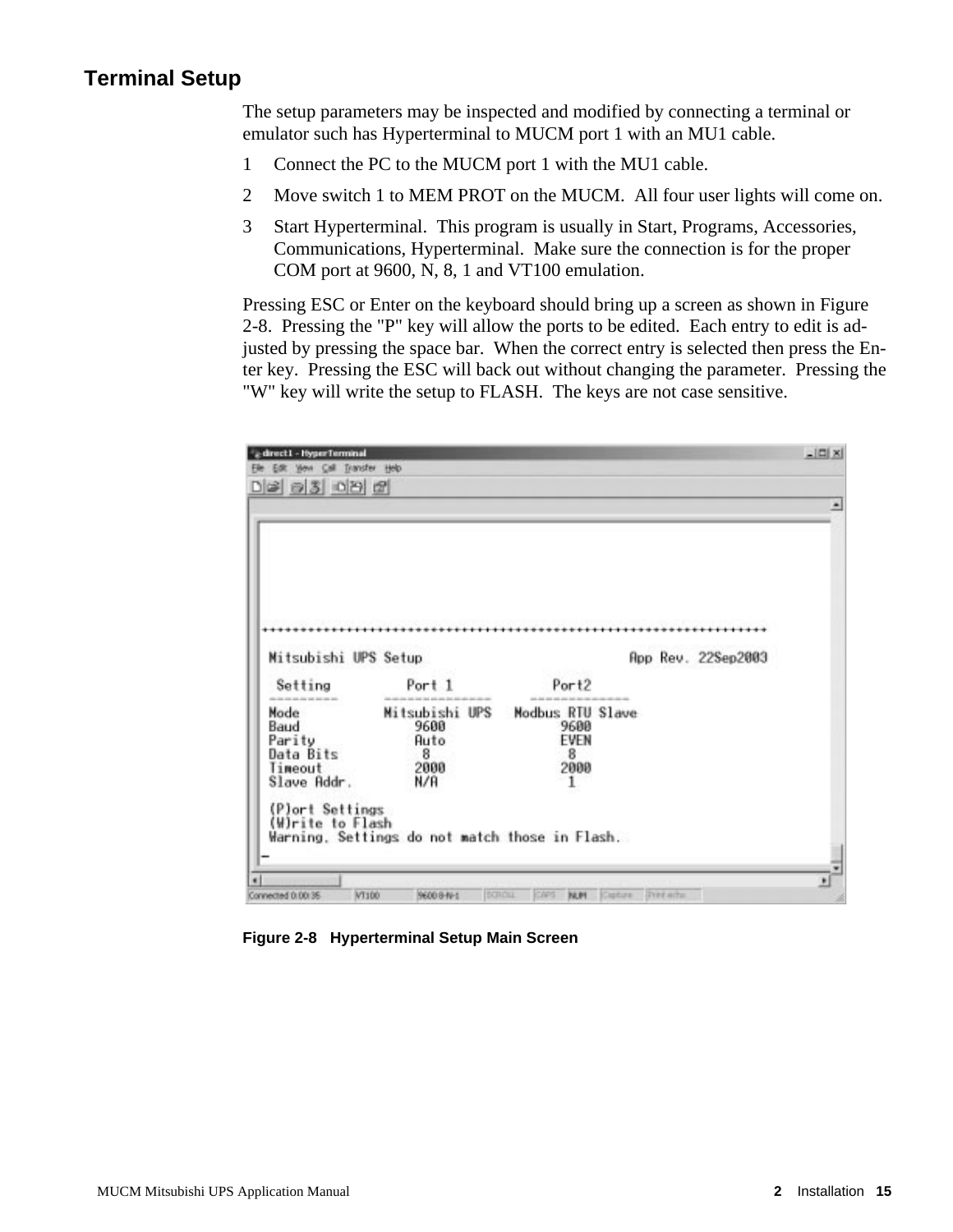## Terminal Setup

The setup parameters may be inspected and modified by connecting a terminal or emulator such has Hyperterminal to MUCM port 1 with an MU1 cable.

1. Connect the PC to the MUCM port 1 with the MU1 cable.
2. Move switch 1 to MEM PROT on the MUCM. All four user lights will come on.
3. Start Hyperterminal. This program is usually in Start, Programs, Accessories, Communications, Hyperterminal. Make sure the connection is for the proper COM port at 9600, N, 8, 1 and VT100 emulation.

Pressing ESC or Enter on the keyboard should bring up a screen as shown in Figure 2-8. Pressing the "P" key will allow the ports to be edited. Each entry to edit is adjusted by pressing the space bar. When the correct entry is selected then press the Enter key. Pressing the ESC will back out without changing the parameter. Pressing the "W" key will write the setup to FLASH. The keys are not case sensitive.

```
++++++++++++++++++++++++++++++++++++++++++++++++++++++++++++++++++++++++
 Mitsubishi UPS Setup                              App Rev. 22Sep2003

  Setting          Port 1            Port2
  ---------     --------------    -------------
 Mode           Mitsubishi UPS   Modbus RTU Slave
 Baud               9600              9600
 Parity             Auto              EVEN
 Data Bits            8                 8
 Timeout            2000              2000
 Slave Addr.        N/A                 1

 (P)ort Settings
 (W)rite to Flash
 Warning. Settings do not match those in Flash.
_
```

Figure 2-8 Hyperterminal Setup Main Screen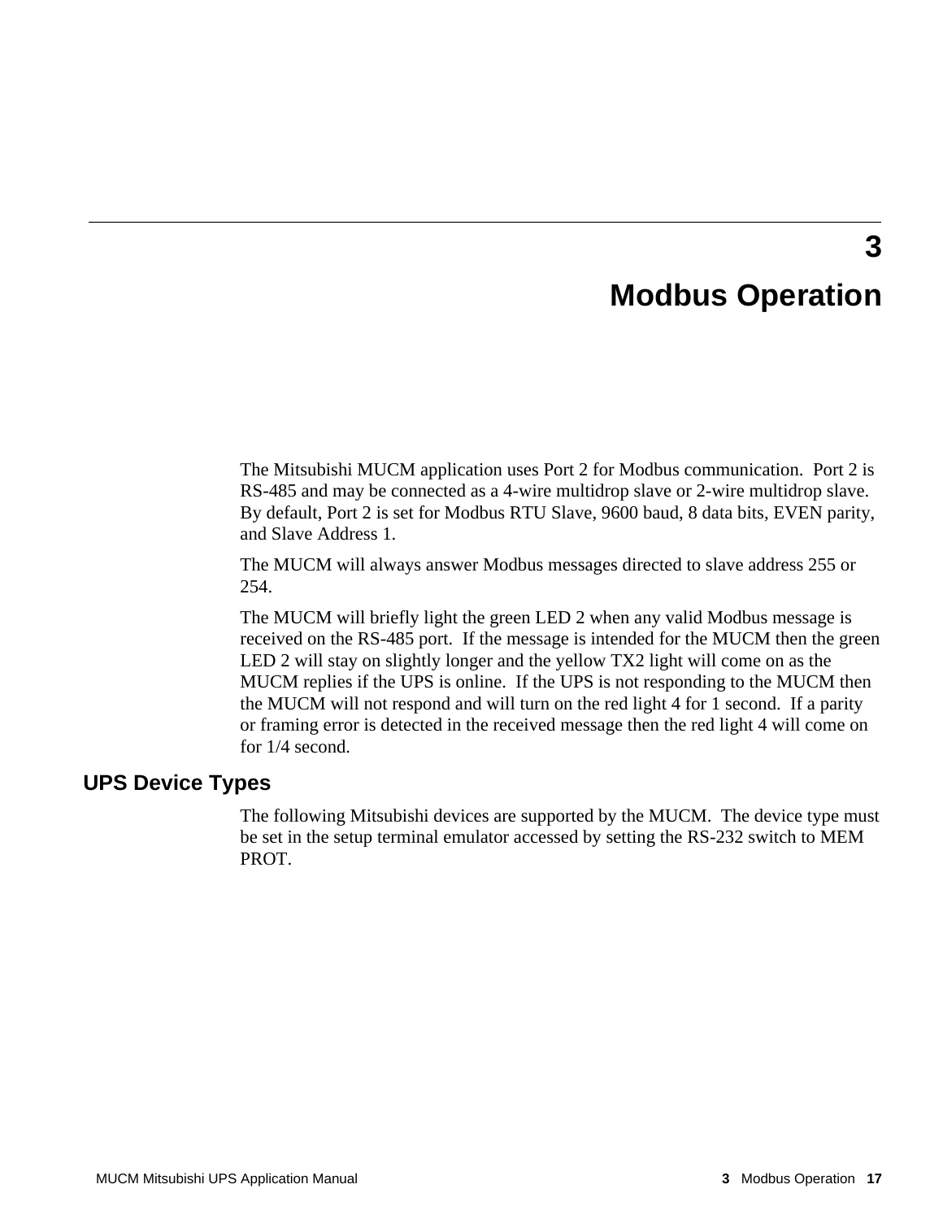# 3 Modbus Operation

The Mitsubishi MUCM application uses Port 2 for Modbus communication. Port 2 is RS-485 and may be connected as a 4-wire multidrop slave or 2-wire multidrop slave. By default, Port 2 is set for Modbus RTU Slave, 9600 baud, 8 data bits, EVEN parity, and Slave Address 1.

The MUCM will always answer Modbus messages directed to slave address 255 or 254.

The MUCM will briefly light the green LED 2 when any valid Modbus message is received on the RS-485 port. If the message is intended for the MUCM then the green LED 2 will stay on slightly longer and the yellow TX2 light will come on as the MUCM replies if the UPS is online. If the UPS is not responding to the MUCM then the MUCM will not respond and will turn on the red light 4 for 1 second. If a parity or framing error is detected in the received message then the red light 4 will come on for 1/4 second.

## UPS Device Types

The following Mitsubishi devices are supported by the MUCM. The device type must be set in the setup terminal emulator accessed by setting the RS-232 switch to MEM PROT.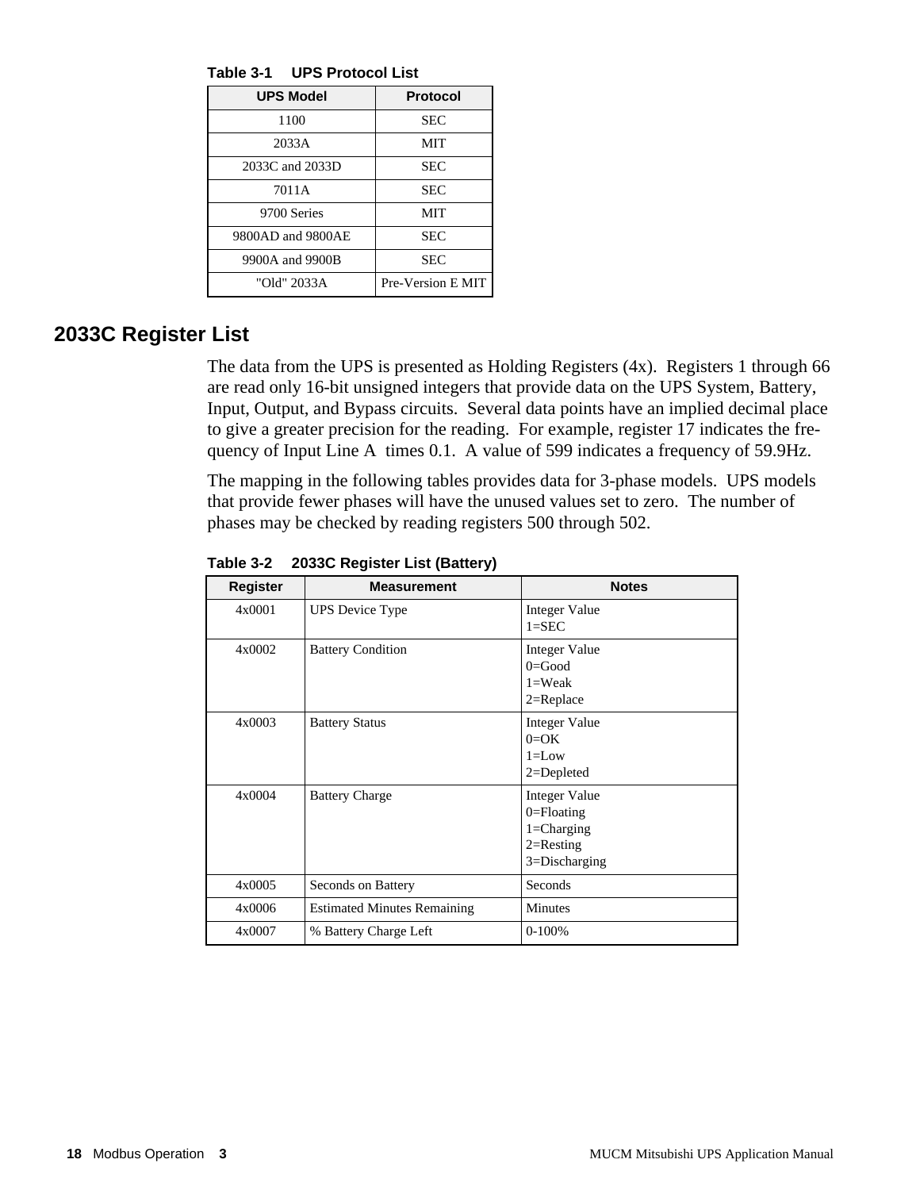**Table 3-1 UPS Protocol List**

| UPS Model | Protocol |
|---|---|
| 1100 | SEC |
| 2033A | MIT |
| 2033C and 2033D | SEC |
| 7011A | SEC |
| 9700 Series | MIT |
| 9800AD and 9800AE | SEC |
| 9900A and 9900B | SEC |
| "Old" 2033A | Pre-Version E MIT |

## 2033C Register List

The data from the UPS is presented as Holding Registers (4x). Registers 1 through 66 are read only 16-bit unsigned integers that provide data on the UPS System, Battery, Input, Output, and Bypass circuits. Several data points have an implied decimal place to give a greater precision for the reading. For example, register 17 indicates the frequency of Input Line A times 0.1. A value of 599 indicates a frequency of 59.9Hz.

The mapping in the following tables provides data for 3-phase models. UPS models that provide fewer phases will have the unused values set to zero. The number of phases may be checked by reading registers 500 through 502.

**Table 3-2 2033C Register List (Battery)**

| Register | Measurement | Notes |
|---|---|---|
| 4x0001 | UPS Device Type | Integer Value<br>1=SEC |
| 4x0002 | Battery Condition | Integer Value<br>0=Good<br>1=Weak<br>2=Replace |
| 4x0003 | Battery Status | Integer Value<br>0=OK<br>1=Low<br>2=Depleted |
| 4x0004 | Battery Charge | Integer Value<br>0=Floating<br>1=Charging<br>2=Resting<br>3=Discharging |
| 4x0005 | Seconds on Battery | Seconds |
| 4x0006 | Estimated Minutes Remaining | Minutes |
| 4x0007 | % Battery Charge Left | 0-100% |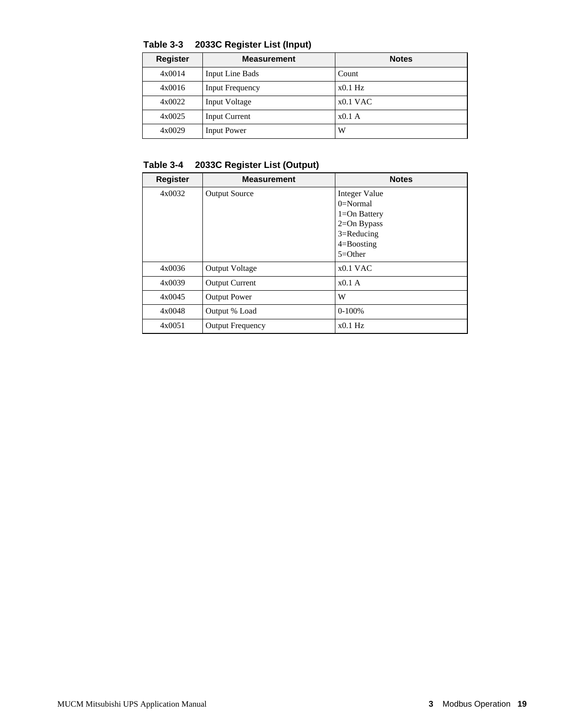**Table 3-3 2033C Register List (Input)**

| Register | Measurement | Notes |
|---|---|---|
| 4x0014 | Input Line Bads | Count |
| 4x0016 | Input Frequency | x0.1 Hz |
| 4x0022 | Input Voltage | x0.1 VAC |
| 4x0025 | Input Current | x0.1 A |
| 4x0029 | Input Power | W |

**Table 3-4 2033C Register List (Output)**

| Register | Measurement | Notes |
|---|---|---|
| 4x0032 | Output Source | Integer Value<br>0=Normal<br>1=On Battery<br>2=On Bypass<br>3=Reducing<br>4=Boosting<br>5=Other |
| 4x0036 | Output Voltage | x0.1 VAC |
| 4x0039 | Output Current | x0.1 A |
| 4x0045 | Output Power | W |
| 4x0048 | Output % Load | 0-100% |
| 4x0051 | Output Frequency | x0.1 Hz |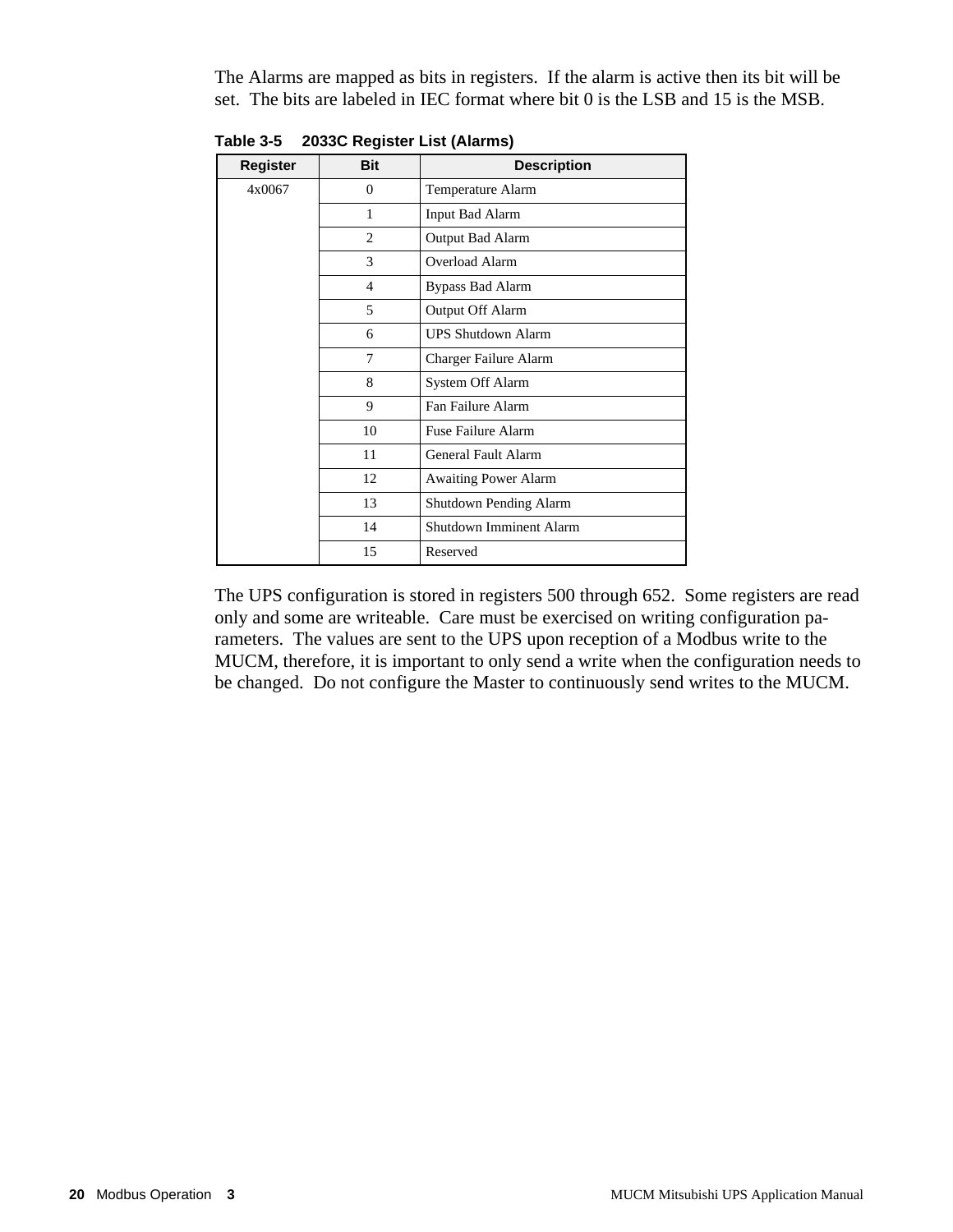The Alarms are mapped as bits in registers. If the alarm is active then its bit will be set. The bits are labeled in IEC format where bit 0 is the LSB and 15 is the MSB.

**Table 3-5 2033C Register List (Alarms)**

| Register | Bit | Description |
|---|---|---|
| 4x0067 | 0 | Temperature Alarm |
| | 1 | Input Bad Alarm |
| | 2 | Output Bad Alarm |
| | 3 | Overload Alarm |
| | 4 | Bypass Bad Alarm |
| | 5 | Output Off Alarm |
| | 6 | UPS Shutdown Alarm |
| | 7 | Charger Failure Alarm |
| | 8 | System Off Alarm |
| | 9 | Fan Failure Alarm |
| | 10 | Fuse Failure Alarm |
| | 11 | General Fault Alarm |
| | 12 | Awaiting Power Alarm |
| | 13 | Shutdown Pending Alarm |
| | 14 | Shutdown Imminent Alarm |
| | 15 | Reserved |

The UPS configuration is stored in registers 500 through 652. Some registers are read only and some are writeable. Care must be exercised on writing configuration parameters. The values are sent to the UPS upon reception of a Modbus write to the MUCM, therefore, it is important to only send a write when the configuration needs to be changed. Do not configure the Master to continuously send writes to the MUCM.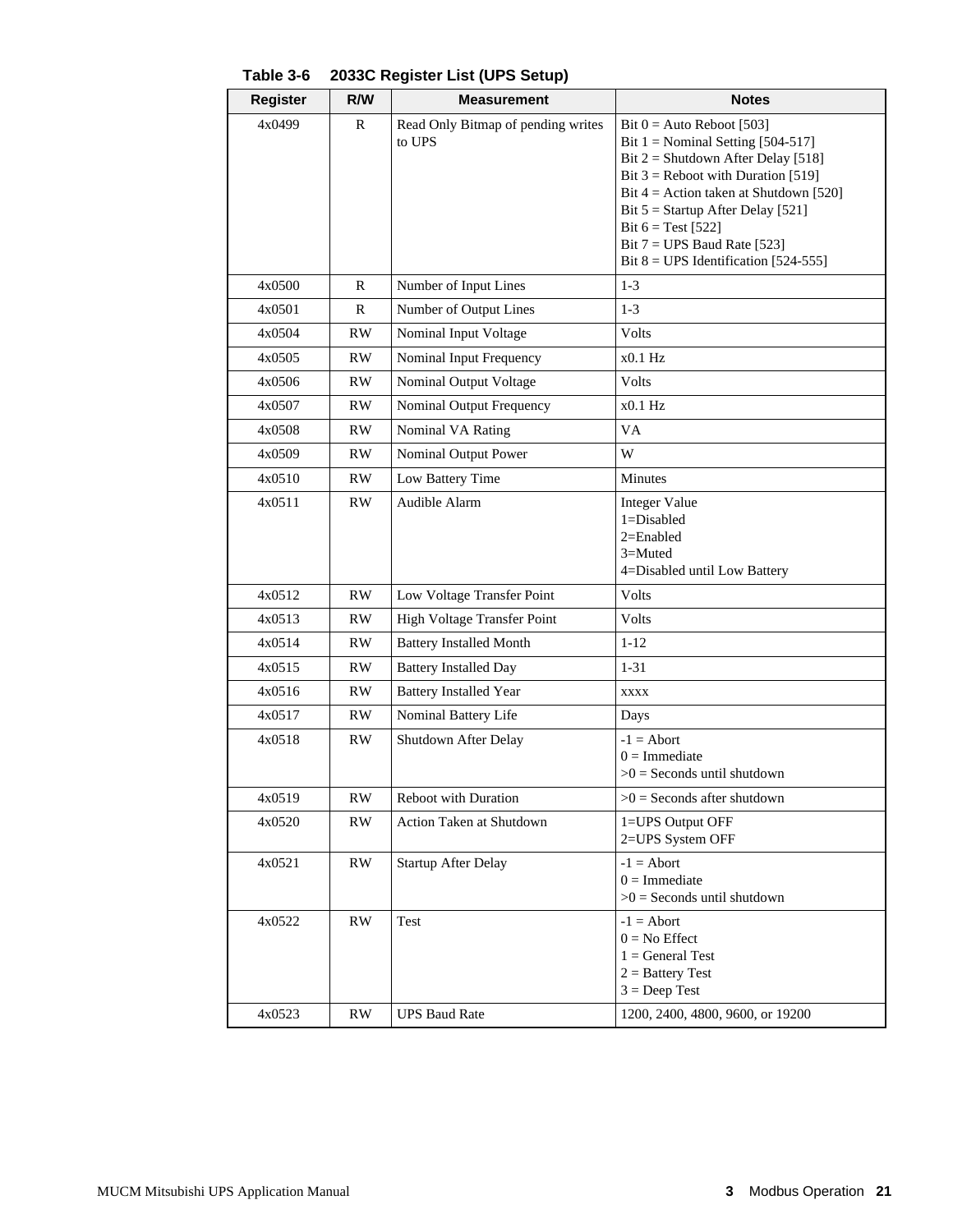**Table 3-6 2033C Register List (UPS Setup)**

| Register | R/W | Measurement | Notes |
|---|---|---|---|
| 4x0499 | R | Read Only Bitmap of pending writes to UPS | Bit 0 = Auto Reboot [503]<br>Bit 1 = Nominal Setting [504-517]<br>Bit 2 = Shutdown After Delay [518]<br>Bit 3 = Reboot with Duration [519]<br>Bit 4 = Action taken at Shutdown [520]<br>Bit 5 = Startup After Delay [521]<br>Bit 6 = Test [522]<br>Bit 7 = UPS Baud Rate [523]<br>Bit 8 = UPS Identification [524-555] |
| 4x0500 | R | Number of Input Lines | 1-3 |
| 4x0501 | R | Number of Output Lines | 1-3 |
| 4x0504 | RW | Nominal Input Voltage | Volts |
| 4x0505 | RW | Nominal Input Frequency | x0.1 Hz |
| 4x0506 | RW | Nominal Output Voltage | Volts |
| 4x0507 | RW | Nominal Output Frequency | x0.1 Hz |
| 4x0508 | RW | Nominal VA Rating | VA |
| 4x0509 | RW | Nominal Output Power | W |
| 4x0510 | RW | Low Battery Time | Minutes |
| 4x0511 | RW | Audible Alarm | Integer Value<br>1=Disabled<br>2=Enabled<br>3=Muted<br>4=Disabled until Low Battery |
| 4x0512 | RW | Low Voltage Transfer Point | Volts |
| 4x0513 | RW | High Voltage Transfer Point | Volts |
| 4x0514 | RW | Battery Installed Month | 1-12 |
| 4x0515 | RW | Battery Installed Day | 1-31 |
| 4x0516 | RW | Battery Installed Year | xxxx |
| 4x0517 | RW | Nominal Battery Life | Days |
| 4x0518 | RW | Shutdown After Delay | -1 = Abort<br>0 = Immediate<br>>0 = Seconds until shutdown |
| 4x0519 | RW | Reboot with Duration | >0 = Seconds after shutdown |
| 4x0520 | RW | Action Taken at Shutdown | 1=UPS Output OFF<br>2=UPS System OFF |
| 4x0521 | RW | Startup After Delay | -1 = Abort<br>0 = Immediate<br>>0 = Seconds until shutdown |
| 4x0522 | RW | Test | -1 = Abort<br>0 = No Effect<br>1 = General Test<br>2 = Battery Test<br>3 = Deep Test |
| 4x0523 | RW | UPS Baud Rate | 1200, 2400, 4800, 9600, or 19200 |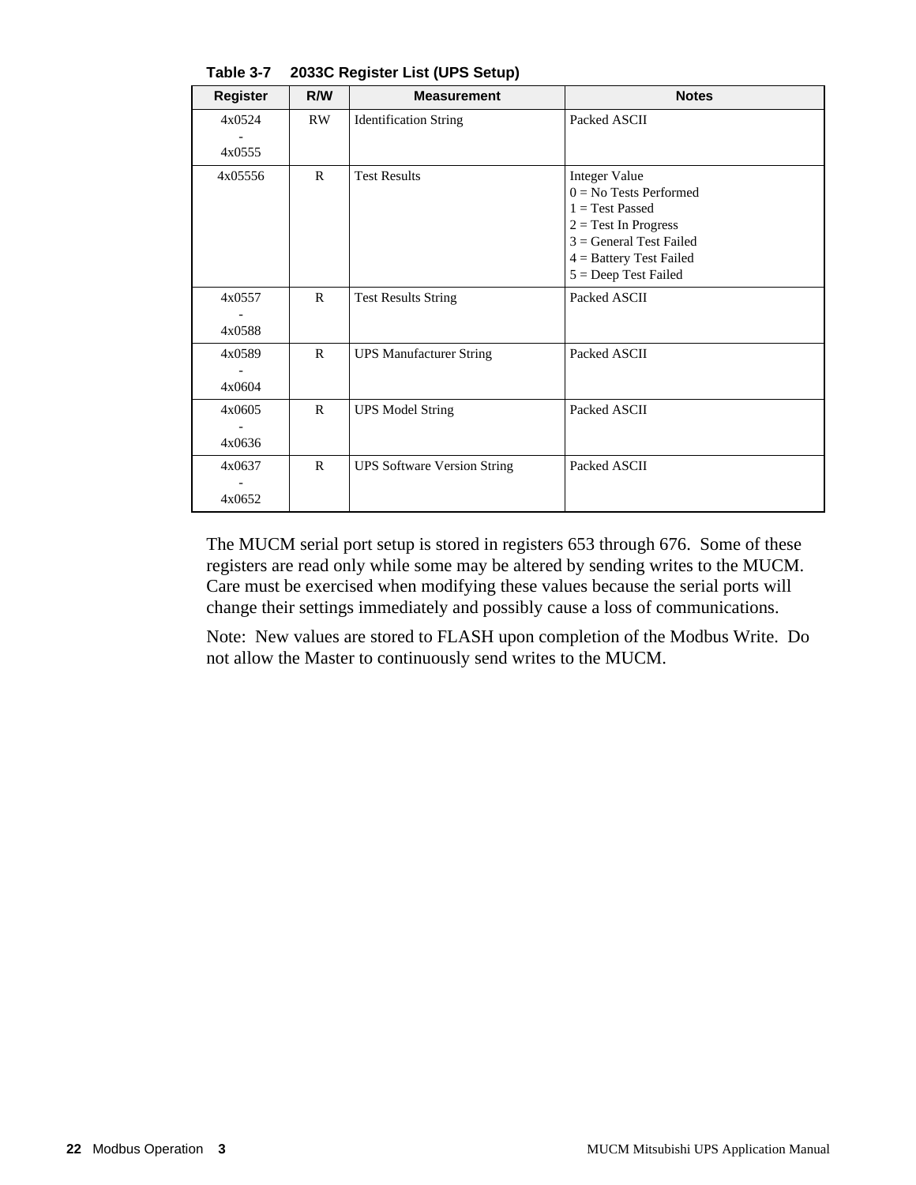**Table 3-7 2033C Register List (UPS Setup)**

| Register | R/W | Measurement | Notes |
|---|---|---|---|
| 4x0524 - 4x0555 | RW | Identification String | Packed ASCII |
| 4x05556 | R | Test Results | Integer Value<br>0 = No Tests Performed<br>1 = Test Passed<br>2 = Test In Progress<br>3 = General Test Failed<br>4 = Battery Test Failed<br>5 = Deep Test Failed |
| 4x0557 - 4x0588 | R | Test Results String | Packed ASCII |
| 4x0589 - 4x0604 | R | UPS Manufacturer String | Packed ASCII |
| 4x0605 - 4x0636 | R | UPS Model String | Packed ASCII |
| 4x0637 - 4x0652 | R | UPS Software Version String | Packed ASCII |

The MUCM serial port setup is stored in registers 653 through 676. Some of these registers are read only while some may be altered by sending writes to the MUCM. Care must be exercised when modifying these values because the serial ports will change their settings immediately and possibly cause a loss of communications.

Note: New values are stored to FLASH upon completion of the Modbus Write. Do not allow the Master to continuously send writes to the MUCM.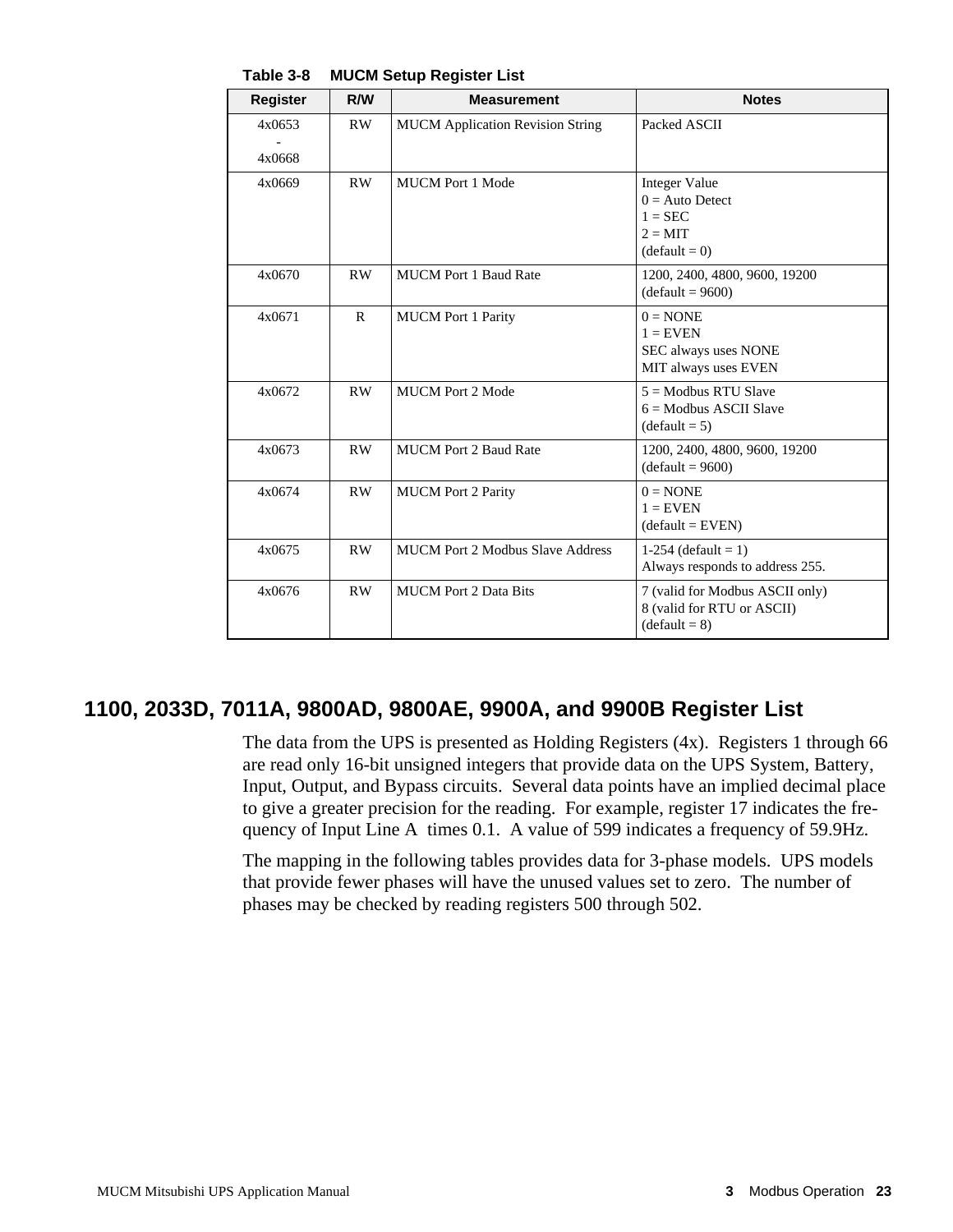**Table 3-8 MUCM Setup Register List**

| Register | R/W | Measurement | Notes |
|---|---|---|---|
| 4x0653 - 4x0668 | RW | MUCM Application Revision String | Packed ASCII |
| 4x0669 | RW | MUCM Port 1 Mode | Integer Value<br>0 = Auto Detect<br>1 = SEC<br>2 = MIT<br>(default = 0) |
| 4x0670 | RW | MUCM Port 1 Baud Rate | 1200, 2400, 4800, 9600, 19200<br>(default = 9600) |
| 4x0671 | R | MUCM Port 1 Parity | 0 = NONE<br>1 = EVEN<br>SEC always uses NONE<br>MIT always uses EVEN |
| 4x0672 | RW | MUCM Port 2 Mode | 5 = Modbus RTU Slave<br>6 = Modbus ASCII Slave<br>(default = 5) |
| 4x0673 | RW | MUCM Port 2 Baud Rate | 1200, 2400, 4800, 9600, 19200<br>(default = 9600) |
| 4x0674 | RW | MUCM Port 2 Parity | 0 = NONE<br>1 = EVEN<br>(default = EVEN) |
| 4x0675 | RW | MUCM Port 2 Modbus Slave Address | 1-254 (default = 1)<br>Always responds to address 255. |
| 4x0676 | RW | MUCM Port 2 Data Bits | 7 (valid for Modbus ASCII only)<br>8 (valid for RTU or ASCII)<br>(default = 8) |

## 1100, 2033D, 7011A, 9800AD, 9800AE, 9900A, and 9900B Register List

The data from the UPS is presented as Holding Registers (4x). Registers 1 through 66 are read only 16-bit unsigned integers that provide data on the UPS System, Battery, Input, Output, and Bypass circuits. Several data points have an implied decimal place to give a greater precision for the reading. For example, register 17 indicates the frequency of Input Line A times 0.1. A value of 599 indicates a frequency of 59.9Hz.

The mapping in the following tables provides data for 3-phase models. UPS models that provide fewer phases will have the unused values set to zero. The number of phases may be checked by reading registers 500 through 502.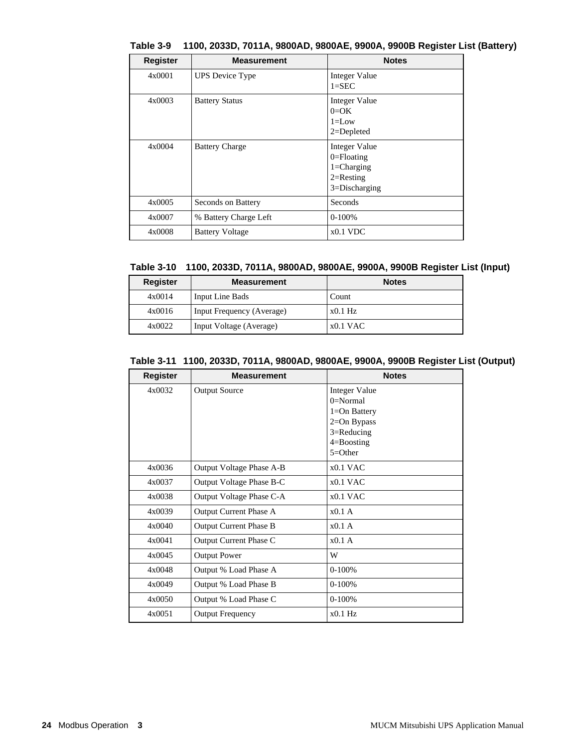**Table 3-9 1100, 2033D, 7011A, 9800AD, 9800AE, 9900A, 9900B Register List (Battery)**

| Register | Measurement | Notes |
|---|---|---|
| 4x0001 | UPS Device Type | Integer Value<br>1=SEC |
| 4x0003 | Battery Status | Integer Value<br>0=OK<br>1=Low<br>2=Depleted |
| 4x0004 | Battery Charge | Integer Value<br>0=Floating<br>1=Charging<br>2=Resting<br>3=Discharging |
| 4x0005 | Seconds on Battery | Seconds |
| 4x0007 | % Battery Charge Left | 0-100% |
| 4x0008 | Battery Voltage | x0.1 VDC |

**Table 3-10 1100, 2033D, 7011A, 9800AD, 9800AE, 9900A, 9900B Register List (Input)**

| Register | Measurement | Notes |
|---|---|---|
| 4x0014 | Input Line Bads | Count |
| 4x0016 | Input Frequency (Average) | x0.1 Hz |
| 4x0022 | Input Voltage (Average) | x0.1 VAC |

**Table 3-11 1100, 2033D, 7011A, 9800AD, 9800AE, 9900A, 9900B Register List (Output)**

| Register | Measurement | Notes |
|---|---|---|
| 4x0032 | Output Source | Integer Value<br>0=Normal<br>1=On Battery<br>2=On Bypass<br>3=Reducing<br>4=Boosting<br>5=Other |
| 4x0036 | Output Voltage Phase A-B | x0.1 VAC |
| 4x0037 | Output Voltage Phase B-C | x0.1 VAC |
| 4x0038 | Output Voltage Phase C-A | x0.1 VAC |
| 4x0039 | Output Current Phase A | x0.1 A |
| 4x0040 | Output Current Phase B | x0.1 A |
| 4x0041 | Output Current Phase C | x0.1 A |
| 4x0045 | Output Power | W |
| 4x0048 | Output % Load Phase A | 0-100% |
| 4x0049 | Output % Load Phase B | 0-100% |
| 4x0050 | Output % Load Phase C | 0-100% |
| 4x0051 | Output Frequency | x0.1 Hz |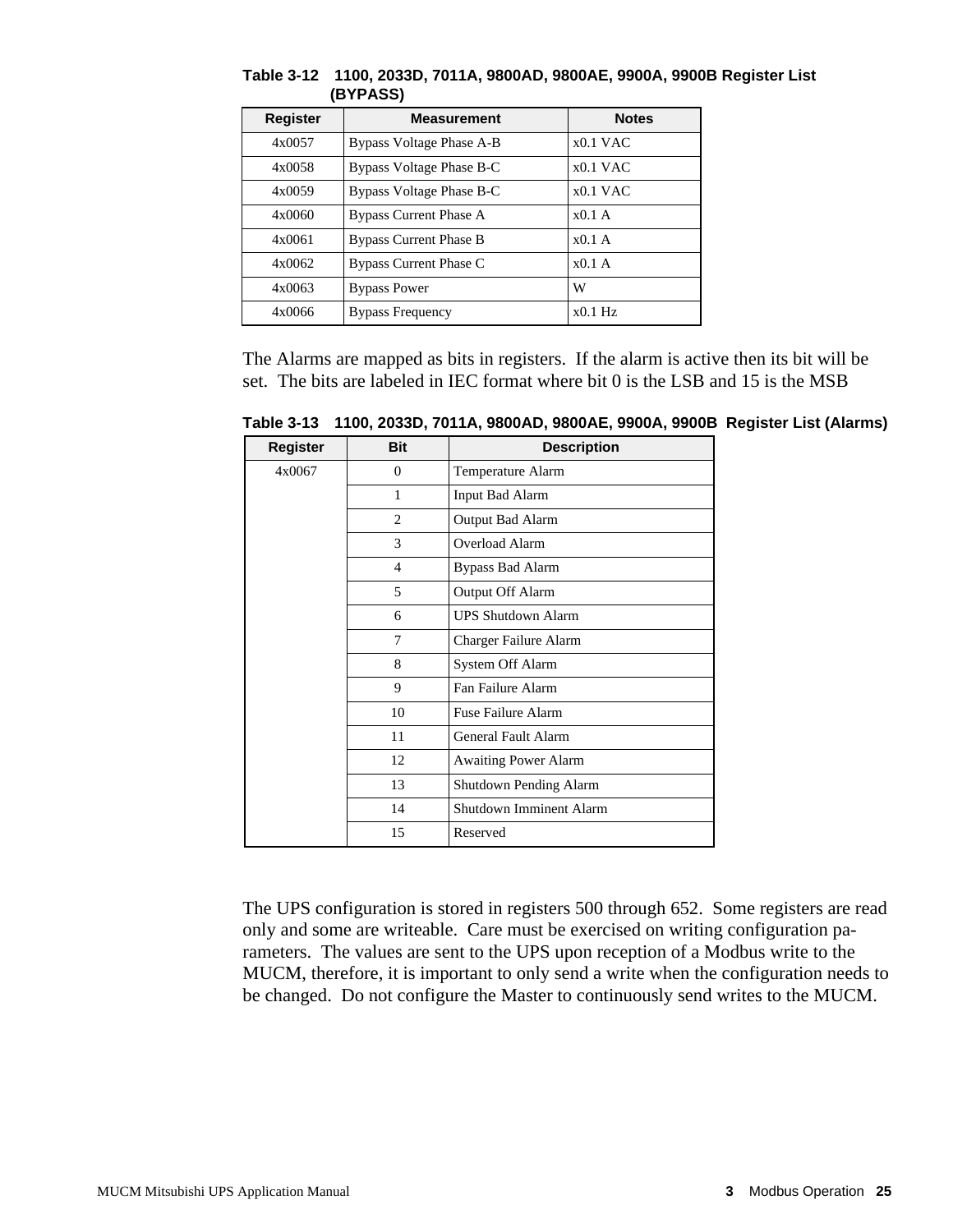**Table 3-12 1100, 2033D, 7011A, 9800AD, 9800AE, 9900A, 9900B Register List (BYPASS)**

| Register | Measurement | Notes |
|---|---|---|
| 4x0057 | Bypass Voltage Phase A-B | x0.1 VAC |
| 4x0058 | Bypass Voltage Phase B-C | x0.1 VAC |
| 4x0059 | Bypass Voltage Phase B-C | x0.1 VAC |
| 4x0060 | Bypass Current Phase A | x0.1 A |
| 4x0061 | Bypass Current Phase B | x0.1 A |
| 4x0062 | Bypass Current Phase C | x0.1 A |
| 4x0063 | Bypass Power | W |
| 4x0066 | Bypass Frequency | x0.1 Hz |

The Alarms are mapped as bits in registers. If the alarm is active then its bit will be set. The bits are labeled in IEC format where bit 0 is the LSB and 15 is the MSB

**Table 3-13 1100, 2033D, 7011A, 9800AD, 9800AE, 9900A, 9900B Register List (Alarms)**

| Register | Bit | Description |
|---|---|---|
| 4x0067 | 0 | Temperature Alarm |
| | 1 | Input Bad Alarm |
| | 2 | Output Bad Alarm |
| | 3 | Overload Alarm |
| | 4 | Bypass Bad Alarm |
| | 5 | Output Off Alarm |
| | 6 | UPS Shutdown Alarm |
| | 7 | Charger Failure Alarm |
| | 8 | System Off Alarm |
| | 9 | Fan Failure Alarm |
| | 10 | Fuse Failure Alarm |
| | 11 | General Fault Alarm |
| | 12 | Awaiting Power Alarm |
| | 13 | Shutdown Pending Alarm |
| | 14 | Shutdown Imminent Alarm |
| | 15 | Reserved |

The UPS configuration is stored in registers 500 through 652. Some registers are read only and some are writeable. Care must be exercised on writing configuration parameters. The values are sent to the UPS upon reception of a Modbus write to the MUCM, therefore, it is important to only send a write when the configuration needs to be changed. Do not configure the Master to continuously send writes to the MUCM.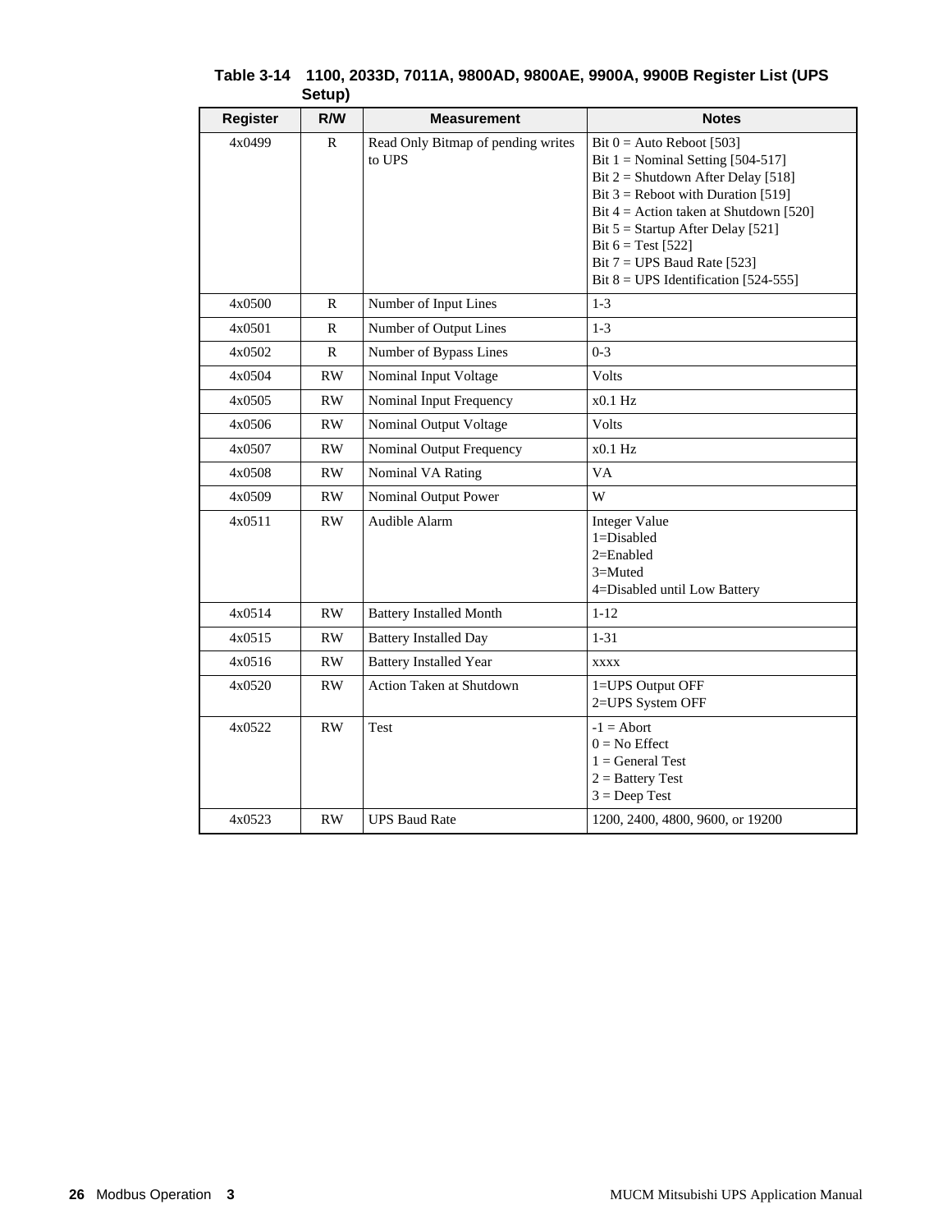**Table 3-14 1100, 2033D, 7011A, 9800AD, 9800AE, 9900A, 9900B Register List (UPS Setup)**

| Register | R/W | Measurement | Notes |
|---|---|---|---|
| 4x0499 | R | Read Only Bitmap of pending writes to UPS | Bit 0 = Auto Reboot [503]<br>Bit 1 = Nominal Setting [504-517]<br>Bit 2 = Shutdown After Delay [518]<br>Bit 3 = Reboot with Duration [519]<br>Bit 4 = Action taken at Shutdown [520]<br>Bit 5 = Startup After Delay [521]<br>Bit 6 = Test [522]<br>Bit 7 = UPS Baud Rate [523]<br>Bit 8 = UPS Identification [524-555] |
| 4x0500 | R | Number of Input Lines | 1-3 |
| 4x0501 | R | Number of Output Lines | 1-3 |
| 4x0502 | R | Number of Bypass Lines | 0-3 |
| 4x0504 | RW | Nominal Input Voltage | Volts |
| 4x0505 | RW | Nominal Input Frequency | x0.1 Hz |
| 4x0506 | RW | Nominal Output Voltage | Volts |
| 4x0507 | RW | Nominal Output Frequency | x0.1 Hz |
| 4x0508 | RW | Nominal VA Rating | VA |
| 4x0509 | RW | Nominal Output Power | W |
| 4x0511 | RW | Audible Alarm | Integer Value<br>1=Disabled<br>2=Enabled<br>3=Muted<br>4=Disabled until Low Battery |
| 4x0514 | RW | Battery Installed Month | 1-12 |
| 4x0515 | RW | Battery Installed Day | 1-31 |
| 4x0516 | RW | Battery Installed Year | xxxx |
| 4x0520 | RW | Action Taken at Shutdown | 1=UPS Output OFF<br>2=UPS System OFF |
| 4x0522 | RW | Test | -1 = Abort<br>0 = No Effect<br>1 = General Test<br>2 = Battery Test<br>3 = Deep Test |
| 4x0523 | RW | UPS Baud Rate | 1200, 2400, 4800, 9600, or 19200 |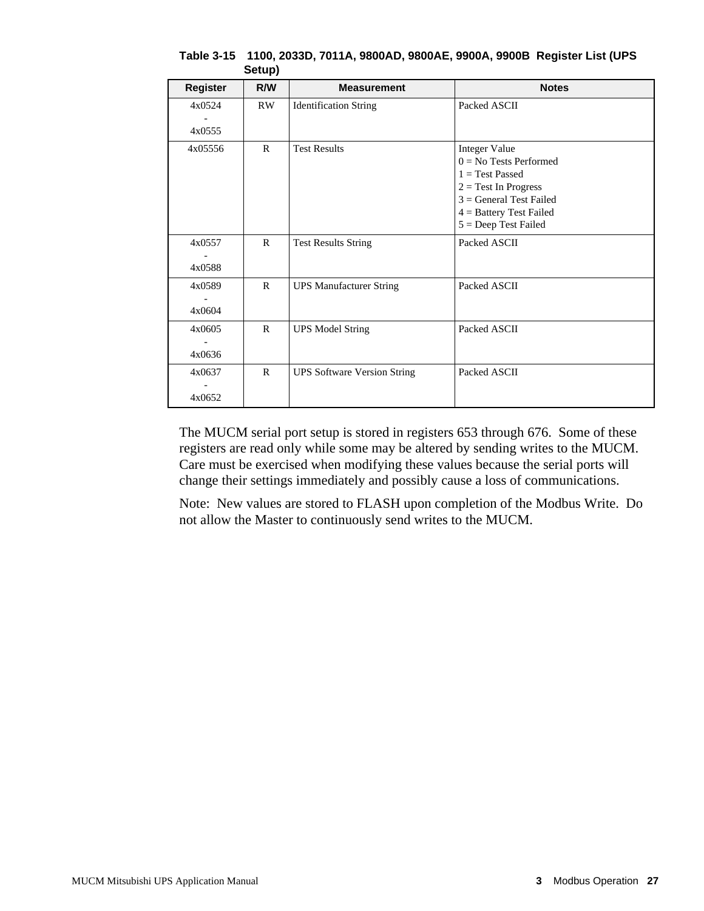**Table 3-15 1100, 2033D, 7011A, 9800AD, 9800AE, 9900A, 9900B Register List (UPS Setup)**

| Register | R/W | Measurement | Notes |
|---|---|---|---|
| 4x0524 - 4x0555 | RW | Identification String | Packed ASCII |
| 4x05556 | R | Test Results | Integer Value<br>0 = No Tests Performed<br>1 = Test Passed<br>2 = Test In Progress<br>3 = General Test Failed<br>4 = Battery Test Failed<br>5 = Deep Test Failed |
| 4x0557 - 4x0588 | R | Test Results String | Packed ASCII |
| 4x0589 - 4x0604 | R | UPS Manufacturer String | Packed ASCII |
| 4x0605 - 4x0636 | R | UPS Model String | Packed ASCII |
| 4x0637 - 4x0652 | R | UPS Software Version String | Packed ASCII |

The MUCM serial port setup is stored in registers 653 through 676. Some of these registers are read only while some may be altered by sending writes to the MUCM. Care must be exercised when modifying these values because the serial ports will change their settings immediately and possibly cause a loss of communications.

Note: New values are stored to FLASH upon completion of the Modbus Write. Do not allow the Master to continuously send writes to the MUCM.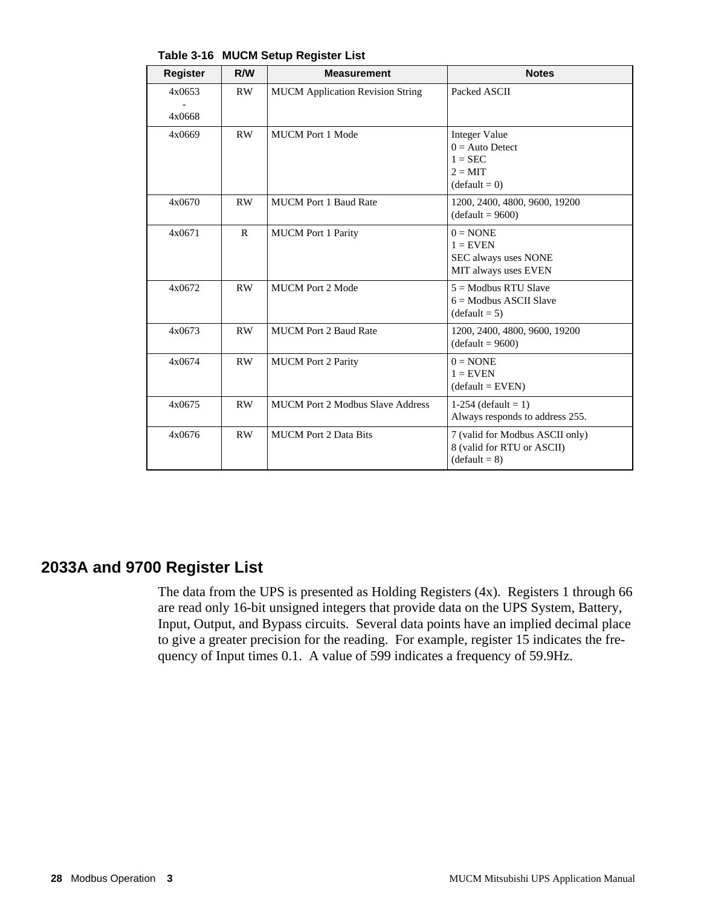**Table 3-16 MUCM Setup Register List**

| Register | R/W | Measurement | Notes |
|---|---|---|---|
| 4x0653<br>-<br>4x0668 | RW | MUCM Application Revision String | Packed ASCII |
| 4x0669 | RW | MUCM Port 1 Mode | Integer Value<br>0 = Auto Detect<br>1 = SEC<br>2 = MIT<br>(default = 0) |
| 4x0670 | RW | MUCM Port 1 Baud Rate | 1200, 2400, 4800, 9600, 19200<br>(default = 9600) |
| 4x0671 | R | MUCM Port 1 Parity | 0 = NONE<br>1 = EVEN<br>SEC always uses NONE<br>MIT always uses EVEN |
| 4x0672 | RW | MUCM Port 2 Mode | 5 = Modbus RTU Slave<br>6 = Modbus ASCII Slave<br>(default = 5) |
| 4x0673 | RW | MUCM Port 2 Baud Rate | 1200, 2400, 4800, 9600, 19200<br>(default = 9600) |
| 4x0674 | RW | MUCM Port 2 Parity | 0 = NONE<br>1 = EVEN<br>(default = EVEN) |
| 4x0675 | RW | MUCM Port 2 Modbus Slave Address | 1-254 (default = 1)<br>Always responds to address 255. |
| 4x0676 | RW | MUCM Port 2 Data Bits | 7 (valid for Modbus ASCII only)<br>8 (valid for RTU or ASCII)<br>(default = 8) |

## 2033A and 9700 Register List

The data from the UPS is presented as Holding Registers (4x). Registers 1 through 66 are read only 16-bit unsigned integers that provide data on the UPS System, Battery, Input, Output, and Bypass circuits. Several data points have an implied decimal place to give a greater precision for the reading. For example, register 15 indicates the frequency of Input times 0.1. A value of 599 indicates a frequency of 59.9Hz.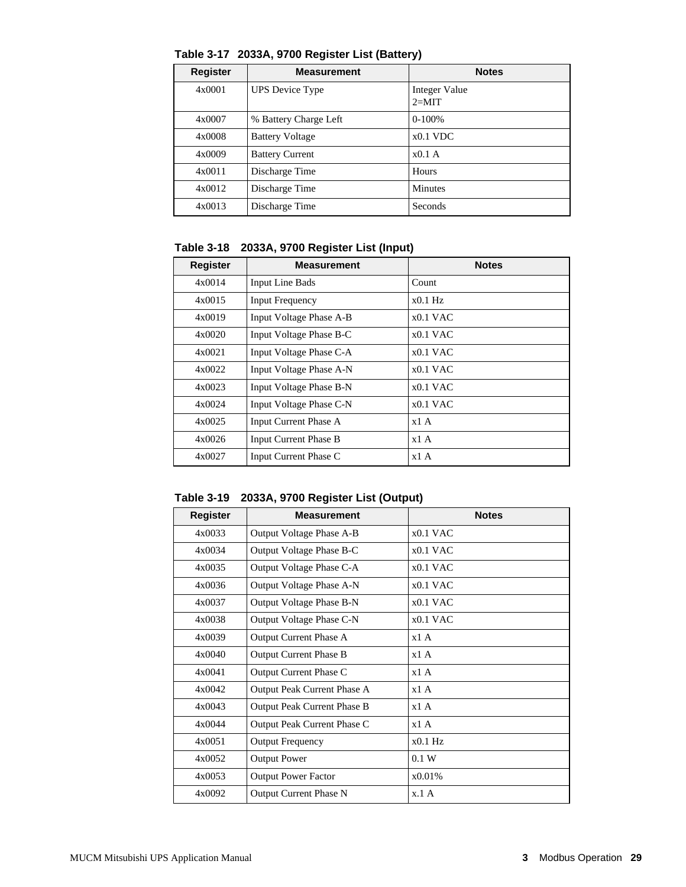**Table 3-17 2033A, 9700 Register List (Battery)**

| Register | Measurement | Notes |
|---|---|---|
| 4x0001 | UPS Device Type | Integer Value<br>2=MIT |
| 4x0007 | % Battery Charge Left | 0-100% |
| 4x0008 | Battery Voltage | x0.1 VDC |
| 4x0009 | Battery Current | x0.1 A |
| 4x0011 | Discharge Time | Hours |
| 4x0012 | Discharge Time | Minutes |
| 4x0013 | Discharge Time | Seconds |

**Table 3-18 2033A, 9700 Register List (Input)**

| Register | Measurement | Notes |
|---|---|---|
| 4x0014 | Input Line Bads | Count |
| 4x0015 | Input Frequency | x0.1 Hz |
| 4x0019 | Input Voltage Phase A-B | x0.1 VAC |
| 4x0020 | Input Voltage Phase B-C | x0.1 VAC |
| 4x0021 | Input Voltage Phase C-A | x0.1 VAC |
| 4x0022 | Input Voltage Phase A-N | x0.1 VAC |
| 4x0023 | Input Voltage Phase B-N | x0.1 VAC |
| 4x0024 | Input Voltage Phase C-N | x0.1 VAC |
| 4x0025 | Input Current Phase A | x1 A |
| 4x0026 | Input Current Phase B | x1 A |
| 4x0027 | Input Current Phase C | x1 A |

**Table 3-19 2033A, 9700 Register List (Output)**

| Register | Measurement | Notes |
|---|---|---|
| 4x0033 | Output Voltage Phase A-B | x0.1 VAC |
| 4x0034 | Output Voltage Phase B-C | x0.1 VAC |
| 4x0035 | Output Voltage Phase C-A | x0.1 VAC |
| 4x0036 | Output Voltage Phase A-N | x0.1 VAC |
| 4x0037 | Output Voltage Phase B-N | x0.1 VAC |
| 4x0038 | Output Voltage Phase C-N | x0.1 VAC |
| 4x0039 | Output Current Phase A | x1 A |
| 4x0040 | Output Current Phase B | x1 A |
| 4x0041 | Output Current Phase C | x1 A |
| 4x0042 | Output Peak Current Phase A | x1 A |
| 4x0043 | Output Peak Current Phase B | x1 A |
| 4x0044 | Output Peak Current Phase C | x1 A |
| 4x0051 | Output Frequency | x0.1 Hz |
| 4x0052 | Output Power | 0.1 W |
| 4x0053 | Output Power Factor | x0.01% |
| 4x0092 | Output Current Phase N | x.1 A |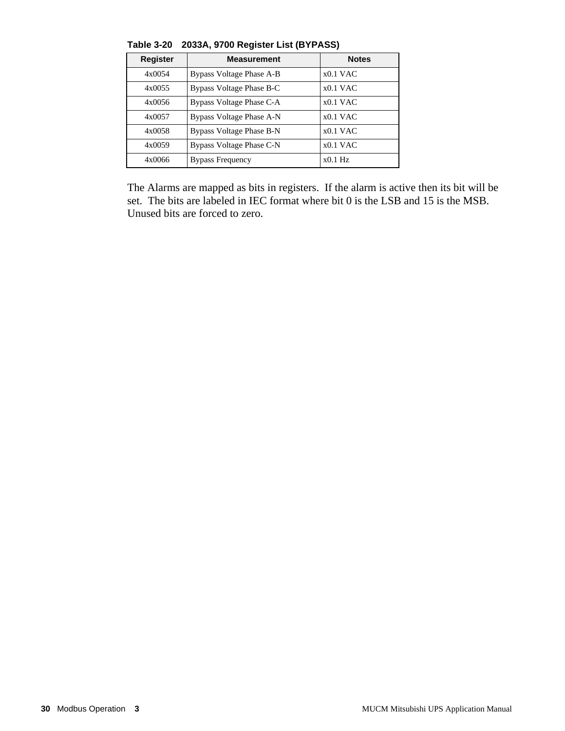**Table 3-20 2033A, 9700 Register List (BYPASS)**

| Register | Measurement | Notes |
|---|---|---|
| 4x0054 | Bypass Voltage Phase A-B | x0.1 VAC |
| 4x0055 | Bypass Voltage Phase B-C | x0.1 VAC |
| 4x0056 | Bypass Voltage Phase C-A | x0.1 VAC |
| 4x0057 | Bypass Voltage Phase A-N | x0.1 VAC |
| 4x0058 | Bypass Voltage Phase B-N | x0.1 VAC |
| 4x0059 | Bypass Voltage Phase C-N | x0.1 VAC |
| 4x0066 | Bypass Frequency | x0.1 Hz |

The Alarms are mapped as bits in registers. If the alarm is active then its bit will be set. The bits are labeled in IEC format where bit 0 is the LSB and 15 is the MSB. Unused bits are forced to zero.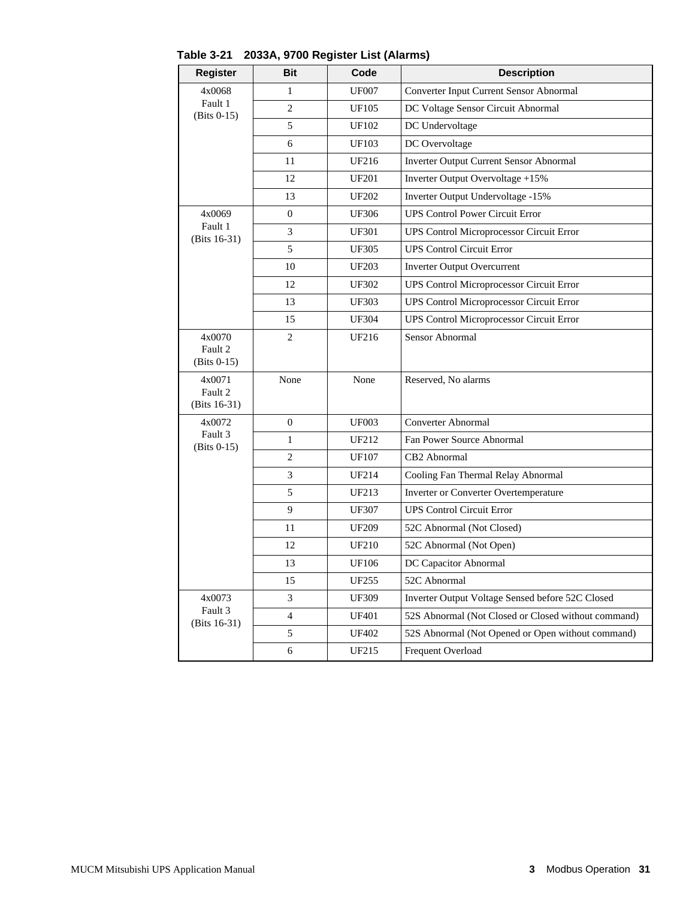**Table 3-21 2033A, 9700 Register List (Alarms)**

| Register | Bit | Code | Description |
|---|---|---|---|
| 4x0068 Fault 1 (Bits 0-15) | 1 | UF007 | Converter Input Current Sensor Abnormal |
| | 2 | UF105 | DC Voltage Sensor Circuit Abnormal |
| | 5 | UF102 | DC Undervoltage |
| | 6 | UF103 | DC Overvoltage |
| | 11 | UF216 | Inverter Output Current Sensor Abnormal |
| | 12 | UF201 | Inverter Output Overvoltage +15% |
| | 13 | UF202 | Inverter Output Undervoltage -15% |
| 4x0069 Fault 1 (Bits 16-31) | 0 | UF306 | UPS Control Power Circuit Error |
| | 3 | UF301 | UPS Control Microprocessor Circuit Error |
| | 5 | UF305 | UPS Control Circuit Error |
| | 10 | UF203 | Inverter Output Overcurrent |
| | 12 | UF302 | UPS Control Microprocessor Circuit Error |
| | 13 | UF303 | UPS Control Microprocessor Circuit Error |
| | 15 | UF304 | UPS Control Microprocessor Circuit Error |
| 4x0070 Fault 2 (Bits 0-15) | 2 | UF216 | Sensor Abnormal |
| 4x0071 Fault 2 (Bits 16-31) | None | None | Reserved, No alarms |
| 4x0072 Fault 3 (Bits 0-15) | 0 | UF003 | Converter Abnormal |
| | 1 | UF212 | Fan Power Source Abnormal |
| | 2 | UF107 | CB2 Abnormal |
| | 3 | UF214 | Cooling Fan Thermal Relay Abnormal |
| | 5 | UF213 | Inverter or Converter Overtemperature |
| | 9 | UF307 | UPS Control Circuit Error |
| | 11 | UF209 | 52C Abnormal (Not Closed) |
| | 12 | UF210 | 52C Abnormal (Not Open) |
| | 13 | UF106 | DC Capacitor Abnormal |
| | 15 | UF255 | 52C Abnormal |
| 4x0073 Fault 3 (Bits 16-31) | 3 | UF309 | Inverter Output Voltage Sensed before 52C Closed |
| | 4 | UF401 | 52S Abnormal (Not Closed or Closed without command) |
| | 5 | UF402 | 52S Abnormal (Not Opened or Open without command) |
| | 6 | UF215 | Frequent Overload |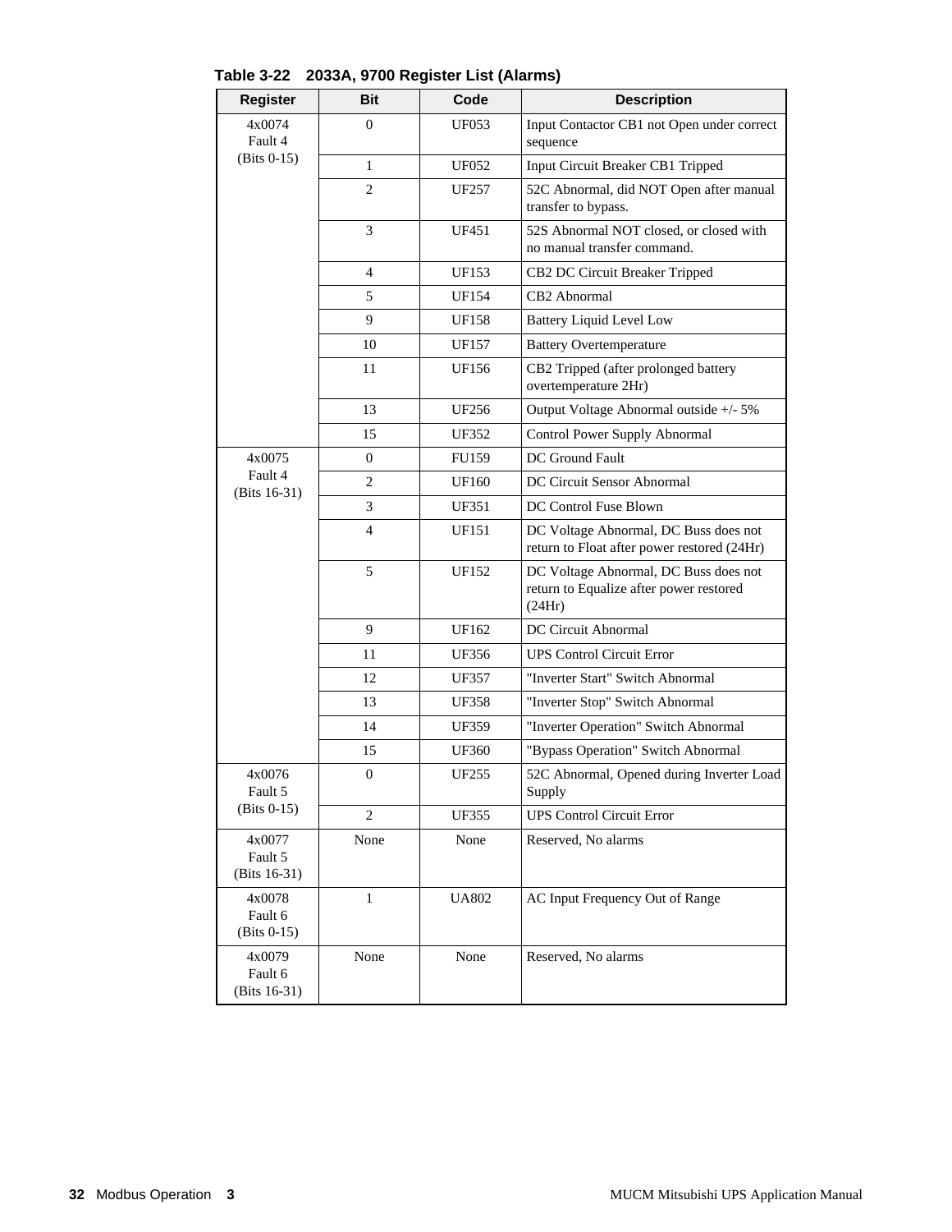**Table 3-22 2033A, 9700 Register List (Alarms)**

| Register | Bit | Code | Description |
|---|---|---|---|
| 4x0074 Fault 4 (Bits 0-15) | 0 | UF053 | Input Contactor CB1 not Open under correct sequence |
| | 1 | UF052 | Input Circuit Breaker CB1 Tripped |
| | 2 | UF257 | 52C Abnormal, did NOT Open after manual transfer to bypass. |
| | 3 | UF451 | 52S Abnormal NOT closed, or closed with no manual transfer command. |
| | 4 | UF153 | CB2 DC Circuit Breaker Tripped |
| | 5 | UF154 | CB2 Abnormal |
| | 9 | UF158 | Battery Liquid Level Low |
| | 10 | UF157 | Battery Overtemperature |
| | 11 | UF156 | CB2 Tripped (after prolonged battery overtemperature 2Hr) |
| | 13 | UF256 | Output Voltage Abnormal outside +/- 5% |
| | 15 | UF352 | Control Power Supply Abnormal |
| 4x0075 Fault 4 (Bits 16-31) | 0 | FU159 | DC Ground Fault |
| | 2 | UF160 | DC Circuit Sensor Abnormal |
| | 3 | UF351 | DC Control Fuse Blown |
| | 4 | UF151 | DC Voltage Abnormal, DC Buss does not return to Float after power restored (24Hr) |
| | 5 | UF152 | DC Voltage Abnormal, DC Buss does not return to Equalize after power restored (24Hr) |
| | 9 | UF162 | DC Circuit Abnormal |
| | 11 | UF356 | UPS Control Circuit Error |
| | 12 | UF357 | "Inverter Start" Switch Abnormal |
| | 13 | UF358 | "Inverter Stop" Switch Abnormal |
| | 14 | UF359 | "Inverter Operation" Switch Abnormal |
| | 15 | UF360 | "Bypass Operation" Switch Abnormal |
| 4x0076 Fault 5 (Bits 0-15) | 0 | UF255 | 52C Abnormal, Opened during Inverter Load Supply |
| | 2 | UF355 | UPS Control Circuit Error |
| 4x0077 Fault 5 (Bits 16-31) | None | None | Reserved, No alarms |
| 4x0078 Fault 6 (Bits 0-15) | 1 | UA802 | AC Input Frequency Out of Range |
| 4x0079 Fault 6 (Bits 16-31) | None | None | Reserved, No alarms |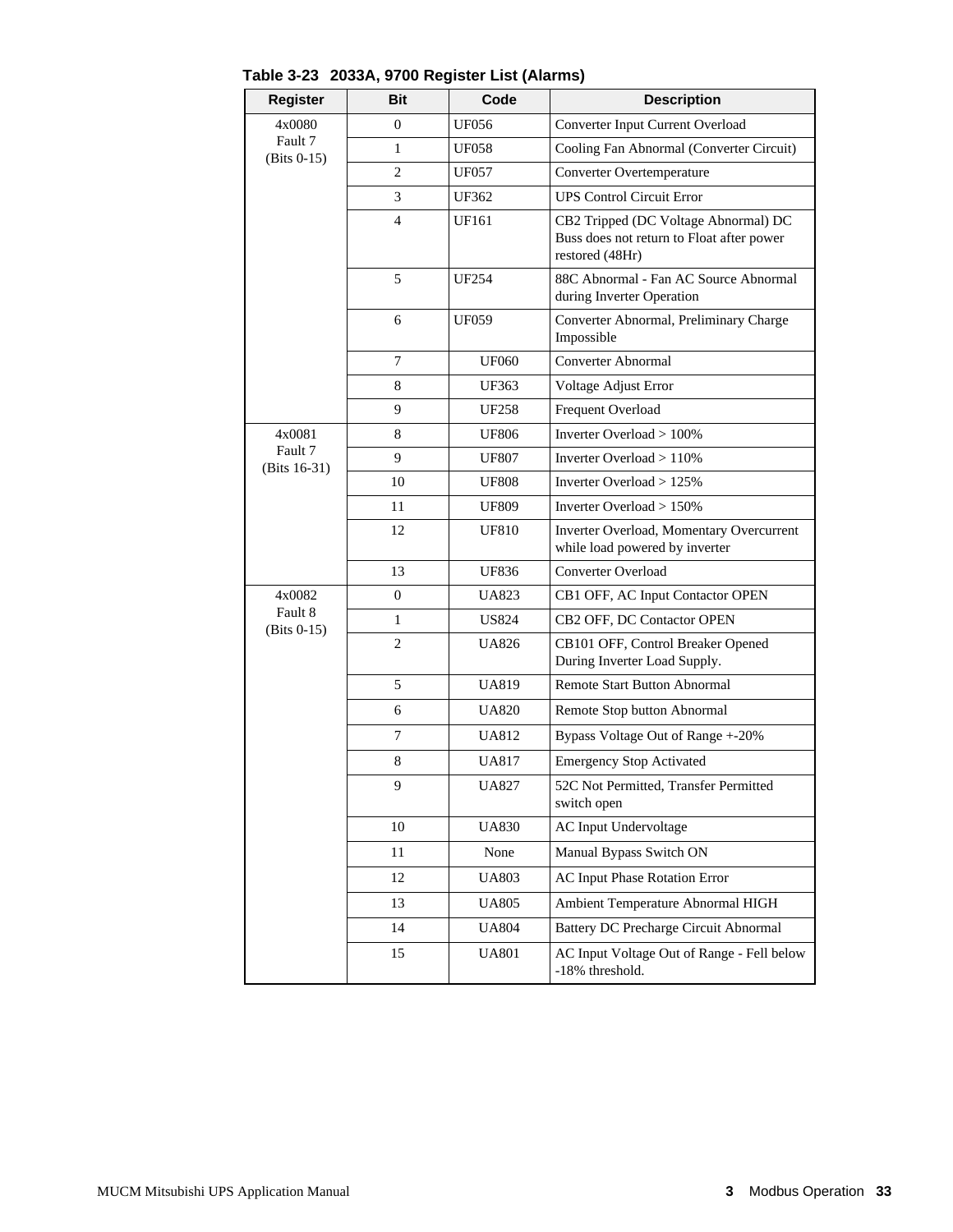**Table 3-23 2033A, 9700 Register List (Alarms)**

| Register | Bit | Code | Description |
|---|---|---|---|
| 4x0080 Fault 7 (Bits 0-15) | 0 | UF056 | Converter Input Current Overload |
| | 1 | UF058 | Cooling Fan Abnormal (Converter Circuit) |
| | 2 | UF057 | Converter Overtemperature |
| | 3 | UF362 | UPS Control Circuit Error |
| | 4 | UF161 | CB2 Tripped (DC Voltage Abnormal) DC Buss does not return to Float after power restored (48Hr) |
| | 5 | UF254 | 88C Abnormal - Fan AC Source Abnormal during Inverter Operation |
| | 6 | UF059 | Converter Abnormal, Preliminary Charge Impossible |
| | 7 | UF060 | Converter Abnormal |
| | 8 | UF363 | Voltage Adjust Error |
| | 9 | UF258 | Frequent Overload |
| 4x0081 Fault 7 (Bits 16-31) | 8 | UF806 | Inverter Overload > 100% |
| | 9 | UF807 | Inverter Overload > 110% |
| | 10 | UF808 | Inverter Overload > 125% |
| | 11 | UF809 | Inverter Overload > 150% |
| | 12 | UF810 | Inverter Overload, Momentary Overcurrent while load powered by inverter |
| | 13 | UF836 | Converter Overload |
| 4x0082 Fault 8 (Bits 0-15) | 0 | UA823 | CB1 OFF, AC Input Contactor OPEN |
| | 1 | US824 | CB2 OFF, DC Contactor OPEN |
| | 2 | UA826 | CB101 OFF, Control Breaker Opened During Inverter Load Supply. |
| | 5 | UA819 | Remote Start Button Abnormal |
| | 6 | UA820 | Remote Stop button Abnormal |
| | 7 | UA812 | Bypass Voltage Out of Range +-20% |
| | 8 | UA817 | Emergency Stop Activated |
| | 9 | UA827 | 52C Not Permitted, Transfer Permitted switch open |
| | 10 | UA830 | AC Input Undervoltage |
| | 11 | None | Manual Bypass Switch ON |
| | 12 | UA803 | AC Input Phase Rotation Error |
| | 13 | UA805 | Ambient Temperature Abnormal HIGH |
| | 14 | UA804 | Battery DC Precharge Circuit Abnormal |
| | 15 | UA801 | AC Input Voltage Out of Range - Fell below -18% threshold. |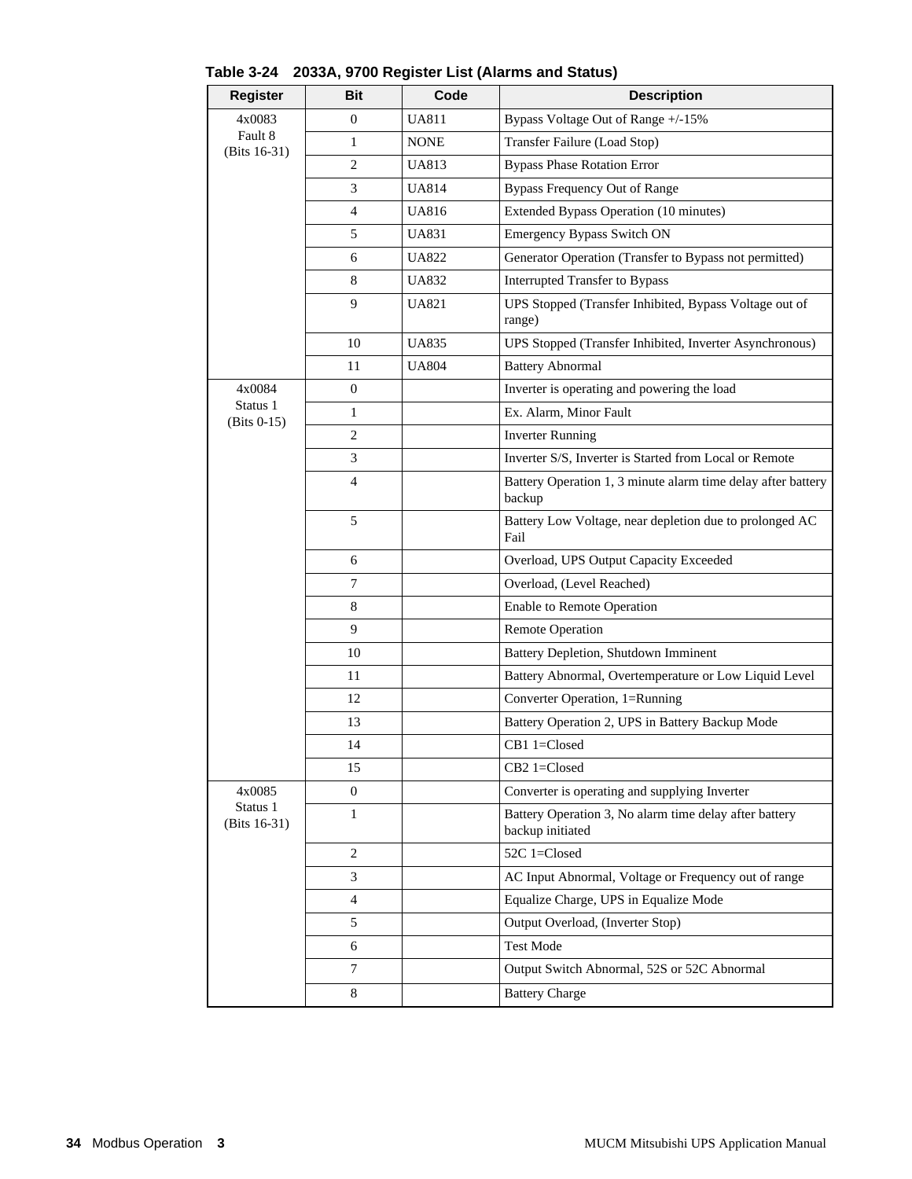**Table 3-24 2033A, 9700 Register List (Alarms and Status)**

| Register | Bit | Code | Description |
|---|---|---|---|
| 4x0083 Fault 8 (Bits 16-31) | 0 | UA811 | Bypass Voltage Out of Range +/-15% |
| | 1 | NONE | Transfer Failure (Load Stop) |
| | 2 | UA813 | Bypass Phase Rotation Error |
| | 3 | UA814 | Bypass Frequency Out of Range |
| | 4 | UA816 | Extended Bypass Operation (10 minutes) |
| | 5 | UA831 | Emergency Bypass Switch ON |
| | 6 | UA822 | Generator Operation (Transfer to Bypass not permitted) |
| | 8 | UA832 | Interrupted Transfer to Bypass |
| | 9 | UA821 | UPS Stopped (Transfer Inhibited, Bypass Voltage out of range) |
| | 10 | UA835 | UPS Stopped (Transfer Inhibited, Inverter Asynchronous) |
| | 11 | UA804 | Battery Abnormal |
| 4x0084 Status 1 (Bits 0-15) | 0 | | Inverter is operating and powering the load |
| | 1 | | Ex. Alarm, Minor Fault |
| | 2 | | Inverter Running |
| | 3 | | Inverter S/S, Inverter is Started from Local or Remote |
| | 4 | | Battery Operation 1, 3 minute alarm time delay after battery backup |
| | 5 | | Battery Low Voltage, near depletion due to prolonged AC Fail |
| | 6 | | Overload, UPS Output Capacity Exceeded |
| | 7 | | Overload, (Level Reached) |
| | 8 | | Enable to Remote Operation |
| | 9 | | Remote Operation |
| | 10 | | Battery Depletion, Shutdown Imminent |
| | 11 | | Battery Abnormal, Overtemperature or Low Liquid Level |
| | 12 | | Converter Operation, 1=Running |
| | 13 | | Battery Operation 2, UPS in Battery Backup Mode |
| | 14 | | CB1 1=Closed |
| | 15 | | CB2 1=Closed |
| 4x0085 Status 1 (Bits 16-31) | 0 | | Converter is operating and supplying Inverter |
| | 1 | | Battery Operation 3, No alarm time delay after battery backup initiated |
| | 2 | | 52C 1=Closed |
| | 3 | | AC Input Abnormal, Voltage or Frequency out of range |
| | 4 | | Equalize Charge, UPS in Equalize Mode |
| | 5 | | Output Overload, (Inverter Stop) |
| | 6 | | Test Mode |
| | 7 | | Output Switch Abnormal, 52S or 52C Abnormal |
| | 8 | | Battery Charge |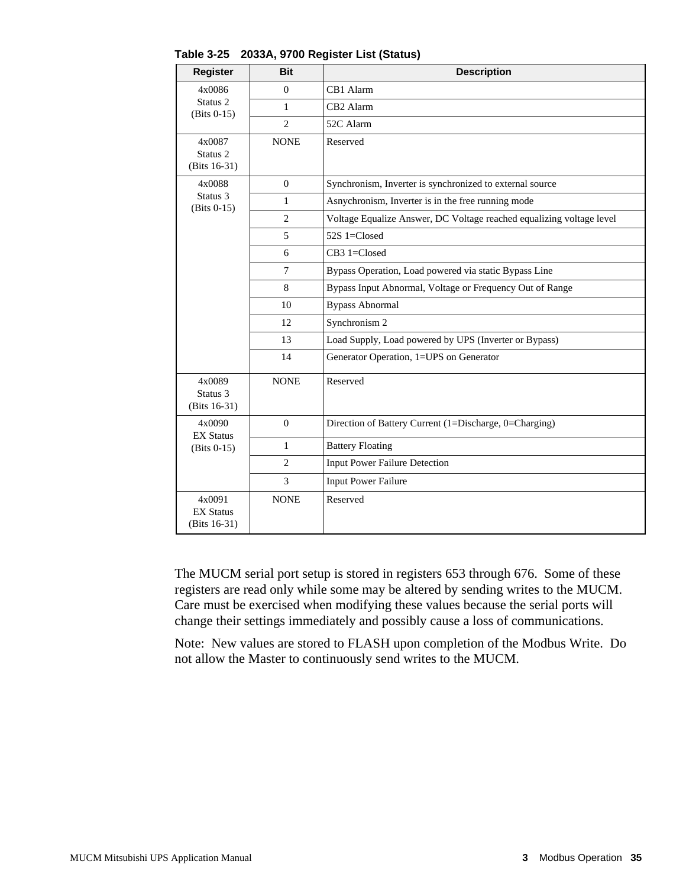**Table 3-25 2033A, 9700 Register List (Status)**

| Register | Bit | Description |
|---|---|---|
| 4x0086 Status 2 (Bits 0-15) | 0 | CB1 Alarm |
| | 1 | CB2 Alarm |
| | 2 | 52C Alarm |
| 4x0087 Status 2 (Bits 16-31) | NONE | Reserved |
| 4x0088 Status 3 (Bits 0-15) | 0 | Synchronism, Inverter is synchronized to external source |
| | 1 | Asynchronism, Inverter is in the free running mode |
| | 2 | Voltage Equalize Answer, DC Voltage reached equalizing voltage level |
| | 5 | 52S 1=Closed |
| | 6 | CB3 1=Closed |
| | 7 | Bypass Operation, Load powered via static Bypass Line |
| | 8 | Bypass Input Abnormal, Voltage or Frequency Out of Range |
| | 10 | Bypass Abnormal |
| | 12 | Synchronism 2 |
| | 13 | Load Supply, Load powered by UPS (Inverter or Bypass) |
| | 14 | Generator Operation, 1=UPS on Generator |
| 4x0089 Status 3 (Bits 16-31) | NONE | Reserved |
| 4x0090 EX Status (Bits 0-15) | 0 | Direction of Battery Current (1=Discharge, 0=Charging) |
| | 1 | Battery Floating |
| | 2 | Input Power Failure Detection |
| | 3 | Input Power Failure |
| 4x0091 EX Status (Bits 16-31) | NONE | Reserved |

The MUCM serial port setup is stored in registers 653 through 676. Some of these registers are read only while some may be altered by sending writes to the MUCM. Care must be exercised when modifying these values because the serial ports will change their settings immediately and possibly cause a loss of communications.

Note: New values are stored to FLASH upon completion of the Modbus Write. Do not allow the Master to continuously send writes to the MUCM.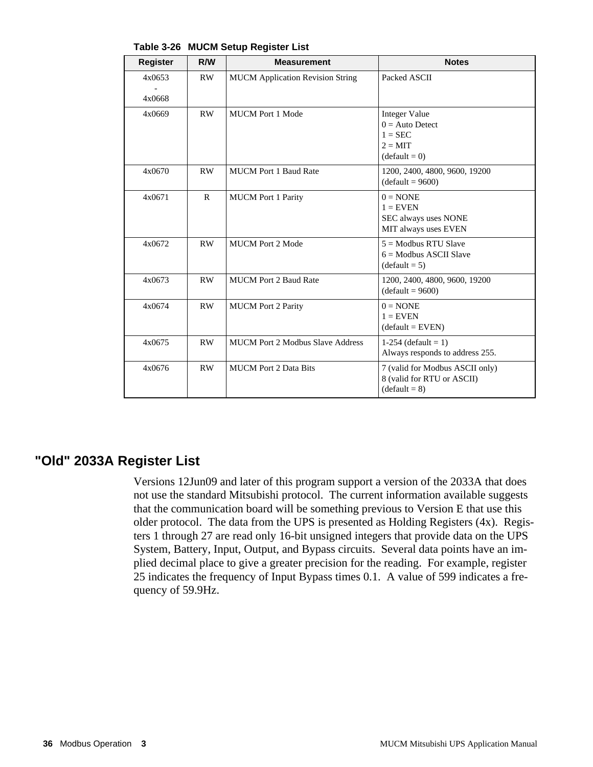**Table 3-26 MUCM Setup Register List**

| Register | R/W | Measurement | Notes |
|---|---|---|---|
| 4x0653 - 4x0668 | RW | MUCM Application Revision String | Packed ASCII |
| 4x0669 | RW | MUCM Port 1 Mode | Integer Value<br>0 = Auto Detect<br>1 = SEC<br>2 = MIT<br>(default = 0) |
| 4x0670 | RW | MUCM Port 1 Baud Rate | 1200, 2400, 4800, 9600, 19200<br>(default = 9600) |
| 4x0671 | R | MUCM Port 1 Parity | 0 = NONE<br>1 = EVEN<br>SEC always uses NONE<br>MIT always uses EVEN |
| 4x0672 | RW | MUCM Port 2 Mode | 5 = Modbus RTU Slave<br>6 = Modbus ASCII Slave<br>(default = 5) |
| 4x0673 | RW | MUCM Port 2 Baud Rate | 1200, 2400, 4800, 9600, 19200<br>(default = 9600) |
| 4x0674 | RW | MUCM Port 2 Parity | 0 = NONE<br>1 = EVEN<br>(default = EVEN) |
| 4x0675 | RW | MUCM Port 2 Modbus Slave Address | 1-254 (default = 1)<br>Always responds to address 255. |
| 4x0676 | RW | MUCM Port 2 Data Bits | 7 (valid for Modbus ASCII only)<br>8 (valid for RTU or ASCII)<br>(default = 8) |

## "Old" 2033A Register List

Versions 12Jun09 and later of this program support a version of the 2033A that does not use the standard Mitsubishi protocol. The current information available suggests that the communication board will be something previous to Version E that use this older protocol. The data from the UPS is presented as Holding Registers (4x). Registers 1 through 27 are read only 16-bit unsigned integers that provide data on the UPS System, Battery, Input, Output, and Bypass circuits. Several data points have an implied decimal place to give a greater precision for the reading. For example, register 25 indicates the frequency of Input Bypass times 0.1. A value of 599 indicates a frequency of 59.9Hz.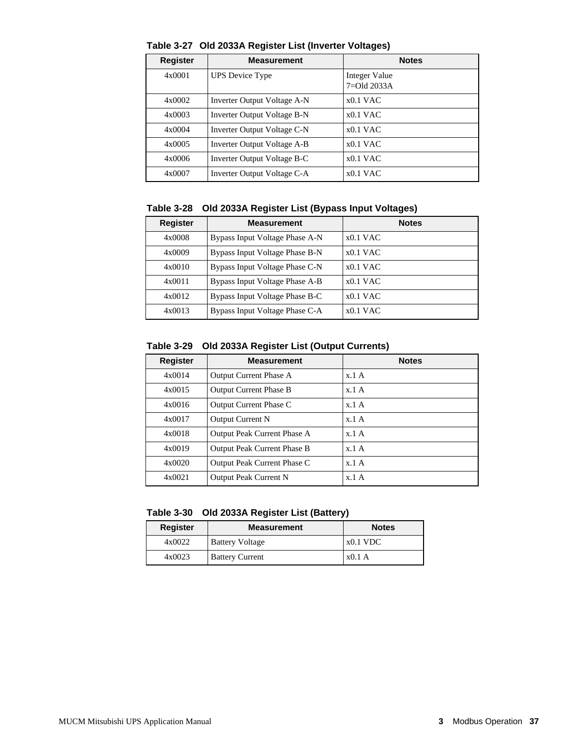**Table 3-27 Old 2033A Register List (Inverter Voltages)**

| Register | Measurement | Notes |
| --- | --- | --- |
| 4x0001 | UPS Device Type | Integer Value<br>7=Old 2033A |
| 4x0002 | Inverter Output Voltage A-N | x0.1 VAC |
| 4x0003 | Inverter Output Voltage B-N | x0.1 VAC |
| 4x0004 | Inverter Output Voltage C-N | x0.1 VAC |
| 4x0005 | Inverter Output Voltage A-B | x0.1 VAC |
| 4x0006 | Inverter Output Voltage B-C | x0.1 VAC |
| 4x0007 | Inverter Output Voltage C-A | x0.1 VAC |

**Table 3-28 Old 2033A Register List (Bypass Input Voltages)**

| Register | Measurement | Notes |
| --- | --- | --- |
| 4x0008 | Bypass Input Voltage Phase A-N | x0.1 VAC |
| 4x0009 | Bypass Input Voltage Phase B-N | x0.1 VAC |
| 4x0010 | Bypass Input Voltage Phase C-N | x0.1 VAC |
| 4x0011 | Bypass Input Voltage Phase A-B | x0.1 VAC |
| 4x0012 | Bypass Input Voltage Phase B-C | x0.1 VAC |
| 4x0013 | Bypass Input Voltage Phase C-A | x0.1 VAC |

**Table 3-29 Old 2033A Register List (Output Currents)**

| Register | Measurement | Notes |
| --- | --- | --- |
| 4x0014 | Output Current Phase A | x.1 A |
| 4x0015 | Output Current Phase B | x.1 A |
| 4x0016 | Output Current Phase C | x.1 A |
| 4x0017 | Output Current N | x.1 A |
| 4x0018 | Output Peak Current Phase A | x.1 A |
| 4x0019 | Output Peak Current Phase B | x.1 A |
| 4x0020 | Output Peak Current Phase C | x.1 A |
| 4x0021 | Output Peak Current N | x.1 A |

**Table 3-30 Old 2033A Register List (Battery)**

| Register | Measurement | Notes |
| --- | --- | --- |
| 4x0022 | Battery Voltage | x0.1 VDC |
| 4x0023 | Battery Current | x0.1 A |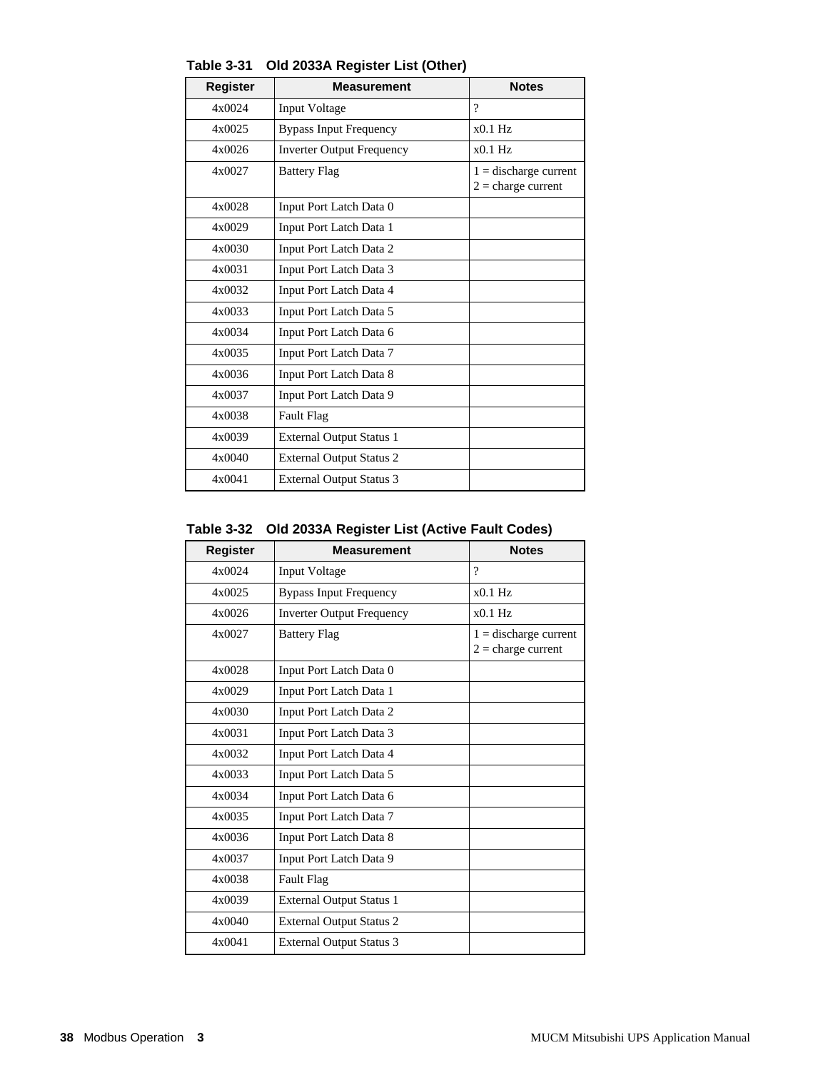**Table 3-31 Old 2033A Register List (Other)**

| Register | Measurement | Notes |
|---|---|---|
| 4x0024 | Input Voltage | ? |
| 4x0025 | Bypass Input Frequency | x0.1 Hz |
| 4x0026 | Inverter Output Frequency | x0.1 Hz |
| 4x0027 | Battery Flag | 1 = discharge current<br>2 = charge current |
| 4x0028 | Input Port Latch Data 0 | |
| 4x0029 | Input Port Latch Data 1 | |
| 4x0030 | Input Port Latch Data 2 | |
| 4x0031 | Input Port Latch Data 3 | |
| 4x0032 | Input Port Latch Data 4 | |
| 4x0033 | Input Port Latch Data 5 | |
| 4x0034 | Input Port Latch Data 6 | |
| 4x0035 | Input Port Latch Data 7 | |
| 4x0036 | Input Port Latch Data 8 | |
| 4x0037 | Input Port Latch Data 9 | |
| 4x0038 | Fault Flag | |
| 4x0039 | External Output Status 1 | |
| 4x0040 | External Output Status 2 | |
| 4x0041 | External Output Status 3 | |

**Table 3-32 Old 2033A Register List (Active Fault Codes)**

| Register | Measurement | Notes |
|---|---|---|
| 4x0024 | Input Voltage | ? |
| 4x0025 | Bypass Input Frequency | x0.1 Hz |
| 4x0026 | Inverter Output Frequency | x0.1 Hz |
| 4x0027 | Battery Flag | 1 = discharge current<br>2 = charge current |
| 4x0028 | Input Port Latch Data 0 | |
| 4x0029 | Input Port Latch Data 1 | |
| 4x0030 | Input Port Latch Data 2 | |
| 4x0031 | Input Port Latch Data 3 | |
| 4x0032 | Input Port Latch Data 4 | |
| 4x0033 | Input Port Latch Data 5 | |
| 4x0034 | Input Port Latch Data 6 | |
| 4x0035 | Input Port Latch Data 7 | |
| 4x0036 | Input Port Latch Data 8 | |
| 4x0037 | Input Port Latch Data 9 | |
| 4x0038 | Fault Flag | |
| 4x0039 | External Output Status 1 | |
| 4x0040 | External Output Status 2 | |
| 4x0041 | External Output Status 3 | |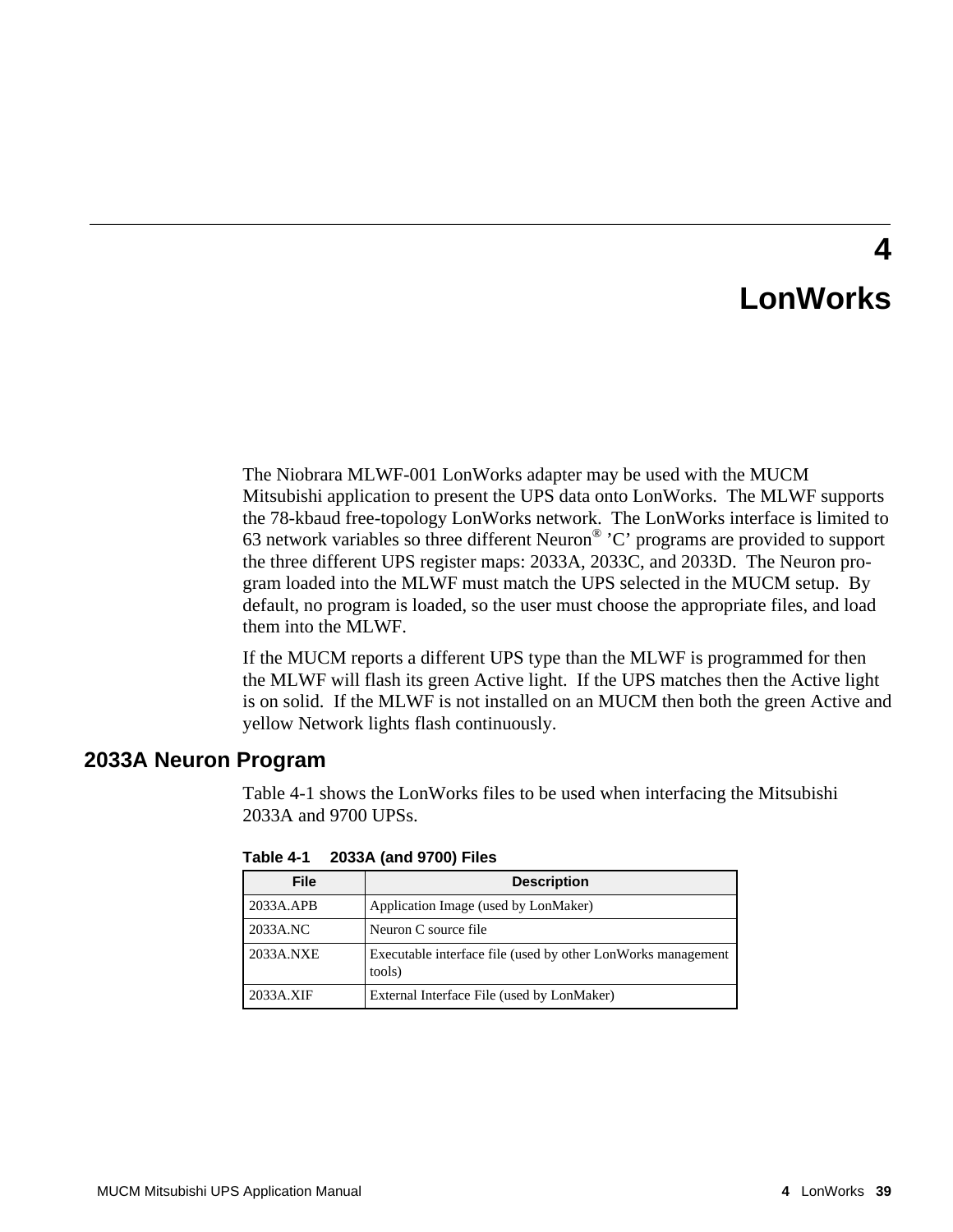# 4 LonWorks

The Niobrara MLWF-001 LonWorks adapter may be used with the MUCM Mitsubishi application to present the UPS data onto LonWorks. The MLWF supports the 78-kbaud free-topology LonWorks network. The LonWorks interface is limited to 63 network variables so three different Neuron® 'C' programs are provided to support the three different UPS register maps: 2033A, 2033C, and 2033D. The Neuron program loaded into the MLWF must match the UPS selected in the MUCM setup. By default, no program is loaded, so the user must choose the appropriate files, and load them into the MLWF.

If the MUCM reports a different UPS type than the MLWF is programmed for then the MLWF will flash its green Active light. If the UPS matches then the Active light is on solid. If the MLWF is not installed on an MUCM then both the green Active and yellow Network lights flash continuously.

## 2033A Neuron Program

Table 4-1 shows the LonWorks files to be used when interfacing the Mitsubishi 2033A and 9700 UPSs.

**Table 4-1 2033A (and 9700) Files**

| File | Description |
|---|---|
| 2033A.APB | Application Image (used by LonMaker) |
| 2033A.NC | Neuron C source file |
| 2033A.NXE | Executable interface file (used by other LonWorks management tools) |
| 2033A.XIF | External Interface File (used by LonMaker) |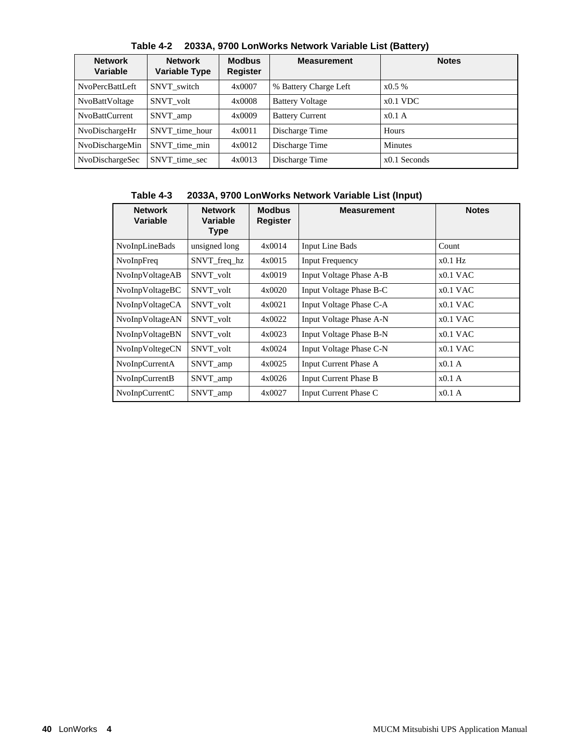**Table 4-2 2033A, 9700 LonWorks Network Variable List (Battery)**

| Network Variable | Network Variable Type | Modbus Register | Measurement | Notes |
|---|---|---|---|---|
| NvoPercBattLeft | SNVT_switch | 4x0007 | % Battery Charge Left | x0.5 % |
| NvoBattVoltage | SNVT_volt | 4x0008 | Battery Voltage | x0.1 VDC |
| NvoBattCurrent | SNVT_amp | 4x0009 | Battery Current | x0.1 A |
| NvoDischargeHr | SNVT_time_hour | 4x0011 | Discharge Time | Hours |
| NvoDischargeMin | SNVT_time_min | 4x0012 | Discharge Time | Minutes |
| NvoDischargeSec | SNVT_time_sec | 4x0013 | Discharge Time | x0.1 Seconds |

**Table 4-3 2033A, 9700 LonWorks Network Variable List (Input)**

| Network Variable | Network Variable Type | Modbus Register | Measurement | Notes |
|---|---|---|---|---|
| NvoInpLineBads | unsigned long | 4x0014 | Input Line Bads | Count |
| NvoInpFreq | SNVT_freq_hz | 4x0015 | Input Frequency | x0.1 Hz |
| NvoInpVoltageAB | SNVT_volt | 4x0019 | Input Voltage Phase A-B | x0.1 VAC |
| NvoInpVoltageBC | SNVT_volt | 4x0020 | Input Voltage Phase B-C | x0.1 VAC |
| NvoInpVoltageCA | SNVT_volt | 4x0021 | Input Voltage Phase C-A | x0.1 VAC |
| NvoInpVoltageAN | SNVT_volt | 4x0022 | Input Voltage Phase A-N | x0.1 VAC |
| NvoInpVoltageBN | SNVT_volt | 4x0023 | Input Voltage Phase B-N | x0.1 VAC |
| NvoInpVoltegeCN | SNVT_volt | 4x0024 | Input Voltage Phase C-N | x0.1 VAC |
| NvoInpCurrentA | SNVT_amp | 4x0025 | Input Current Phase A | x0.1 A |
| NvoInpCurrentB | SNVT_amp | 4x0026 | Input Current Phase B | x0.1 A |
| NvoInpCurrentC | SNVT_amp | 4x0027 | Input Current Phase C | x0.1 A |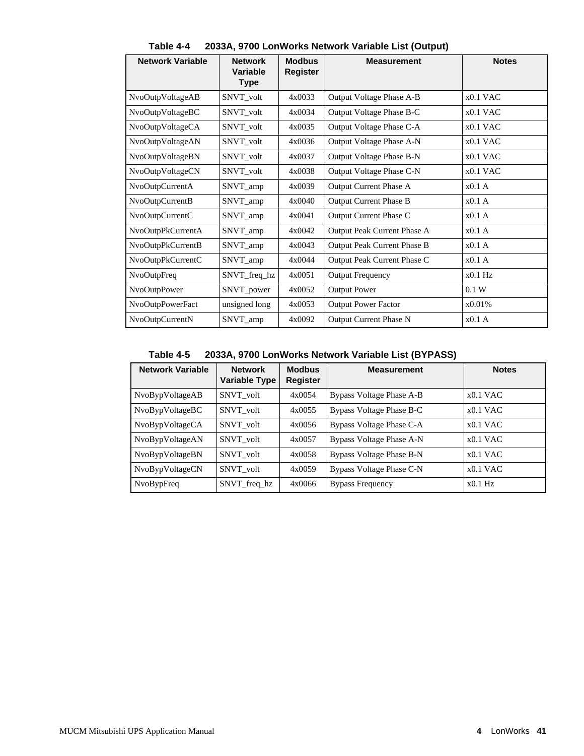**Table 4-4 2033A, 9700 LonWorks Network Variable List (Output)**

| Network Variable | Network Variable Type | Modbus Register | Measurement | Notes |
|---|---|---|---|---|
| NvoOutpVoltageAB | SNVT_volt | 4x0033 | Output Voltage Phase A-B | x0.1 VAC |
| NvoOutpVoltageBC | SNVT_volt | 4x0034 | Output Voltage Phase B-C | x0.1 VAC |
| NvoOutpVoltageCA | SNVT_volt | 4x0035 | Output Voltage Phase C-A | x0.1 VAC |
| NvoOutpVoltageAN | SNVT_volt | 4x0036 | Output Voltage Phase A-N | x0.1 VAC |
| NvoOutpVoltageBN | SNVT_volt | 4x0037 | Output Voltage Phase B-N | x0.1 VAC |
| NvoOutpVoltageCN | SNVT_volt | 4x0038 | Output Voltage Phase C-N | x0.1 VAC |
| NvoOutpCurrentA | SNVT_amp | 4x0039 | Output Current Phase A | x0.1 A |
| NvoOutpCurrentB | SNVT_amp | 4x0040 | Output Current Phase B | x0.1 A |
| NvoOutpCurrentC | SNVT_amp | 4x0041 | Output Current Phase C | x0.1 A |
| NvoOutpPkCurrentA | SNVT_amp | 4x0042 | Output Peak Current Phase A | x0.1 A |
| NvoOutpPkCurrentB | SNVT_amp | 4x0043 | Output Peak Current Phase B | x0.1 A |
| NvoOutpPkCurrentC | SNVT_amp | 4x0044 | Output Peak Current Phase C | x0.1 A |
| NvoOutpFreq | SNVT_freq_hz | 4x0051 | Output Frequency | x0.1 Hz |
| NvoOutpPower | SNVT_power | 4x0052 | Output Power | 0.1 W |
| NvoOutpPowerFact | unsigned long | 4x0053 | Output Power Factor | x0.01% |
| NvoOutpCurrentN | SNVT_amp | 4x0092 | Output Current Phase N | x0.1 A |

**Table 4-5 2033A, 9700 LonWorks Network Variable List (BYPASS)**

| Network Variable | Network Variable Type | Modbus Register | Measurement | Notes |
|---|---|---|---|---|
| NvoBypVoltageAB | SNVT_volt | 4x0054 | Bypass Voltage Phase A-B | x0.1 VAC |
| NvoBypVoltageBC | SNVT_volt | 4x0055 | Bypass Voltage Phase B-C | x0.1 VAC |
| NvoBypVoltageCA | SNVT_volt | 4x0056 | Bypass Voltage Phase C-A | x0.1 VAC |
| NvoBypVoltageAN | SNVT_volt | 4x0057 | Bypass Voltage Phase A-N | x0.1 VAC |
| NvoBypVoltageBN | SNVT_volt | 4x0058 | Bypass Voltage Phase B-N | x0.1 VAC |
| NvoBypVoltageCN | SNVT_volt | 4x0059 | Bypass Voltage Phase C-N | x0.1 VAC |
| NvoBypFreq | SNVT_freq_hz | 4x0066 | Bypass Frequency | x0.1 Hz |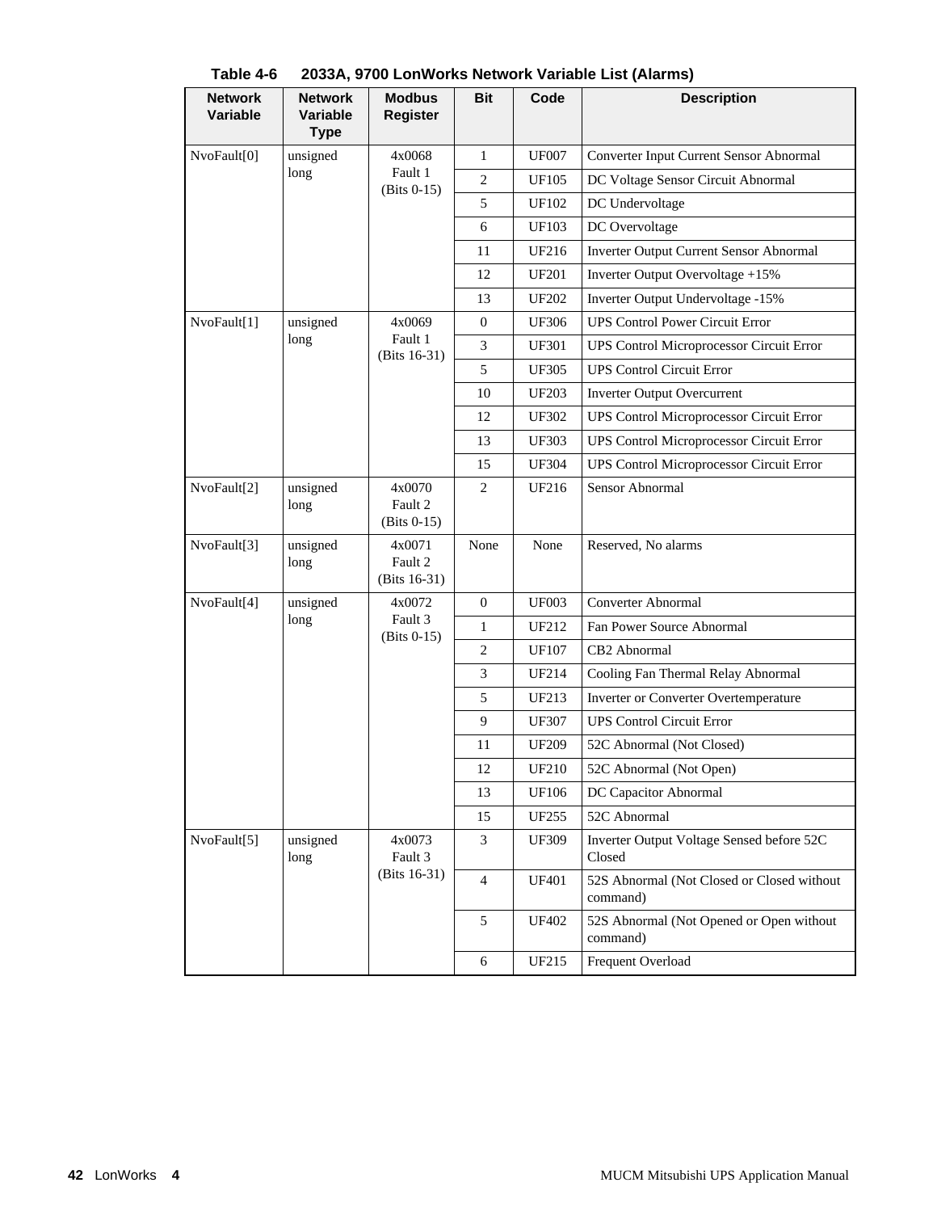**Table 4-6 2033A, 9700 LonWorks Network Variable List (Alarms)**

| Network Variable | Network Variable Type | Modbus Register | Bit | Code | Description |
|---|---|---|---|---|---|
| NvoFault[0] | unsigned long | 4x0068 Fault 1 (Bits 0-15) | 1 | UF007 | Converter Input Current Sensor Abnormal |
| | | | 2 | UF105 | DC Voltage Sensor Circuit Abnormal |
| | | | 5 | UF102 | DC Undervoltage |
| | | | 6 | UF103 | DC Overvoltage |
| | | | 11 | UF216 | Inverter Output Current Sensor Abnormal |
| | | | 12 | UF201 | Inverter Output Overvoltage +15% |
| | | | 13 | UF202 | Inverter Output Undervoltage -15% |
| NvoFault[1] | unsigned long | 4x0069 Fault 1 (Bits 16-31) | 0 | UF306 | UPS Control Power Circuit Error |
| | | | 3 | UF301 | UPS Control Microprocessor Circuit Error |
| | | | 5 | UF305 | UPS Control Circuit Error |
| | | | 10 | UF203 | Inverter Output Overcurrent |
| | | | 12 | UF302 | UPS Control Microprocessor Circuit Error |
| | | | 13 | UF303 | UPS Control Microprocessor Circuit Error |
| | | | 15 | UF304 | UPS Control Microprocessor Circuit Error |
| NvoFault[2] | unsigned long | 4x0070 Fault 2 (Bits 0-15) | 2 | UF216 | Sensor Abnormal |
| NvoFault[3] | unsigned long | 4x0071 Fault 2 (Bits 16-31) | None | None | Reserved, No alarms |
| NvoFault[4] | unsigned long | 4x0072 Fault 3 (Bits 0-15) | 0 | UF003 | Converter Abnormal |
| | | | 1 | UF212 | Fan Power Source Abnormal |
| | | | 2 | UF107 | CB2 Abnormal |
| | | | 3 | UF214 | Cooling Fan Thermal Relay Abnormal |
| | | | 5 | UF213 | Inverter or Converter Overtemperature |
| | | | 9 | UF307 | UPS Control Circuit Error |
| | | | 11 | UF209 | 52C Abnormal (Not Closed) |
| | | | 12 | UF210 | 52C Abnormal (Not Open) |
| | | | 13 | UF106 | DC Capacitor Abnormal |
| | | | 15 | UF255 | 52C Abnormal |
| NvoFault[5] | unsigned long | 4x0073 Fault 3 (Bits 16-31) | 3 | UF309 | Inverter Output Voltage Sensed before 52C Closed |
| | | | 4 | UF401 | 52S Abnormal (Not Closed or Closed without command) |
| | | | 5 | UF402 | 52S Abnormal (Not Opened or Open without command) |
| | | | 6 | UF215 | Frequent Overload |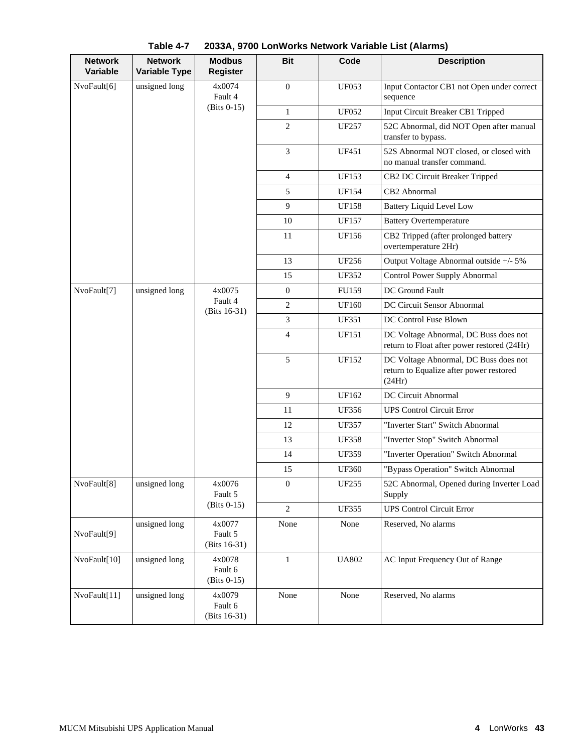**Table 4-7 2033A, 9700 LonWorks Network Variable List (Alarms)**

| Network Variable | Network Variable Type | Modbus Register | Bit | Code | Description |
|---|---|---|---|---|---|
| NvoFault[6] | unsigned long | 4x0074 Fault 4 (Bits 0-15) | 0 | UF053 | Input Contactor CB1 not Open under correct sequence |
| | | | 1 | UF052 | Input Circuit Breaker CB1 Tripped |
| | | | 2 | UF257 | 52C Abnormal, did NOT Open after manual transfer to bypass. |
| | | | 3 | UF451 | 52S Abnormal NOT closed, or closed with no manual transfer command. |
| | | | 4 | UF153 | CB2 DC Circuit Breaker Tripped |
| | | | 5 | UF154 | CB2 Abnormal |
| | | | 9 | UF158 | Battery Liquid Level Low |
| | | | 10 | UF157 | Battery Overtemperature |
| | | | 11 | UF156 | CB2 Tripped (after prolonged battery overtemperature 2Hr) |
| | | | 13 | UF256 | Output Voltage Abnormal outside +/- 5% |
| | | | 15 | UF352 | Control Power Supply Abnormal |
| NvoFault[7] | unsigned long | 4x0075 Fault 4 (Bits 16-31) | 0 | FU159 | DC Ground Fault |
| | | | 2 | UF160 | DC Circuit Sensor Abnormal |
| | | | 3 | UF351 | DC Control Fuse Blown |
| | | | 4 | UF151 | DC Voltage Abnormal, DC Buss does not return to Float after power restored (24Hr) |
| | | | 5 | UF152 | DC Voltage Abnormal, DC Buss does not return to Equalize after power restored (24Hr) |
| | | | 9 | UF162 | DC Circuit Abnormal |
| | | | 11 | UF356 | UPS Control Circuit Error |
| | | | 12 | UF357 | "Inverter Start" Switch Abnormal |
| | | | 13 | UF358 | "Inverter Stop" Switch Abnormal |
| | | | 14 | UF359 | "Inverter Operation" Switch Abnormal |
| | | | 15 | UF360 | "Bypass Operation" Switch Abnormal |
| NvoFault[8] | unsigned long | 4x0076 Fault 5 (Bits 0-15) | 0 | UF255 | 52C Abnormal, Opened during Inverter Load Supply |
| | | | 2 | UF355 | UPS Control Circuit Error |
| NvoFault[9] | unsigned long | 4x0077 Fault 5 (Bits 16-31) | None | None | Reserved, No alarms |
| NvoFault[10] | unsigned long | 4x0078 Fault 6 (Bits 0-15) | 1 | UA802 | AC Input Frequency Out of Range |
| NvoFault[11] | unsigned long | 4x0079 Fault 6 (Bits 16-31) | None | None | Reserved, No alarms |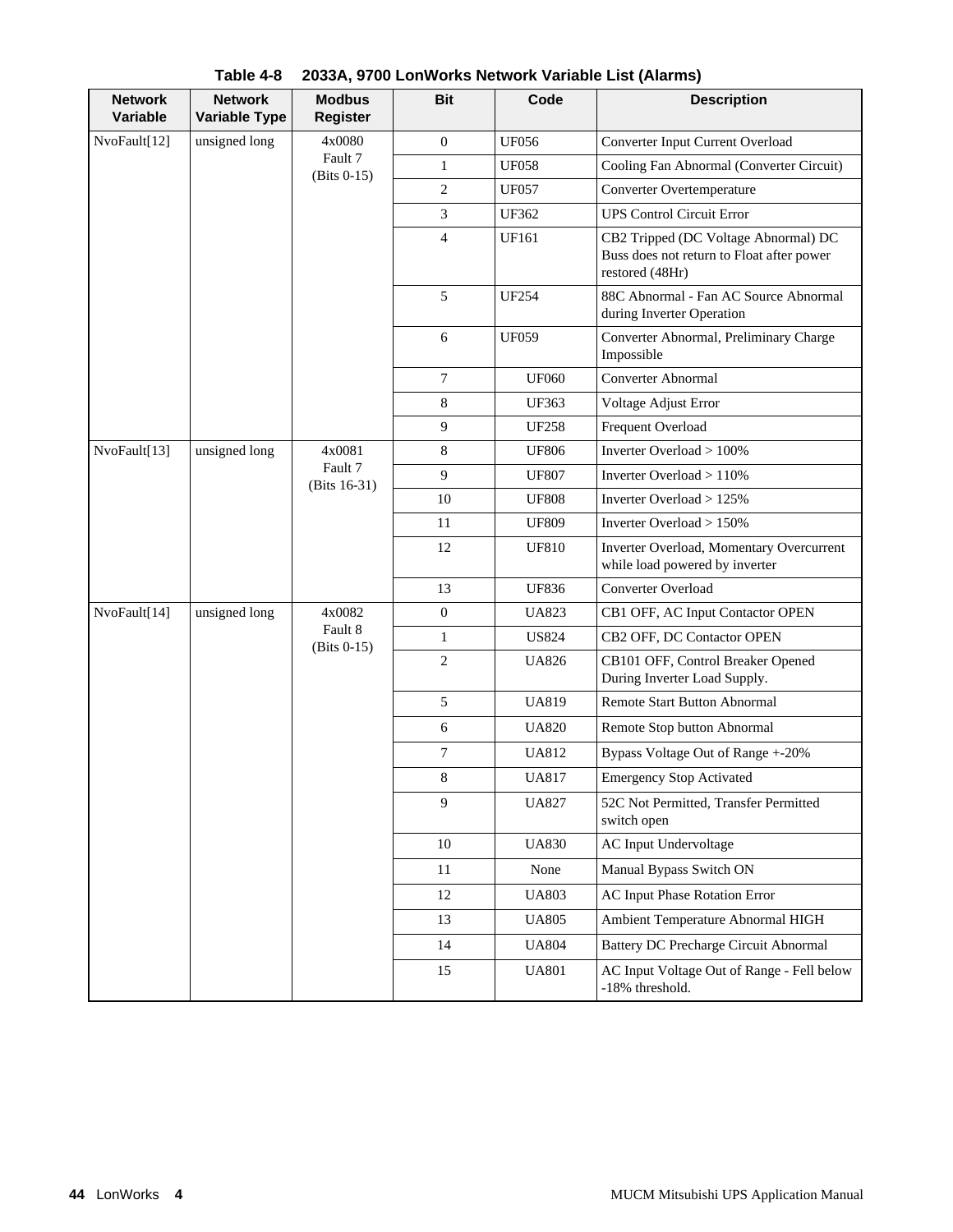**Table 4-8 2033A, 9700 LonWorks Network Variable List (Alarms)**

| Network Variable | Network Variable Type | Modbus Register | Bit | Code | Description |
|---|---|---|---|---|---|
| NvoFault[12] | unsigned long | 4x0080 Fault 7 (Bits 0-15) | 0 | UF056 | Converter Input Current Overload |
| | | | 1 | UF058 | Cooling Fan Abnormal (Converter Circuit) |
| | | | 2 | UF057 | Converter Overtemperature |
| | | | 3 | UF362 | UPS Control Circuit Error |
| | | | 4 | UF161 | CB2 Tripped (DC Voltage Abnormal) DC Buss does not return to Float after power restored (48Hr) |
| | | | 5 | UF254 | 88C Abnormal - Fan AC Source Abnormal during Inverter Operation |
| | | | 6 | UF059 | Converter Abnormal, Preliminary Charge Impossible |
| | | | 7 | UF060 | Converter Abnormal |
| | | | 8 | UF363 | Voltage Adjust Error |
| | | | 9 | UF258 | Frequent Overload |
| NvoFault[13] | unsigned long | 4x0081 Fault 7 (Bits 16-31) | 8 | UF806 | Inverter Overload > 100% |
| | | | 9 | UF807 | Inverter Overload > 110% |
| | | | 10 | UF808 | Inverter Overload > 125% |
| | | | 11 | UF809 | Inverter Overload > 150% |
| | | | 12 | UF810 | Inverter Overload, Momentary Overcurrent while load powered by inverter |
| | | | 13 | UF836 | Converter Overload |
| NvoFault[14] | unsigned long | 4x0082 Fault 8 (Bits 0-15) | 0 | UA823 | CB1 OFF, AC Input Contactor OPEN |
| | | | 1 | US824 | CB2 OFF, DC Contactor OPEN |
| | | | 2 | UA826 | CB101 OFF, Control Breaker Opened During Inverter Load Supply. |
| | | | 5 | UA819 | Remote Start Button Abnormal |
| | | | 6 | UA820 | Remote Stop button Abnormal |
| | | | 7 | UA812 | Bypass Voltage Out of Range +-20% |
| | | | 8 | UA817 | Emergency Stop Activated |
| | | | 9 | UA827 | 52C Not Permitted, Transfer Permitted switch open |
| | | | 10 | UA830 | AC Input Undervoltage |
| | | | 11 | None | Manual Bypass Switch ON |
| | | | 12 | UA803 | AC Input Phase Rotation Error |
| | | | 13 | UA805 | Ambient Temperature Abnormal HIGH |
| | | | 14 | UA804 | Battery DC Precharge Circuit Abnormal |
| | | | 15 | UA801 | AC Input Voltage Out of Range - Fell below -18% threshold. |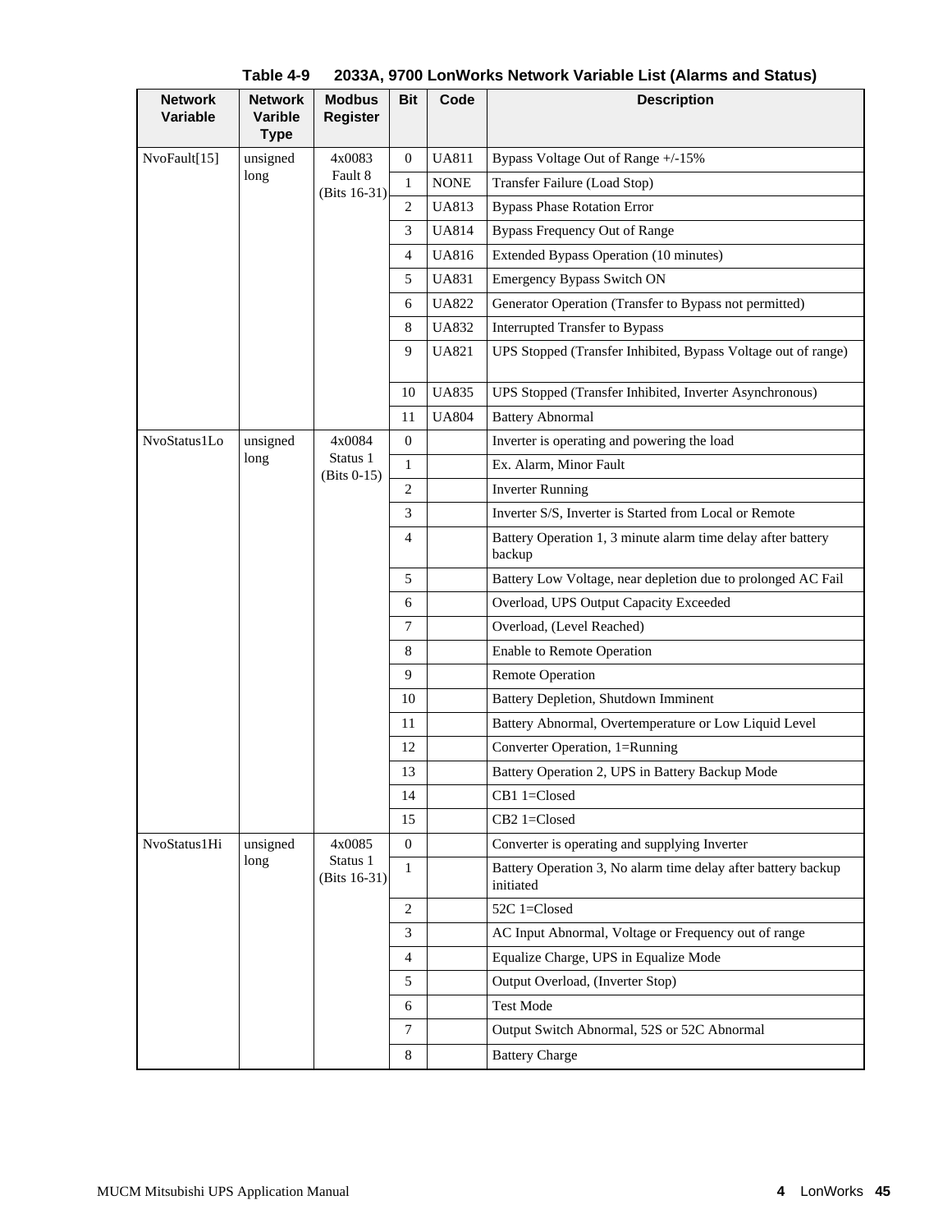**Table 4-9 2033A, 9700 LonWorks Network Variable List (Alarms and Status)**

| Network Variable | Network Varible Type | Modbus Register | Bit | Code | Description |
|---|---|---|---|---|---|
| NvoFault[15] | unsigned long | 4x0083 Fault 8 (Bits 16-31) | 0 | UA811 | Bypass Voltage Out of Range +/-15% |
| | | | 1 | NONE | Transfer Failure (Load Stop) |
| | | | 2 | UA813 | Bypass Phase Rotation Error |
| | | | 3 | UA814 | Bypass Frequency Out of Range |
| | | | 4 | UA816 | Extended Bypass Operation (10 minutes) |
| | | | 5 | UA831 | Emergency Bypass Switch ON |
| | | | 6 | UA822 | Generator Operation (Transfer to Bypass not permitted) |
| | | | 8 | UA832 | Interrupted Transfer to Bypass |
| | | | 9 | UA821 | UPS Stopped (Transfer Inhibited, Bypass Voltage out of range) |
| | | | 10 | UA835 | UPS Stopped (Transfer Inhibited, Inverter Asynchronous) |
| | | | 11 | UA804 | Battery Abnormal |
| NvoStatus1Lo | unsigned long | 4x0084 Status 1 (Bits 0-15) | 0 | | Inverter is operating and powering the load |
| | | | 1 | | Ex. Alarm, Minor Fault |
| | | | 2 | | Inverter Running |
| | | | 3 | | Inverter S/S, Inverter is Started from Local or Remote |
| | | | 4 | | Battery Operation 1, 3 minute alarm time delay after battery backup |
| | | | 5 | | Battery Low Voltage, near depletion due to prolonged AC Fail |
| | | | 6 | | Overload, UPS Output Capacity Exceeded |
| | | | 7 | | Overload, (Level Reached) |
| | | | 8 | | Enable to Remote Operation |
| | | | 9 | | Remote Operation |
| | | | 10 | | Battery Depletion, Shutdown Imminent |
| | | | 11 | | Battery Abnormal, Overtemperature or Low Liquid Level |
| | | | 12 | | Converter Operation, 1=Running |
| | | | 13 | | Battery Operation 2, UPS in Battery Backup Mode |
| | | | 14 | | CB1 1=Closed |
| | | | 15 | | CB2 1=Closed |
| NvoStatus1Hi | unsigned long | 4x0085 Status 1 (Bits 16-31) | 0 | | Converter is operating and supplying Inverter |
| | | | 1 | | Battery Operation 3, No alarm time delay after battery backup initiated |
| | | | 2 | | 52C 1=Closed |
| | | | 3 | | AC Input Abnormal, Voltage or Frequency out of range |
| | | | 4 | | Equalize Charge, UPS in Equalize Mode |
| | | | 5 | | Output Overload, (Inverter Stop) |
| | | | 6 | | Test Mode |
| | | | 7 | | Output Switch Abnormal, 52S or 52C Abnormal |
| | | | 8 | | Battery Charge |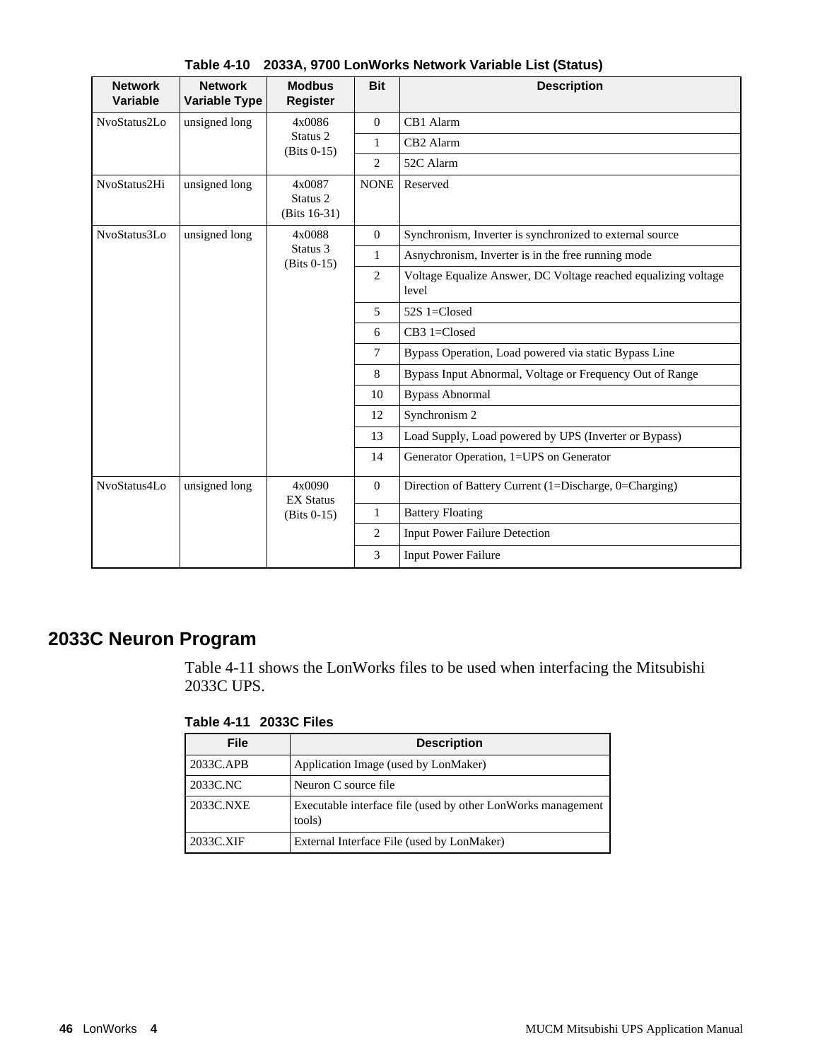**Table 4-10 2033A, 9700 LonWorks Network Variable List (Status)**

| Network Variable | Network Variable Type | Modbus Register | Bit | Description |
|---|---|---|---|---|
| NvoStatus2Lo | unsigned long | 4x0086 Status 2 (Bits 0-15) | 0 | CB1 Alarm |
| | | | 1 | CB2 Alarm |
| | | | 2 | 52C Alarm |
| NvoStatus2Hi | unsigned long | 4x0087 Status 2 (Bits 16-31) | NONE | Reserved |
| NvoStatus3Lo | unsigned long | 4x0088 Status 3 (Bits 0-15) | 0 | Synchronism, Inverter is synchronized to external source |
| | | | 1 | Asynchronism, Inverter is in the free running mode |
| | | | 2 | Voltage Equalize Answer, DC Voltage reached equalizing voltage level |
| | | | 5 | 52S 1=Closed |
| | | | 6 | CB3 1=Closed |
| | | | 7 | Bypass Operation, Load powered via static Bypass Line |
| | | | 8 | Bypass Input Abnormal, Voltage or Frequency Out of Range |
| | | | 10 | Bypass Abnormal |
| | | | 12 | Synchronism 2 |
| | | | 13 | Load Supply, Load powered by UPS (Inverter or Bypass) |
| | | | 14 | Generator Operation, 1=UPS on Generator |
| NvoStatus4Lo | unsigned long | 4x0090 EX Status (Bits 0-15) | 0 | Direction of Battery Current (1=Discharge, 0=Charging) |
| | | | 1 | Battery Floating |
| | | | 2 | Input Power Failure Detection |
| | | | 3 | Input Power Failure |

## 2033C Neuron Program

Table 4-11 shows the LonWorks files to be used when interfacing the Mitsubishi 2033C UPS.

**Table 4-11 2033C Files**

| File | Description |
|---|---|
| 2033C.APB | Application Image (used by LonMaker) |
| 2033C.NC | Neuron C source file |
| 2033C.NXE | Executable interface file (used by other LonWorks management tools) |
| 2033C.XIF | External Interface File (used by LonMaker) |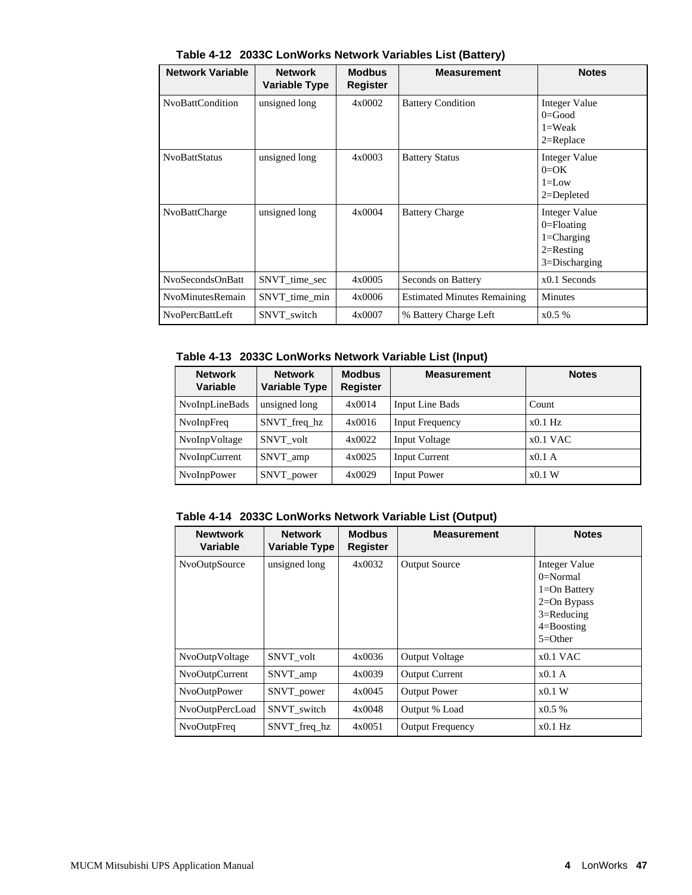**Table 4-12 2033C LonWorks Network Variables List (Battery)**

| Network Variable | Network Variable Type | Modbus Register | Measurement | Notes |
|---|---|---|---|---|
| NvoBattCondition | unsigned long | 4x0002 | Battery Condition | Integer Value<br>0=Good<br>1=Weak<br>2=Replace |
| NvoBattStatus | unsigned long | 4x0003 | Battery Status | Integer Value<br>0=OK<br>1=Low<br>2=Depleted |
| NvoBattCharge | unsigned long | 4x0004 | Battery Charge | Integer Value<br>0=Floating<br>1=Charging<br>2=Resting<br>3=Discharging |
| NvoSecondsOnBatt | SNVT_time_sec | 4x0005 | Seconds on Battery | x0.1 Seconds |
| NvoMinutesRemain | SNVT_time_min | 4x0006 | Estimated Minutes Remaining | Minutes |
| NvoPercBattLeft | SNVT_switch | 4x0007 | % Battery Charge Left | x0.5 % |

**Table 4-13 2033C LonWorks Network Variable List (Input)**

| Network Variable | Network Variable Type | Modbus Register | Measurement | Notes |
|---|---|---|---|---|
| NvoInpLineBads | unsigned long | 4x0014 | Input Line Bads | Count |
| NvoInpFreq | SNVT_freq_hz | 4x0016 | Input Frequency | x0.1 Hz |
| NvoInpVoltage | SNVT_volt | 4x0022 | Input Voltage | x0.1 VAC |
| NvoInpCurrent | SNVT_amp | 4x0025 | Input Current | x0.1 A |
| NvoInpPower | SNVT_power | 4x0029 | Input Power | x0.1 W |

**Table 4-14 2033C LonWorks Network Variable List (Output)**

| Newtwork Variable | Network Variable Type | Modbus Register | Measurement | Notes |
|---|---|---|---|---|
| NvoOutpSource | unsigned long | 4x0032 | Output Source | Integer Value<br>0=Normal<br>1=On Battery<br>2=On Bypass<br>3=Reducing<br>4=Boosting<br>5=Other |
| NvoOutpVoltage | SNVT_volt | 4x0036 | Output Voltage | x0.1 VAC |
| NvoOutpCurrent | SNVT_amp | 4x0039 | Output Current | x0.1 A |
| NvoOutpPower | SNVT_power | 4x0045 | Output Power | x0.1 W |
| NvoOutpPercLoad | SNVT_switch | 4x0048 | Output % Load | x0.5 % |
| NvoOutpFreq | SNVT_freq_hz | 4x0051 | Output Frequency | x0.1 Hz |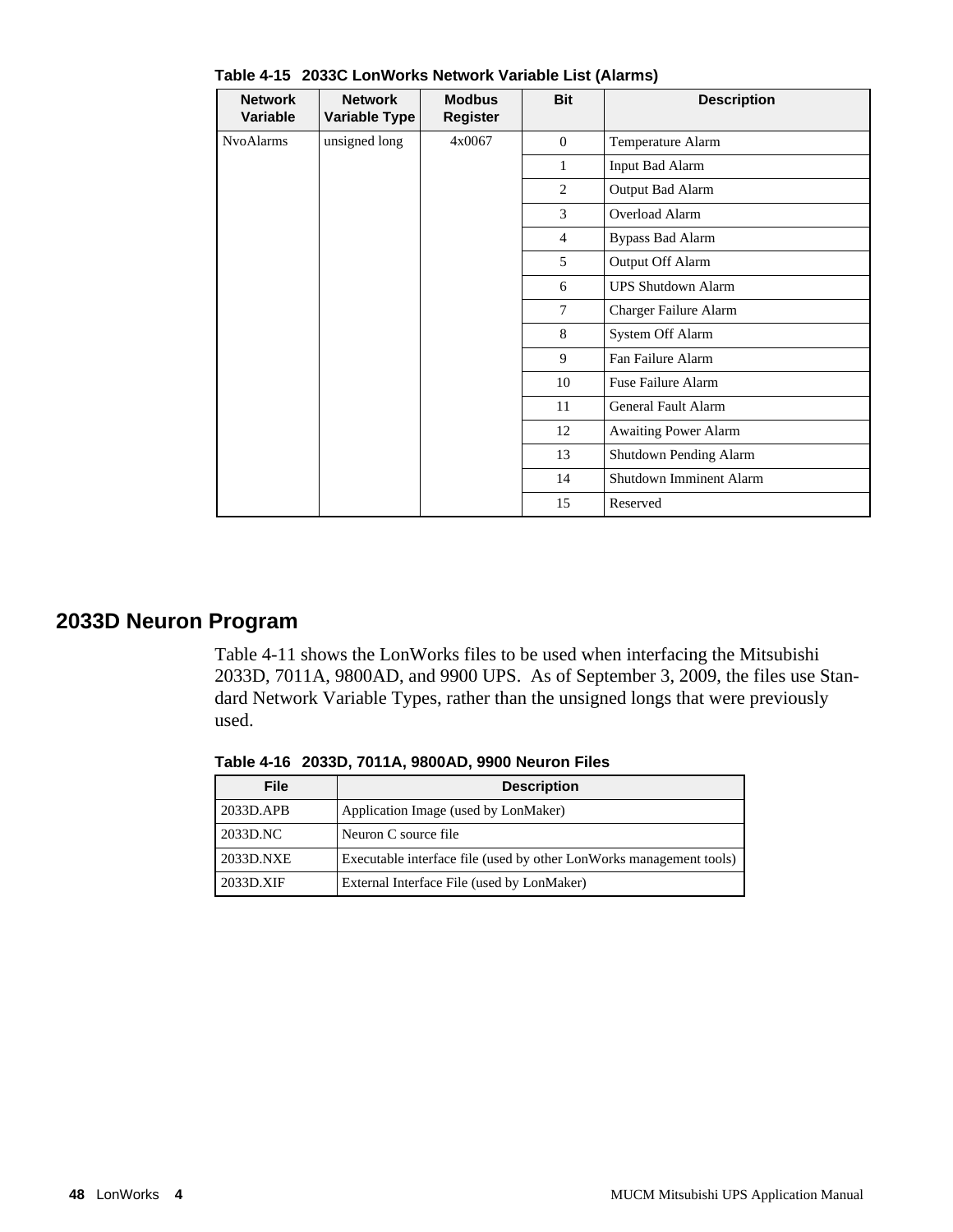**Table 4-15 2033C LonWorks Network Variable List (Alarms)**

| Network Variable | Network Variable Type | Modbus Register | Bit | Description |
|---|---|---|---|---|
| NvoAlarms | unsigned long | 4x0067 | 0 | Temperature Alarm |
| | | | 1 | Input Bad Alarm |
| | | | 2 | Output Bad Alarm |
| | | | 3 | Overload Alarm |
| | | | 4 | Bypass Bad Alarm |
| | | | 5 | Output Off Alarm |
| | | | 6 | UPS Shutdown Alarm |
| | | | 7 | Charger Failure Alarm |
| | | | 8 | System Off Alarm |
| | | | 9 | Fan Failure Alarm |
| | | | 10 | Fuse Failure Alarm |
| | | | 11 | General Fault Alarm |
| | | | 12 | Awaiting Power Alarm |
| | | | 13 | Shutdown Pending Alarm |
| | | | 14 | Shutdown Imminent Alarm |
| | | | 15 | Reserved |

## 2033D Neuron Program

Table 4-11 shows the LonWorks files to be used when interfacing the Mitsubishi 2033D, 7011A, 9800AD, and 9900 UPS. As of September 3, 2009, the files use Standard Network Variable Types, rather than the unsigned longs that were previously used.

**Table 4-16 2033D, 7011A, 9800AD, 9900 Neuron Files**

| File | Description |
|---|---|
| 2033D.APB | Application Image (used by LonMaker) |
| 2033D.NC | Neuron C source file |
| 2033D.NXE | Executable interface file (used by other LonWorks management tools) |
| 2033D.XIF | External Interface File (used by LonMaker) |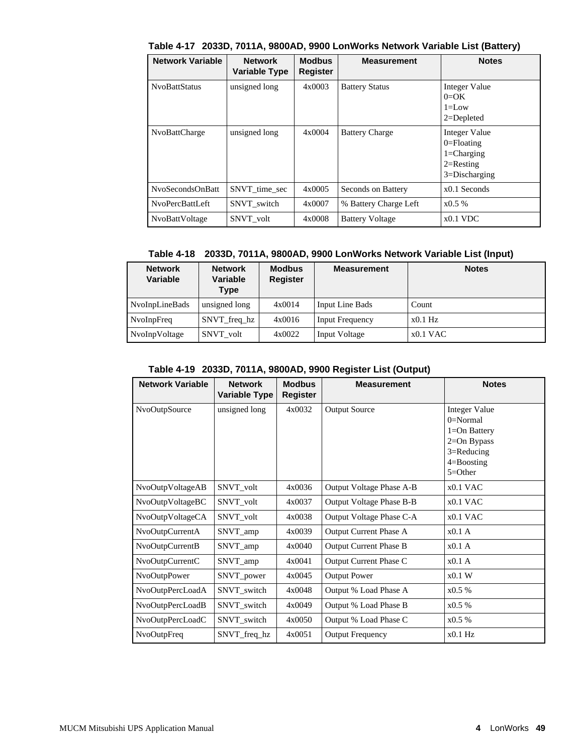**Table 4-17 2033D, 7011A, 9800AD, 9900 LonWorks Network Variable List (Battery)**

| Network Variable | Network Variable Type | Modbus Register | Measurement | Notes |
|---|---|---|---|---|
| NvoBattStatus | unsigned long | 4x0003 | Battery Status | Integer Value<br>0=OK<br>1=Low<br>2=Depleted |
| NvoBattCharge | unsigned long | 4x0004 | Battery Charge | Integer Value<br>0=Floating<br>1=Charging<br>2=Resting<br>3=Discharging |
| NvoSecondsOnBatt | SNVT_time_sec | 4x0005 | Seconds on Battery | x0.1 Seconds |
| NvoPercBattLeft | SNVT_switch | 4x0007 | % Battery Charge Left | x0.5 % |
| NvoBattVoltage | SNVT_volt | 4x0008 | Battery Voltage | x0.1 VDC |

**Table 4-18 2033D, 7011A, 9800AD, 9900 LonWorks Network Variable List (Input)**

| Network Variable | Network Variable Type | Modbus Register | Measurement | Notes |
|---|---|---|---|---|
| NvoInpLineBads | unsigned long | 4x0014 | Input Line Bads | Count |
| NvoInpFreq | SNVT_freq_hz | 4x0016 | Input Frequency | x0.1 Hz |
| NvoInpVoltage | SNVT_volt | 4x0022 | Input Voltage | x0.1 VAC |

**Table 4-19 2033D, 7011A, 9800AD, 9900 Register List (Output)**

| Network Variable | Network Variable Type | Modbus Register | Measurement | Notes |
|---|---|---|---|---|
| NvoOutpSource | unsigned long | 4x0032 | Output Source | Integer Value<br>0=Normal<br>1=On Battery<br>2=On Bypass<br>3=Reducing<br>4=Boosting<br>5=Other |
| NvoOutpVoltageAB | SNVT_volt | 4x0036 | Output Voltage Phase A-B | x0.1 VAC |
| NvoOutpVoltageBC | SNVT_volt | 4x0037 | Output Voltage Phase B-B | x0.1 VAC |
| NvoOutpVoltageCA | SNVT_volt | 4x0038 | Output Voltage Phase C-A | x0.1 VAC |
| NvoOutpCurrentA | SNVT_amp | 4x0039 | Output Current Phase A | x0.1 A |
| NvoOutpCurrentB | SNVT_amp | 4x0040 | Output Current Phase B | x0.1 A |
| NvoOutpCurrentC | SNVT_amp | 4x0041 | Output Current Phase C | x0.1 A |
| NvoOutpPower | SNVT_power | 4x0045 | Output Power | x0.1 W |
| NvoOutpPercLoadA | SNVT_switch | 4x0048 | Output % Load Phase A | x0.5 % |
| NvoOutpPercLoadB | SNVT_switch | 4x0049 | Output % Load Phase B | x0.5 % |
| NvoOutpPercLoadC | SNVT_switch | 4x0050 | Output % Load Phase C | x0.5 % |
| NvoOutpFreq | SNVT_freq_hz | 4x0051 | Output Frequency | x0.1 Hz |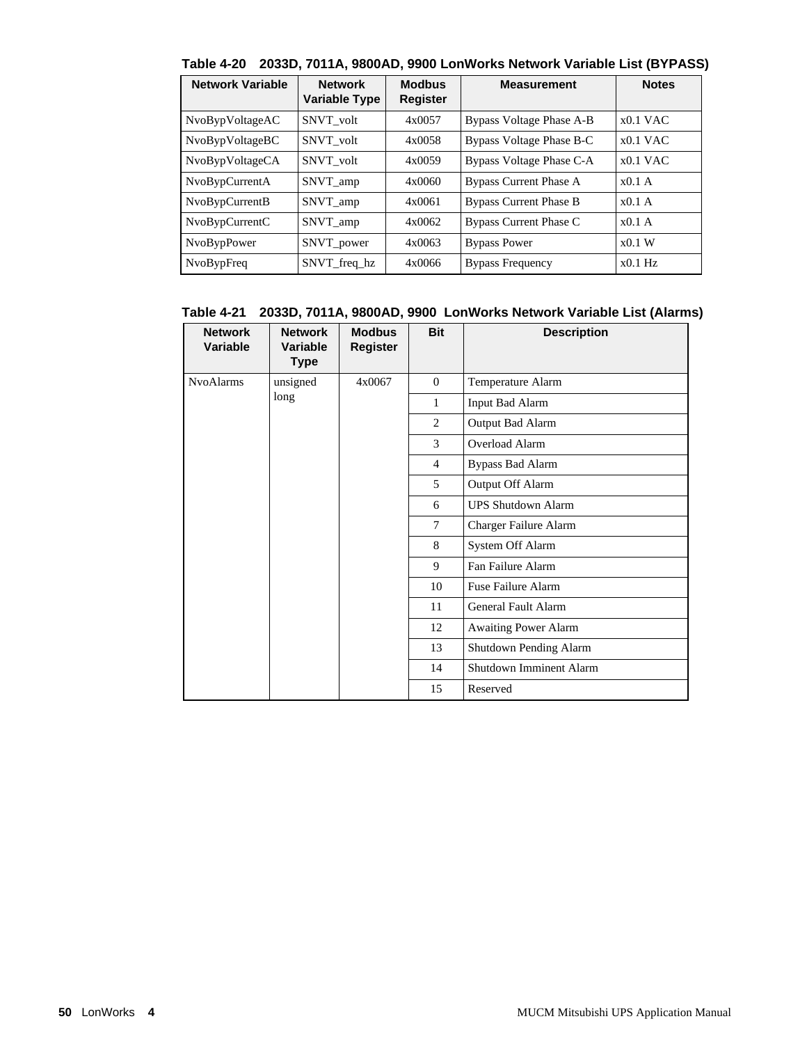**Table 4-20 2033D, 7011A, 9800AD, 9900 LonWorks Network Variable List (BYPASS)**

| Network Variable | Network Variable Type | Modbus Register | Measurement | Notes |
|---|---|---|---|---|
| NvoBypVoltageAC | SNVT_volt | 4x0057 | Bypass Voltage Phase A-B | x0.1 VAC |
| NvoBypVoltageBC | SNVT_volt | 4x0058 | Bypass Voltage Phase B-C | x0.1 VAC |
| NvoBypVoltageCA | SNVT_volt | 4x0059 | Bypass Voltage Phase C-A | x0.1 VAC |
| NvoBypCurrentA | SNVT_amp | 4x0060 | Bypass Current Phase A | x0.1 A |
| NvoBypCurrentB | SNVT_amp | 4x0061 | Bypass Current Phase B | x0.1 A |
| NvoBypCurrentC | SNVT_amp | 4x0062 | Bypass Current Phase C | x0.1 A |
| NvoBypPower | SNVT_power | 4x0063 | Bypass Power | x0.1 W |
| NvoBypFreq | SNVT_freq_hz | 4x0066 | Bypass Frequency | x0.1 Hz |

**Table 4-21 2033D, 7011A, 9800AD, 9900 LonWorks Network Variable List (Alarms)**

| Network Variable | Network Variable Type | Modbus Register | Bit | Description |
|---|---|---|---|---|
| NvoAlarms | unsigned long | 4x0067 | 0 | Temperature Alarm |
| | | | 1 | Input Bad Alarm |
| | | | 2 | Output Bad Alarm |
| | | | 3 | Overload Alarm |
| | | | 4 | Bypass Bad Alarm |
| | | | 5 | Output Off Alarm |
| | | | 6 | UPS Shutdown Alarm |
| | | | 7 | Charger Failure Alarm |
| | | | 8 | System Off Alarm |
| | | | 9 | Fan Failure Alarm |
| | | | 10 | Fuse Failure Alarm |
| | | | 11 | General Fault Alarm |
| | | | 12 | Awaiting Power Alarm |
| | | | 13 | Shutdown Pending Alarm |
| | | | 14 | Shutdown Imminent Alarm |
| | | | 15 | Reserved |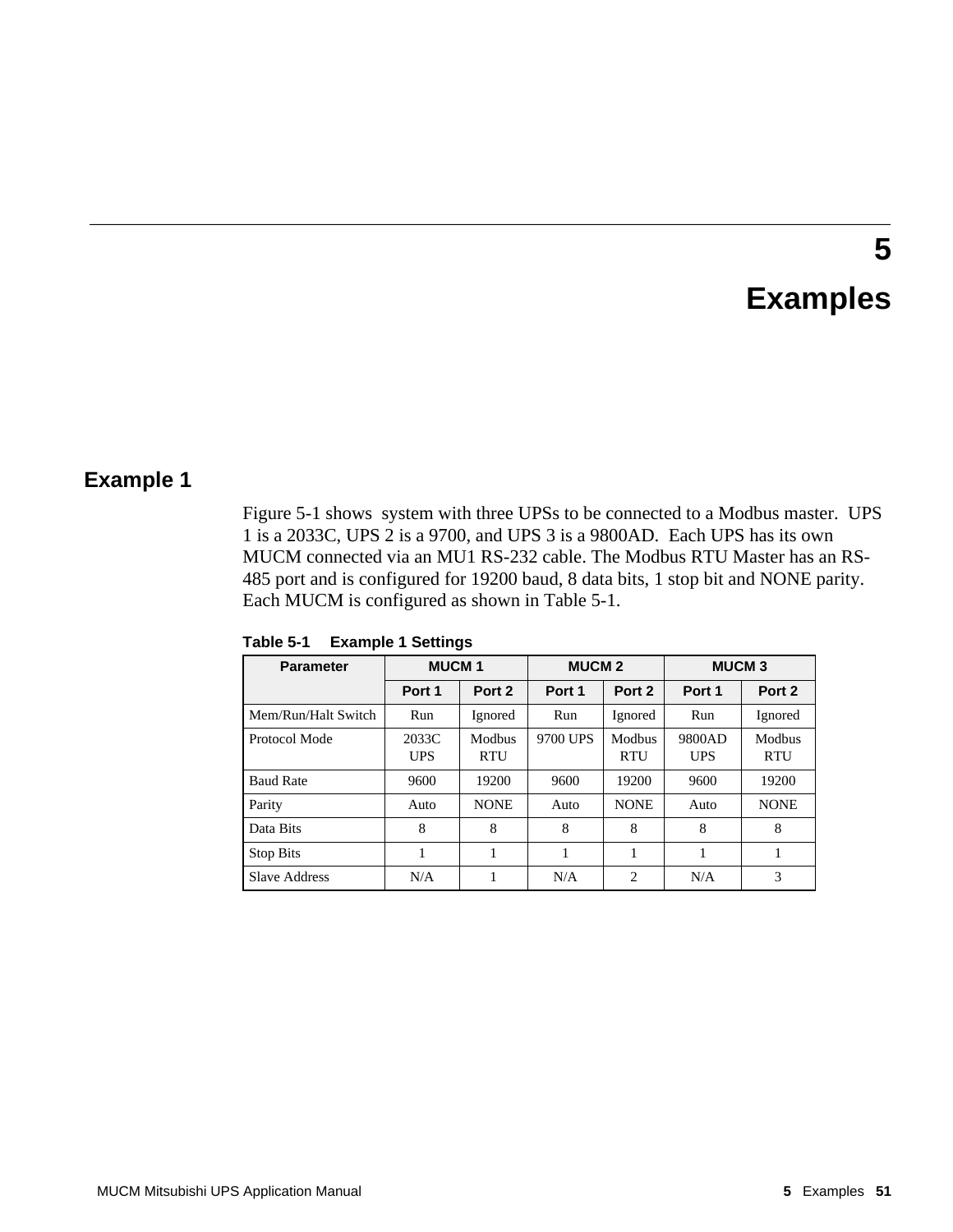# 5

# Examples

## Example 1

Figure 5-1 shows  system with three UPSs to be connected to a Modbus master.  UPS 1 is a 2033C, UPS 2 is a 9700, and UPS 3 is a 9800AD.  Each UPS has its own MUCM connected via an MU1 RS-232 cable. The Modbus RTU Master has an RS-485 port and is configured for 19200 baud, 8 data bits, 1 stop bit and NONE parity. Each MUCM is configured as shown in Table 5-1.

**Table 5-1    Example 1 Settings**

| Parameter | MUCM 1 | | MUCM 2 | | MUCM 3 | |
|---|---|---|---|---|---|---|
| | Port 1 | Port 2 | Port 1 | Port 2 | Port 1 | Port 2 |
| Mem/Run/Halt Switch | Run | Ignored | Run | Ignored | Run | Ignored |
| Protocol Mode | 2033C UPS | Modbus RTU | 9700 UPS | Modbus RTU | 9800AD UPS | Modbus RTU |
| Baud Rate | 9600 | 19200 | 9600 | 19200 | 9600 | 19200 |
| Parity | Auto | NONE | Auto | NONE | Auto | NONE |
| Data Bits | 8 | 8 | 8 | 8 | 8 | 8 |
| Stop Bits | 1 | 1 | 1 | 1 | 1 | 1 |
| Slave Address | N/A | 1 | N/A | 2 | N/A | 3 |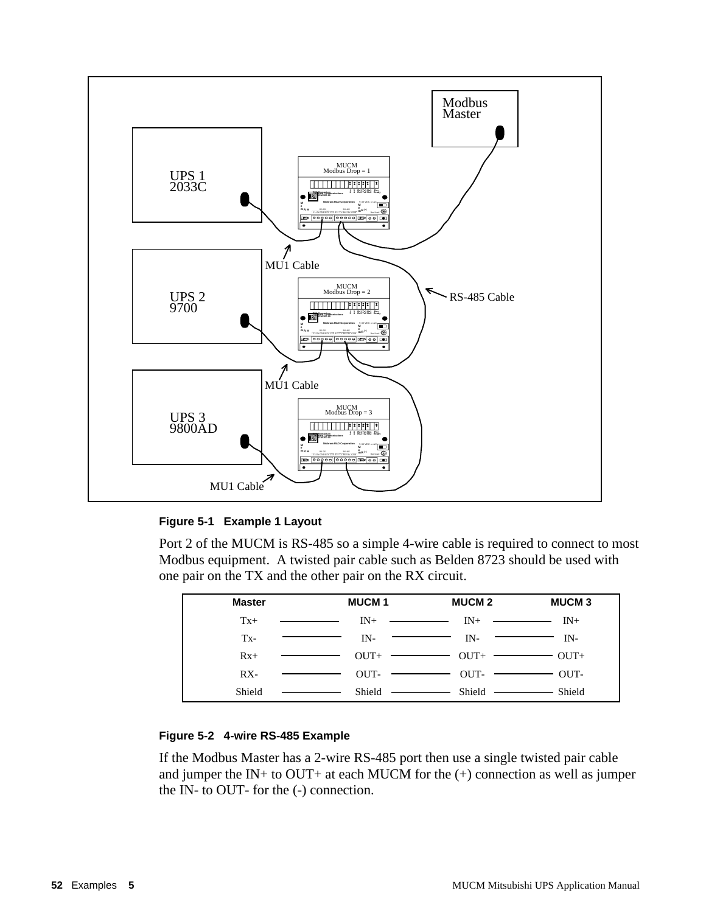**Figure 5-1 Example 1 Layout**

Port 2 of the MUCM is RS-485 so a simple 4-wire cable is required to connect to most Modbus equipment. A twisted pair cable such as Belden 8723 should be used with one pair on the TX and the other pair on the RX circuit.

| Master | MUCM 1 | MUCM 2 | MUCM 3 |
|---|---|---|---|
| Tx+ | IN+ | IN+ | IN+ |
| Tx- | IN- | IN- | IN- |
| Rx+ | OUT+ | OUT+ | OUT+ |
| RX- | OUT- | OUT- | OUT- |
| Shield | Shield | Shield | Shield |

**Figure 5-2 4-wire RS-485 Example**

If the Modbus Master has a 2-wire RS-485 port then use a single twisted pair cable and jumper the IN+ to OUT+ at each MUCM for the (+) connection as well as jumper the IN- to OUT- for the (-) connection.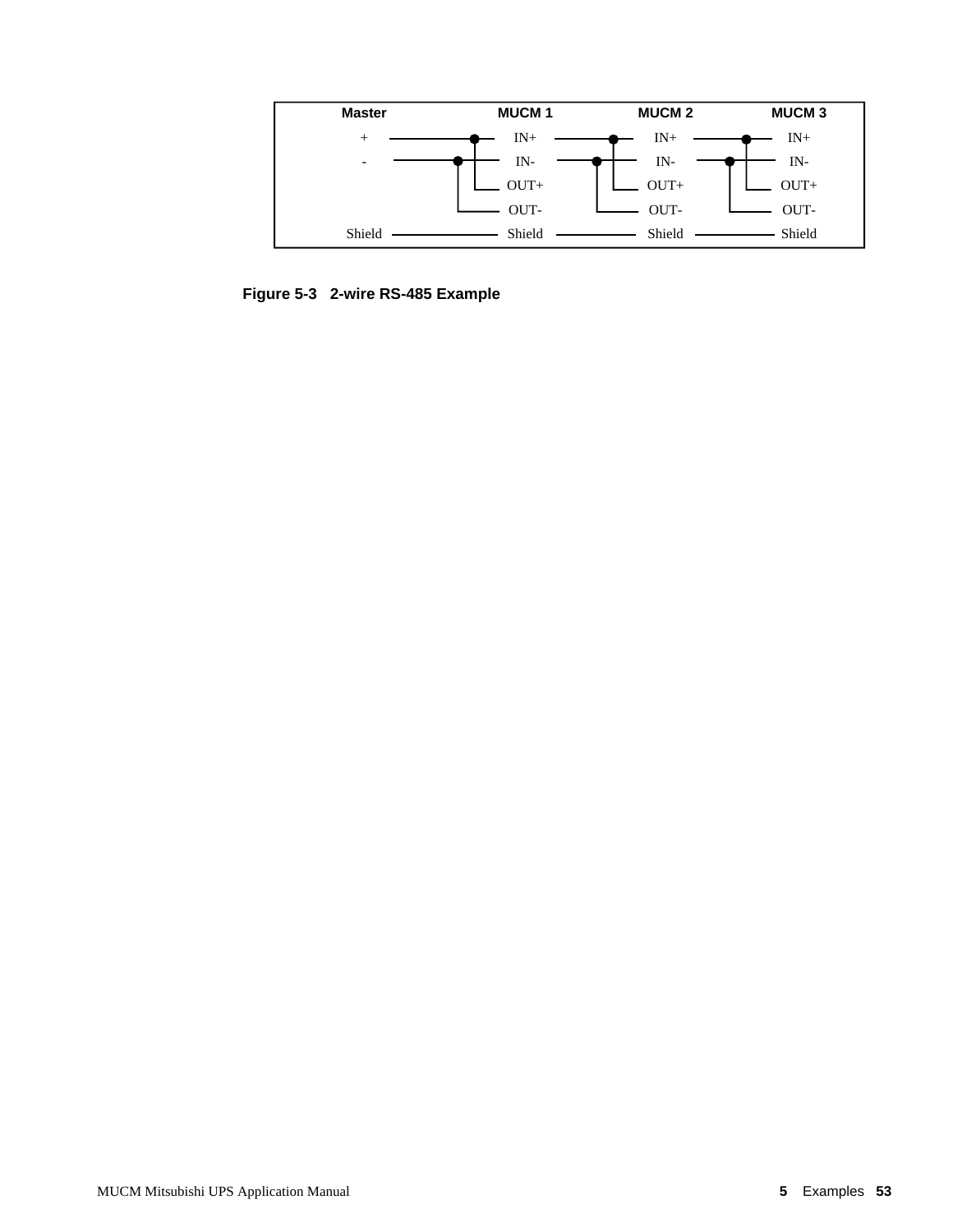| Master | MUCM 1 | MUCM 2 | MUCM 3 |
|---|---|---|---|
| + | IN+ | IN+ | IN+ |
| - | IN- | IN- | IN- |
| | OUT+ | OUT+ | OUT+ |
| | OUT- | OUT- | OUT- |
| Shield | Shield | Shield | Shield |

**Figure 5-3 2-wire RS-485 Example**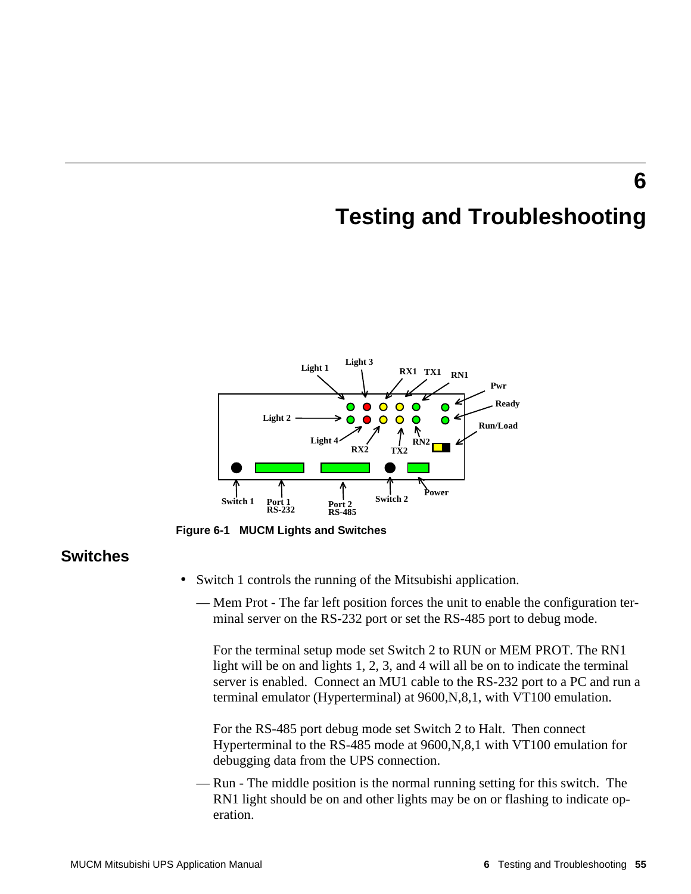# 6

# Testing and Troubleshooting

Figure 6-1 MUCM Lights and Switches

## Switches

- Switch 1 controls the running of the Mitsubishi application.
  - — Mem Prot - The far left position forces the unit to enable the configuration terminal server on the RS-232 port or set the RS-485 port to debug mode.

    For the terminal setup mode set Switch 2 to RUN or MEM PROT. The RN1 light will be on and lights 1, 2, 3, and 4 will all be on to indicate the terminal server is enabled. Connect an MU1 cable to the RS-232 port to a PC and run a terminal emulator (Hyperterminal) at 9600,N,8,1, with VT100 emulation.

    For the RS-485 port debug mode set Switch 2 to Halt. Then connect Hyperterminal to the RS-485 mode at 9600,N,8,1 with VT100 emulation for debugging data from the UPS connection.
  - — Run - The middle position is the normal running setting for this switch. The RN1 light should be on and other lights may be on or flashing to indicate operation.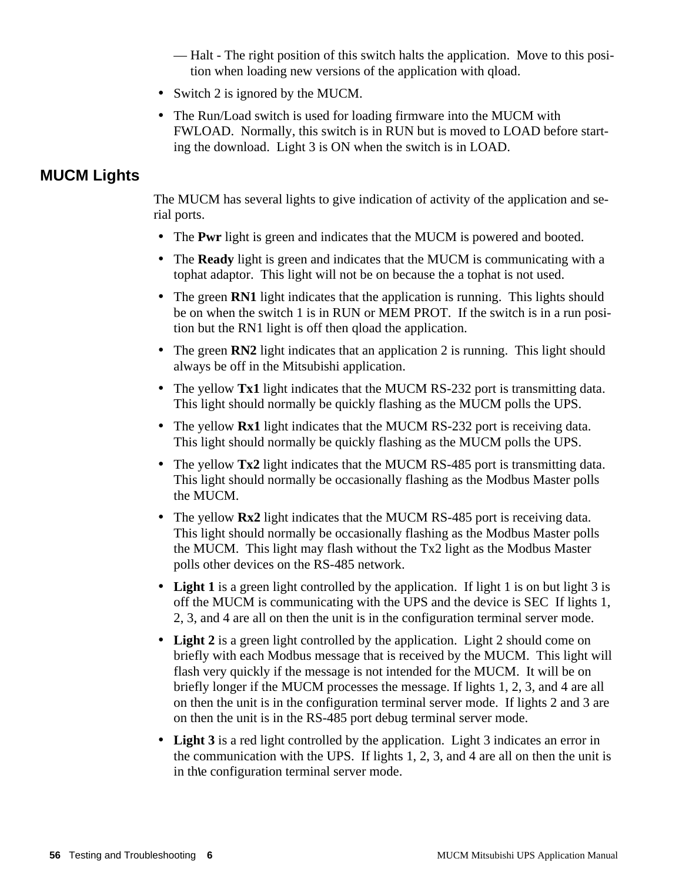— Halt - The right position of this switch halts the application. Move to this position when loading new versions of the application with qload.

- Switch 2 is ignored by the MUCM.
- The Run/Load switch is used for loading firmware into the MUCM with FWLOAD. Normally, this switch is in RUN but is moved to LOAD before starting the download. Light 3 is ON when the switch is in LOAD.

## MUCM Lights

The MUCM has several lights to give indication of activity of the application and serial ports.

- The **Pwr** light is green and indicates that the MUCM is powered and booted.
- The **Ready** light is green and indicates that the MUCM is communicating with a tophat adaptor. This light will not be on because the a tophat is not used.
- The green **RN1** light indicates that the application is running. This lights should be on when the switch 1 is in RUN or MEM PROT. If the switch is in a run position but the RN1 light is off then qload the application.
- The green **RN2** light indicates that an application 2 is running. This light should always be off in the Mitsubishi application.
- The yellow **Tx1** light indicates that the MUCM RS-232 port is transmitting data. This light should normally be quickly flashing as the MUCM polls the UPS.
- The yellow **Rx1** light indicates that the MUCM RS-232 port is receiving data. This light should normally be quickly flashing as the MUCM polls the UPS.
- The yellow **Tx2** light indicates that the MUCM RS-485 port is transmitting data. This light should normally be occasionally flashing as the Modbus Master polls the MUCM.
- The yellow **Rx2** light indicates that the MUCM RS-485 port is receiving data. This light should normally be occasionally flashing as the Modbus Master polls the MUCM. This light may flash without the Tx2 light as the Modbus Master polls other devices on the RS-485 network.
- **Light 1** is a green light controlled by the application. If light 1 is on but light 3 is off the MUCM is communicating with the UPS and the device is SEC If lights 1, 2, 3, and 4 are all on then the unit is in the configuration terminal server mode.
- **Light 2** is a green light controlled by the application. Light 2 should come on briefly with each Modbus message that is received by the MUCM. This light will flash very quickly if the message is not intended for the MUCM. It will be on briefly longer if the MUCM processes the message. If lights 1, 2, 3, and 4 are all on then the unit is in the configuration terminal server mode. If lights 2 and 3 are on then the unit is in the RS-485 port debug terminal server mode.
- **Light 3** is a red light controlled by the application. Light 3 indicates an error in the communication with the UPS. If lights 1, 2, 3, and 4 are all on then the unit is in th\e configuration terminal server mode.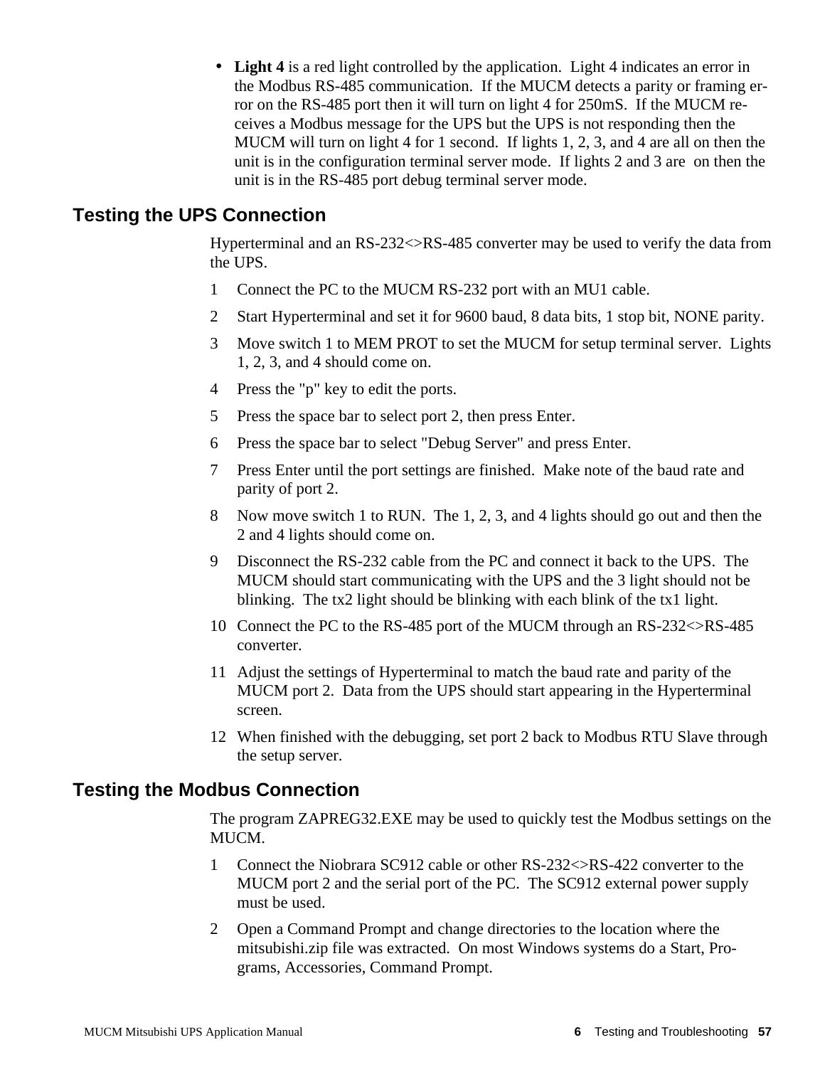- **Light 4** is a red light controlled by the application. Light 4 indicates an error in the Modbus RS-485 communication. If the MUCM detects a parity or framing error on the RS-485 port then it will turn on light 4 for 250mS. If the MUCM receives a Modbus message for the UPS but the UPS is not responding then the MUCM will turn on light 4 for 1 second. If lights 1, 2, 3, and 4 are all on then the unit is in the configuration terminal server mode. If lights 2 and 3 are on then the unit is in the RS-485 port debug terminal server mode.

## Testing the UPS Connection

Hyperterminal and an RS-232<>RS-485 converter may be used to verify the data from the UPS.

1. Connect the PC to the MUCM RS-232 port with an MU1 cable.
2. Start Hyperterminal and set it for 9600 baud, 8 data bits, 1 stop bit, NONE parity.
3. Move switch 1 to MEM PROT to set the MUCM for setup terminal server. Lights 1, 2, 3, and 4 should come on.
4. Press the "p" key to edit the ports.
5. Press the space bar to select port 2, then press Enter.
6. Press the space bar to select "Debug Server" and press Enter.
7. Press Enter until the port settings are finished. Make note of the baud rate and parity of port 2.
8. Now move switch 1 to RUN. The 1, 2, 3, and 4 lights should go out and then the 2 and 4 lights should come on.
9. Disconnect the RS-232 cable from the PC and connect it back to the UPS. The MUCM should start communicating with the UPS and the 3 light should not be blinking. The tx2 light should be blinking with each blink of the tx1 light.
10. Connect the PC to the RS-485 port of the MUCM through an RS-232<>RS-485 converter.
11. Adjust the settings of Hyperterminal to match the baud rate and parity of the MUCM port 2. Data from the UPS should start appearing in the Hyperterminal screen.
12. When finished with the debugging, set port 2 back to Modbus RTU Slave through the setup server.

## Testing the Modbus Connection

The program ZAPREG32.EXE may be used to quickly test the Modbus settings on the MUCM.

1. Connect the Niobrara SC912 cable or other RS-232<>RS-422 converter to the MUCM port 2 and the serial port of the PC. The SC912 external power supply must be used.
2. Open a Command Prompt and change directories to the location where the mitsubishi.zip file was extracted. On most Windows systems do a Start, Programs, Accessories, Command Prompt.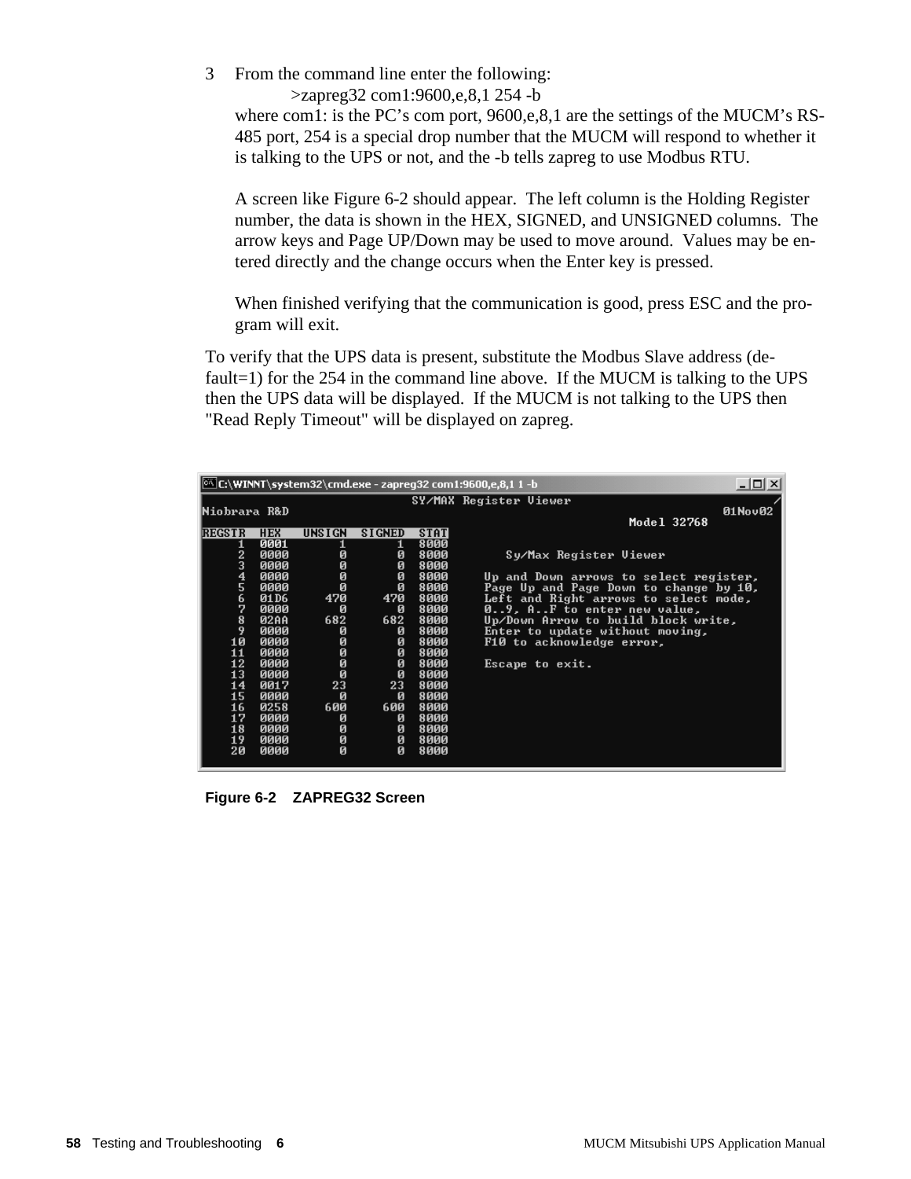3 From the command line enter the following:

    >zapreg32 com1:9600,e,8,1 254 -b

where com1: is the PC's com port, 9600,e,8,1 are the settings of the MUCM's RS-485 port, 254 is a special drop number that the MUCM will respond to whether it is talking to the UPS or not, and the -b tells zapreg to use Modbus RTU.

A screen like Figure 6-2 should appear. The left column is the Holding Register number, the data is shown in the HEX, SIGNED, and UNSIGNED columns. The arrow keys and Page UP/Down may be used to move around. Values may be entered directly and the change occurs when the Enter key is pressed.

When finished verifying that the communication is good, press ESC and the program will exit.

To verify that the UPS data is present, substitute the Modbus Slave address (default=1) for the 254 in the command line above. If the MUCM is talking to the UPS then the UPS data will be displayed. If the MUCM is not talking to the UPS then "Read Reply Timeout" will be displayed on zapreg.

```
C:\WINNT\system32\cmd.exe - zapreg32 com1:9600,e,8,1 1 -b
                              SY/MAX Register Viewer
Niobrara R&D                                                        01Nov02
                                                     Model 32768
REGSTR  HEX   UNSIGN  SIGNED  STAT
     1  0001       1       1  8000
     2  0000       0       0  8000      Sy/Max Register Viewer
     3  0000       0       0  8000
     4  0000       0       0  8000   Up and Down arrows to select register,
     5  0000       0       0  8000   Page Up and Page Down to change by 10,
     6  01D6     470     470  8000   Left and Right arrows to select mode,
     7  0000       0       0  8000   0..9, A..F to enter new value,
     8  02AA     682     682  8000   Up/Down Arrow to build block write,
     9  0000       0       0  8000   Enter to update without moving,
    10  0000       0       0  8000   F10 to acknowledge error,
    11  0000       0       0  8000
    12  0000       0       0  8000   Escape to exit.
    13  0000       0       0  8000
    14  0017      23      23  8000
    15  0000       0       0  8000
    16  0258     600     600  8000
    17  0000       0       0  8000
    18  0000       0       0  8000
    19  0000       0       0  8000
    20  0000       0       0  8000
```

**Figure 6-2 ZAPREG32 Screen**